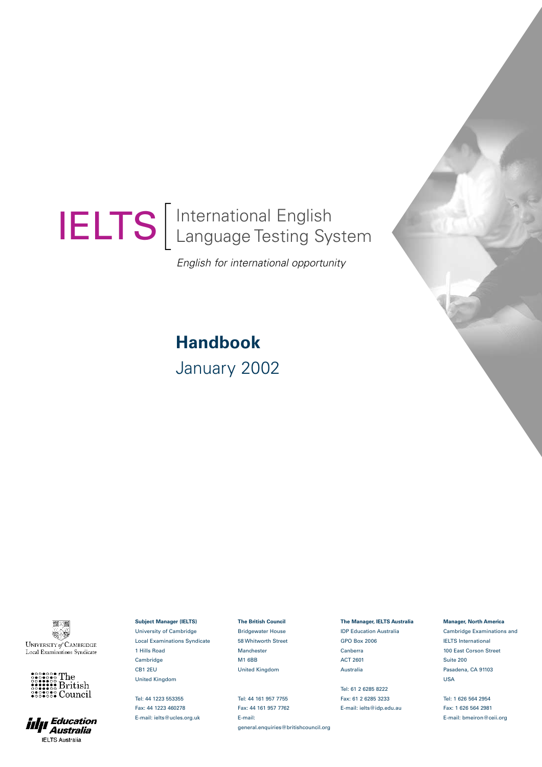# IELTS International English Language Testing System

*English for international opportunity*

## Handbook

January 2002

University of Cambridge Local Examinations Syndicate

The British Council

IDP Education Australia IELTS Australia

**Subject Manager (IELTS)**
University of Cambridge
Local Examinations Syndicate
1 Hills Road
Cambridge
CB1 2EU
United Kingdom

Tel: 44 1223 553355
Fax: 44 1223 460278
E-mail: ielts@ucles.org.uk

**The British Council**
Bridgewater House
58 Whitworth Street
Manchester
M1 6BB
United Kingdom

Tel: 44 161 957 7755
Fax: 44 161 957 7762
E-mail:
general.enquiries@britishcouncil.org

**The Manager, IELTS Australia**
IDP Education Australia
GPO Box 2006
Canberra
ACT 2601
Australia

Tel: 61 2 6285 8222
Fax: 61 2 6285 3233
E-mail: ielts@idp.edu.au

**Manager, North America**
Cambridge Examinations and
IELTS International
100 East Corson Street
Suite 200
Pasadena, CA 91103
USA

Tel: 1 626 564 2954
Fax: 1 626 564 2981
E-mail: bmeiron@ceii.org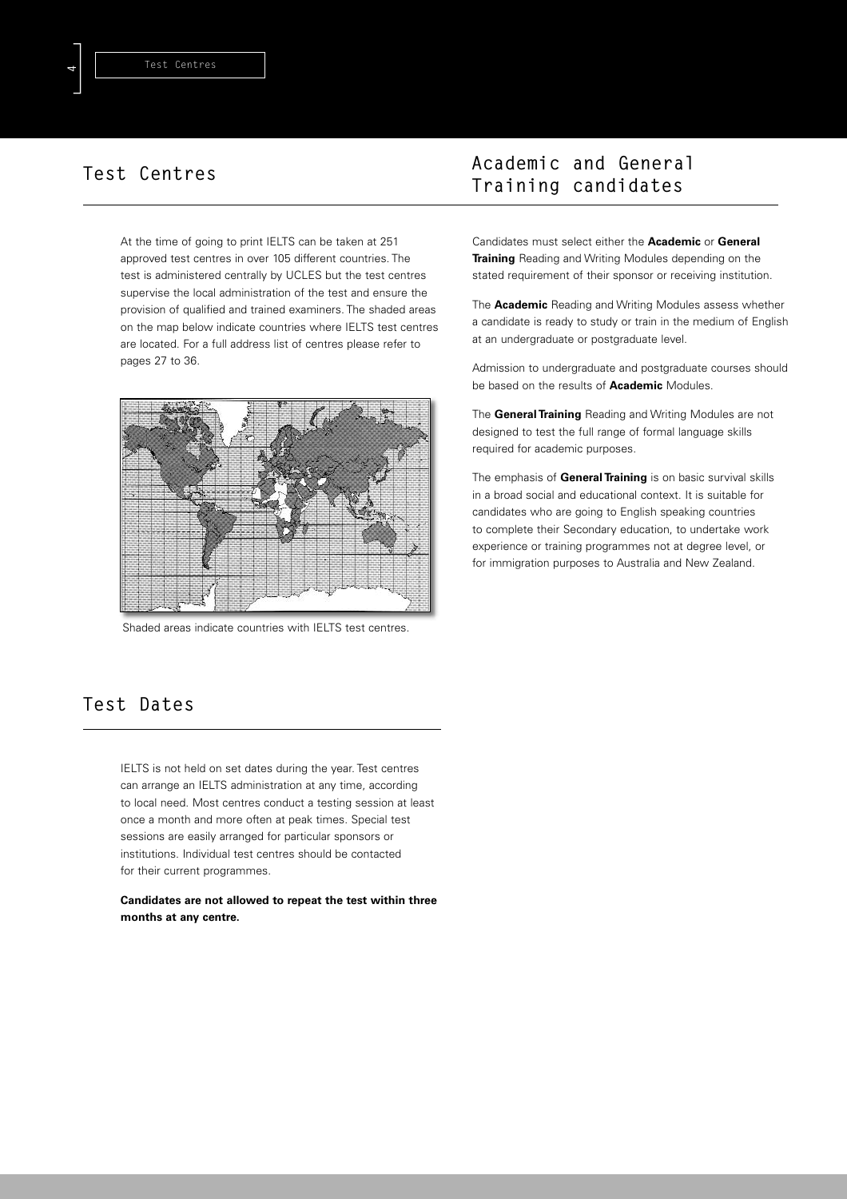## Test Centres

At the time of going to print IELTS can be taken at 251 approved test centres in over 105 different countries. The test is administered centrally by UCLES but the test centres supervise the local administration of the test and ensure the provision of qualified and trained examiners. The shaded areas on the map below indicate countries where IELTS test centres are located. For a full address list of centres please refer to pages 27 to 36.

Shaded areas indicate countries with IELTS test centres.

## Test Dates

IELTS is not held on set dates during the year. Test centres can arrange an IELTS administration at any time, according to local need. Most centres conduct a testing session at least once a month and more often at peak times. Special test sessions are easily arranged for particular sponsors or institutions. Individual test centres should be contacted for their current programmes.

**Candidates are not allowed to repeat the test within three months at any centre.**

## Academic and General Training candidates

Candidates must select either the **Academic** or **General Training** Reading and Writing Modules depending on the stated requirement of their sponsor or receiving institution.

The **Academic** Reading and Writing Modules assess whether a candidate is ready to study or train in the medium of English at an undergraduate or postgraduate level.

Admission to undergraduate and postgraduate courses should be based on the results of **Academic** Modules.

The **General Training** Reading and Writing Modules are not designed to test the full range of formal language skills required for academic purposes.

The emphasis of **General Training** is on basic survival skills in a broad social and educational context. It is suitable for candidates who are going to English speaking countries to complete their Secondary education, to undertake work experience or training programmes not at degree level, or for immigration purposes to Australia and New Zealand.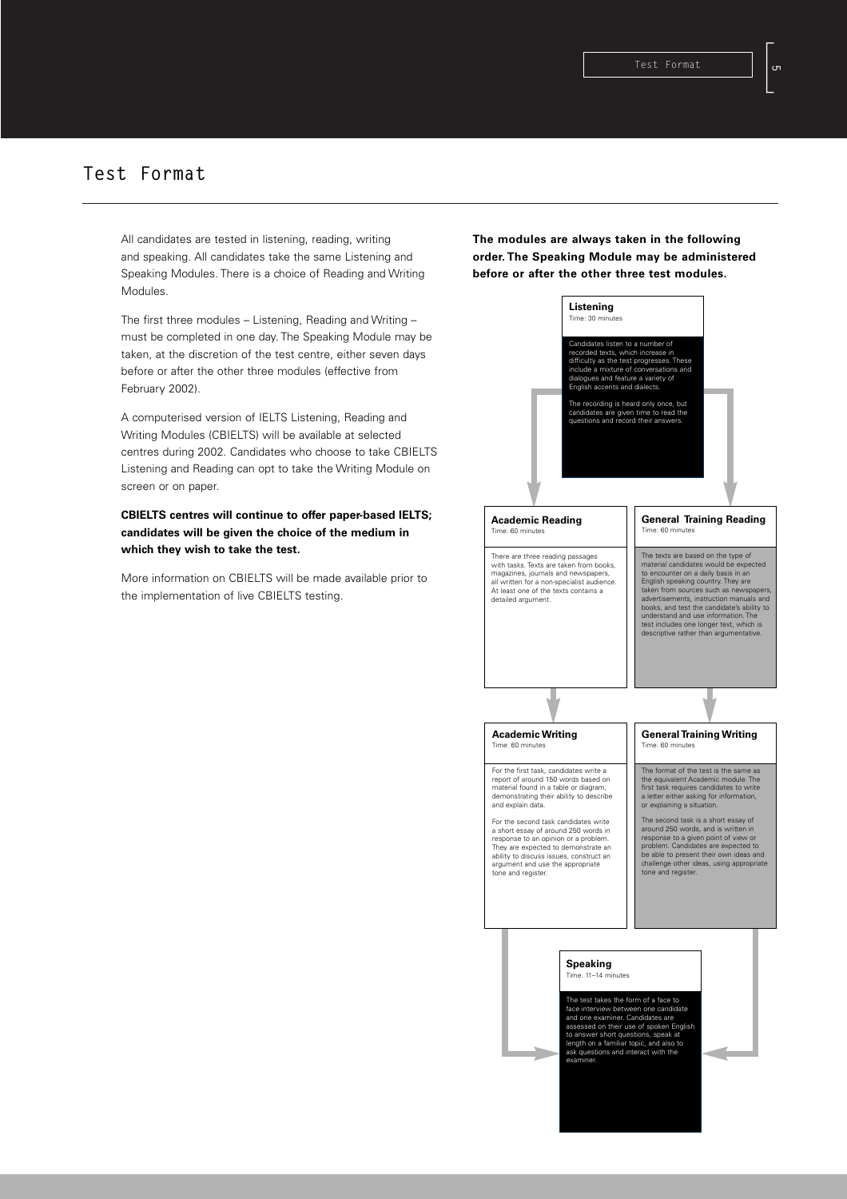# Test Format

All candidates are tested in listening, reading, writing and speaking. All candidates take the same Listening and Speaking Modules. There is a choice of Reading and Writing Modules.

The first three modules – Listening, Reading and Writing – must be completed in one day. The Speaking Module may be taken, at the discretion of the test centre, either seven days before or after the other three modules (effective from February 2002).

A computerised version of IELTS Listening, Reading and Writing Modules (CBIELTS) will be available at selected centres during 2002. Candidates who choose to take CBIELTS Listening and Reading can opt to take the Writing Module on screen or on paper.

**CBIELTS centres will continue to offer paper-based IELTS; candidates will be given the choice of the medium in which they wish to take the test.**

More information on CBIELTS will be made available prior to the implementation of live CBIELTS testing.

**The modules are always taken in the following order. The Speaking Module may be administered before or after the other three test modules.**

**Listening**
Time: 30 minutes

Candidates listen to a number of recorded texts, which increase in difficulty as the test progresses. These include a mixture of conversations and dialogues and feature a variety of English accents and dialects.

The recording is heard only once, but candidates are given time to read the questions and record their answers.

**Academic Reading**
Time: 60 minutes

There are three reading passages with tasks. Texts are taken from books, magazines, journals and newspapers, all written for a non-specialist audience. At least one of the texts contains a detailed argument.

**General Training Reading**
Time: 60 minutes

The texts are based on the type of material candidates would be expected to encounter on a daily basis in an English speaking country. They are taken from sources such as newspapers, advertisements, instruction manuals and books, and test the candidate's ability to understand and use information. The test includes one longer text, which is descriptive rather than argumentative.

**Academic Writing**
Time: 60 minutes

For the first task, candidates write a report of around 150 words based on material found in a table or diagram, demonstrating their ability to describe and explain data.

For the second task candidates write a short essay of around 250 words in response to an opinion or a problem. They are expected to demonstrate an ability to discuss issues, construct an argument and use the appropriate tone and register.

**General Training Writing**
Time: 60 minutes

The format of the test is the same as the equivalent Academic module. The first task requires candidates to write a letter either asking for information, or explaining a situation.

The second task is a short essay of around 250 words, and is written in response to a given point of view or problem. Candidates are expected to be able to present their own ideas and challenge other ideas, using appropriate tone and register.

**Speaking**
Time: 11–14 minutes

The test takes the form of a face to face interview between one candidate and one examiner. Candidates are assessed on their use of spoken English to answer short questions, speak at length on a familiar topic, and also to ask questions and interact with the examiner.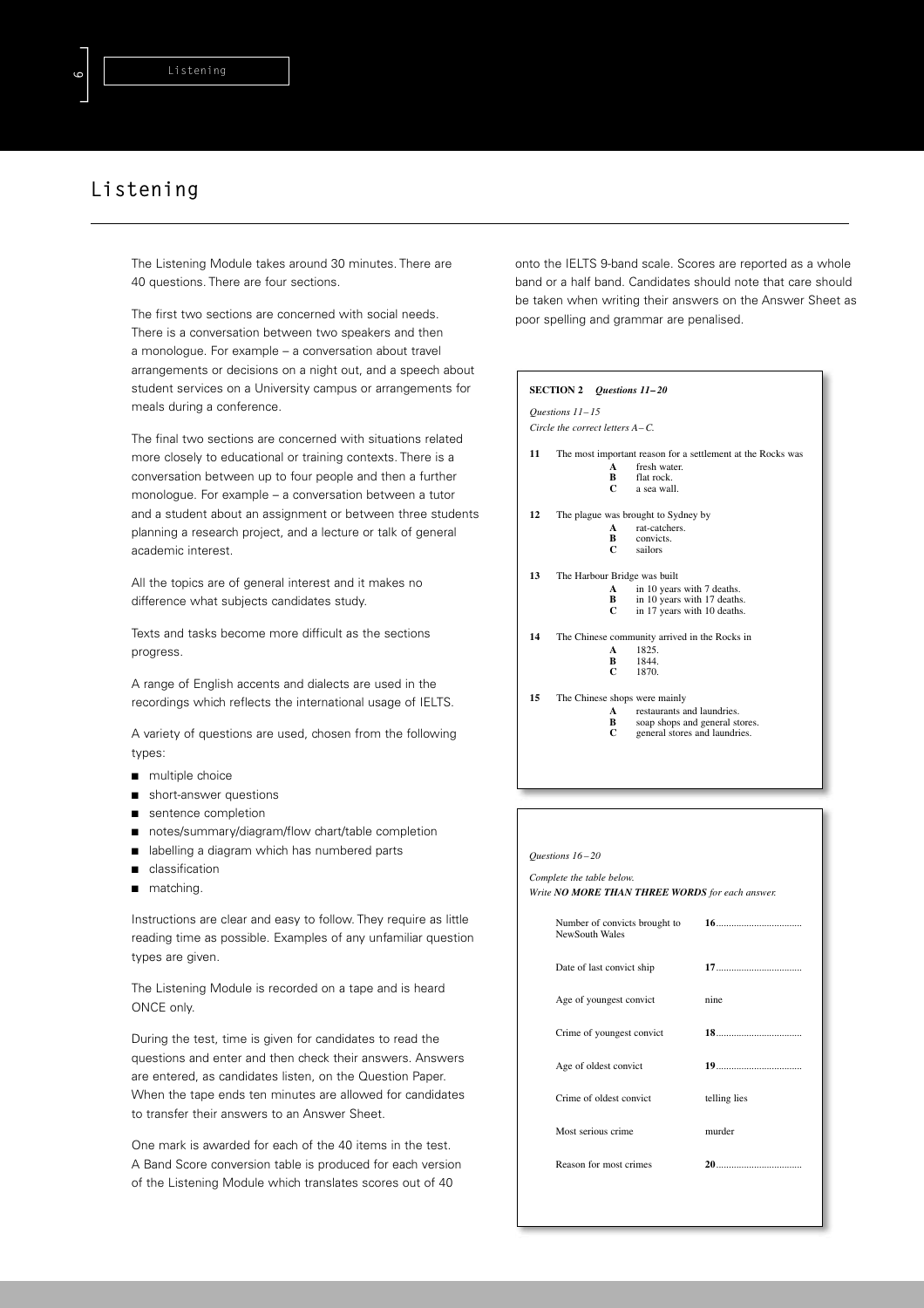# Listening

The Listening Module takes around 30 minutes. There are 40 questions. There are four sections.

The first two sections are concerned with social needs. There is a conversation between two speakers and then a monologue. For example – a conversation about travel arrangements or decisions on a night out, and a speech about student services on a University campus or arrangements for meals during a conference.

The final two sections are concerned with situations related more closely to educational or training contexts. There is a conversation between up to four people and then a further monologue. For example – a conversation between a tutor and a student about an assignment or between three students planning a research project, and a lecture or talk of general academic interest.

All the topics are of general interest and it makes no difference what subjects candidates study.

Texts and tasks become more difficult as the sections progress.

A range of English accents and dialects are used in the recordings which reflects the international usage of IELTS.

A variety of questions are used, chosen from the following types:

- multiple choice
- short-answer questions
- sentence completion
- notes/summary/diagram/flow chart/table completion
- labelling a diagram which has numbered parts
- classification
- matching.

Instructions are clear and easy to follow. They require as little reading time as possible. Examples of any unfamiliar question types are given.

The Listening Module is recorded on a tape and is heard ONCE only.

During the test, time is given for candidates to read the questions and enter and then check their answers. Answers are entered, as candidates listen, on the Question Paper. When the tape ends ten minutes are allowed for candidates to transfer their answers to an Answer Sheet.

One mark is awarded for each of the 40 items in the test. A Band Score conversion table is produced for each version of the Listening Module which translates scores out of 40 onto the IELTS 9-band scale. Scores are reported as a whole band or a half band. Candidates should note that care should be taken when writing their answers on the Answer Sheet as poor spelling and grammar are penalised.

**SECTION 2** ***Questions 11–20***

*Questions 11–15*

*Circle the correct letters A–C.*

**11** The most important reason for a settlement at the Rocks was
- **A** fresh water.
- **B** flat rock.
- **C** a sea wall.

**12** The plague was brought to Sydney by
- **A** rat-catchers.
- **B** convicts.
- **C** sailors

**13** The Harbour Bridge was built
- **A** in 10 years with 7 deaths.
- **B** in 10 years with 17 deaths.
- **C** in 17 years with 10 deaths.

**14** The Chinese community arrived in the Rocks in
- **A** 1825.
- **B** 1844.
- **C** 1870.

**15** The Chinese shops were mainly
- **A** restaurants and laundries.
- **B** soap shops and general stores.
- **C** general stores and laundries.

*Questions 16–20*

*Complete the table below.*
*Write **NO MORE THAN THREE WORDS** for each answer.*

| | |
|---|---|
| Number of convicts brought to NewSouth Wales | **16**.................................. |
| Date of last convict ship | **17**.................................. |
| Age of youngest convict | nine |
| Crime of youngest convict | **18**.................................. |
| Age of oldest convict | **19**.................................. |
| Crime of oldest convict | telling lies |
| Most serious crime | murder |
| Reason for most crimes | **20**.................................. |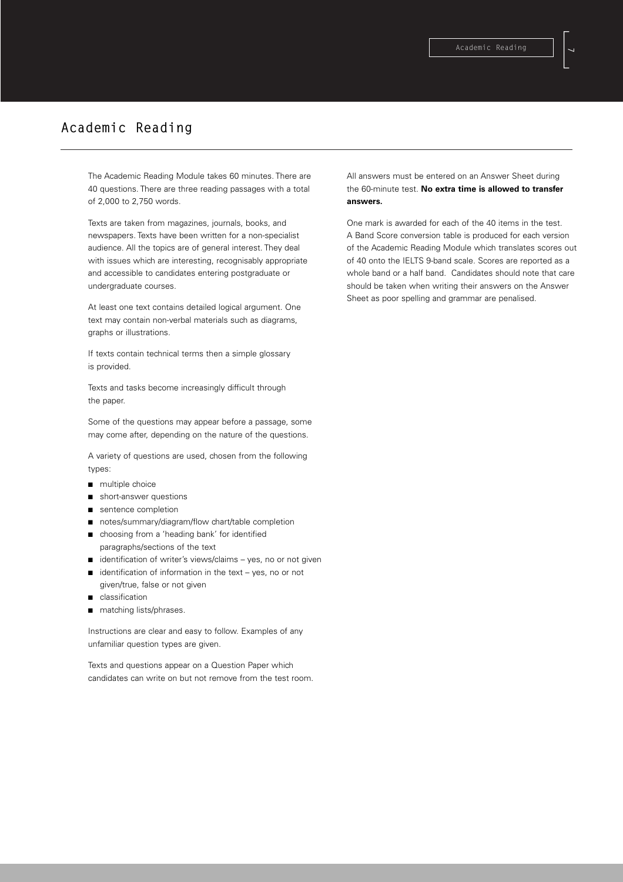# Academic Reading

The Academic Reading Module takes 60 minutes. There are 40 questions. There are three reading passages with a total of 2,000 to 2,750 words.

Texts are taken from magazines, journals, books, and newspapers. Texts have been written for a non-specialist audience. All the topics are of general interest. They deal with issues which are interesting, recognisably appropriate and accessible to candidates entering postgraduate or undergraduate courses.

At least one text contains detailed logical argument. One text may contain non-verbal materials such as diagrams, graphs or illustrations.

If texts contain technical terms then a simple glossary is provided.

Texts and tasks become increasingly difficult through the paper.

Some of the questions may appear before a passage, some may come after, depending on the nature of the questions.

A variety of questions are used, chosen from the following types:

- multiple choice
- short-answer questions
- sentence completion
- notes/summary/diagram/flow chart/table completion
- choosing from a 'heading bank' for identified paragraphs/sections of the text
- identification of writer's views/claims – yes, no or not given
- identification of information in the text – yes, no or not given/true, false or not given
- classification
- matching lists/phrases.

Instructions are clear and easy to follow. Examples of any unfamiliar question types are given.

Texts and questions appear on a Question Paper which candidates can write on but not remove from the test room.

All answers must be entered on an Answer Sheet during the 60-minute test. **No extra time is allowed to transfer answers.**

One mark is awarded for each of the 40 items in the test. A Band Score conversion table is produced for each version of the Academic Reading Module which translates scores out of 40 onto the IELTS 9-band scale. Scores are reported as a whole band or a half band. Candidates should note that care should be taken when writing their answers on the Answer Sheet as poor spelling and grammar are penalised.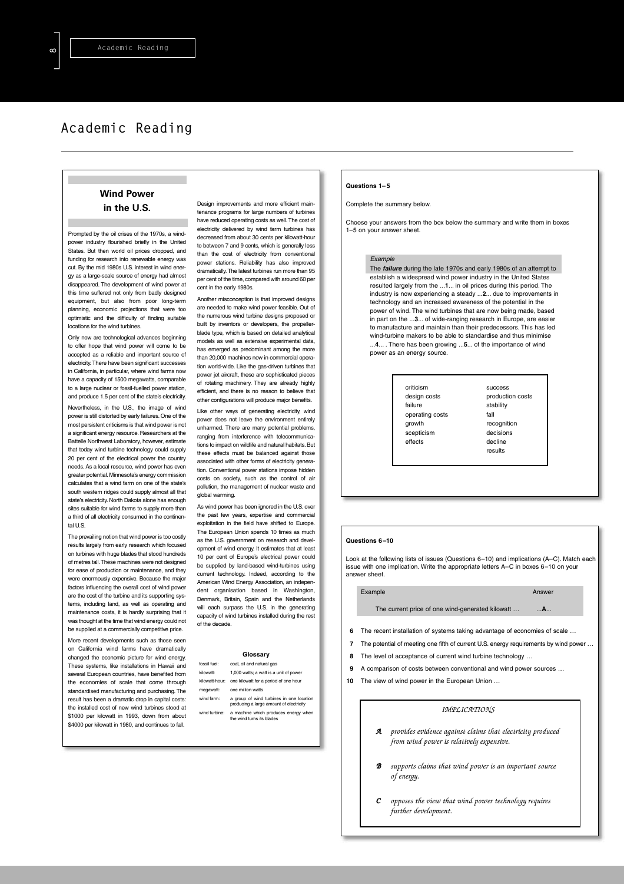# Academic Reading

## Wind Power in the U.S.

Prompted by the oil crises of the 1970s, a wind-power industry flourished briefly in the United States. But then world oil prices dropped, and funding for research into renewable energy was cut. By the mid 1980s U.S. interest in wind energy as a large-scale source of energy had almost disappeared. The development of wind power at this time suffered not only from badly designed equipment, but also from poor long-term planning, economic projections that were too optimistic and the difficulty of finding suitable locations for the wind turbines.

Only now are technological advances beginning to offer hope that wind power will come to be accepted as a reliable and important source of electricity. There have been significant successes in California, in particular, where wind farms now have a capacity of 1500 megawatts, comparable to a large nuclear or fossil-fuelled power station, and produce 1.5 per cent of the state's electricity.

Nevertheless, in the U.S., the image of wind power is still distorted by early failures. One of the most persistent criticisms is that wind power is not a significant energy resource. Researchers at the Battelle Northwest Laboratory, however, estimate that today wind turbine technology could supply 20 per cent of the electrical power the country needs. As a local resource, wind power has even greater potential. Minnesota's energy commission calculates that a wind farm on one of the state's south western ridges could supply almost all that state's electricity. North Dakota alone has enough sites suitable for wind farms to supply more than a third of all electricity consumed in the continental U.S.

The prevailing notion that wind power is too costly results largely from early research which focused on turbines with huge blades that stood hundreds of metres tall. These machines were not designed for ease of production or maintenance, and they were enormously expensive. Because the major factors influencing the overall cost of wind power are the cost of the turbine and its supporting systems, including land, as well as operating and maintenance costs, it is hardly surprising that it was thought at the time that wind energy could not be supplied at a commercially competitive price.

More recent developments such as those seen on California wind farms have dramatically changed the economic picture for wind energy. These systems, like installations in Hawaii and several European countries, have benefited from the economies of scale that come through standardised manufacturing and purchasing. The result has been a dramatic drop in capital costs: the installed cost of new wind turbines stood at $1000 per kilowatt in 1993, down from about $4000 per kilowatt in 1980, and continues to fall.

Design improvements and more efficient maintenance programs for large numbers of turbines have reduced operating costs as well. The cost of electricity delivered by wind farm turbines has decreased from about 30 cents per kilowatt-hour to between 7 and 9 cents, which is generally less than the cost of electricity from conventional power stations. Reliability has also improved dramatically. The latest turbines run more than 95 per cent of the time, compared with around 60 per cent in the early 1980s.

Another misconception is that improved designs are needed to make wind power feasible. Out of the numerous wind turbine designs proposed or built by inventors or developers, the propeller-blade type, which is based on detailed analytical models as well as extensive experimental data, has emerged as predominant among the more than 20,000 machines now in commercial operation world-wide. Like the gas-driven turbines that power jet aircraft, these are sophisticated pieces of rotating machinery. They are already highly efficient, and there is no reason to believe that other configurations will produce major benefits.

Like other ways of generating electricity, wind power does not leave the environment entirely unharmed. There are many potential problems, ranging from interference with telecommunications to impact on wildlife and natural habitats. But these effects must be balanced against those associated with other forms of electricity generation. Conventional power stations impose hidden costs on society, such as the control of air pollution, the management of nuclear waste and global warming.

As wind power has been ignored in the U.S. over the past few years, expertise and commercial exploitation in the field have shifted to Europe. The European Union spends 10 times as much as the U.S. government on research and development of wind energy. It estimates that at least 10 per cent of Europe's electrical power could be supplied by land-based wind-turbines using current technology. Indeed, according to the American Wind Energy Association, an independent organisation based in Washington, Denmark, Britain, Spain and the Netherlands will each surpass the U.S. in the generating capacity of wind turbines installed during the rest of the decade.

### Glossary

| | |
|---|---|
| fossil fuel: | coal, oil and natural gas |
| kilowatt: | 1,000 watts; a watt is a unit of power |
| kilowatt-hour: | one kilowatt for a period of one hour |
| megawatt: | one million watts |
| wind farm: | a group of wind turbines in one location producing a large amount of electricity |
| wind turbine: | a machine which produces energy when the wind turns its blades |

### Questions 1–5

Complete the summary below.

Choose your answers from the box below the summary and write them in boxes 1–5 on your answer sheet.

*Example*

The ***failure*** during the late 1970s and early 1980s of an attempt to establish a widespread wind power industry in the United States resulted largely from the ...**1**... in oil prices during this period. The industry is now experiencing a steady ...**2**... due to improvements in technology and an increased awareness of the potential in the power of wind. The wind turbines that are now being made, based in part on the ...**3**... of wide-ranging research in Europe, are easier to manufacture and maintain than their predecessors. This has led wind-turbine makers to be able to standardise and thus minimise ...**4**... . There has been growing ...**5**... of the importance of wind power as an energy source.

| | |
|---|---|
| criticism | success |
| design costs | production costs |
| failure | stability |
| operating costs | fall |
| growth | recognition |
| scepticism | decisions |
| effects | decline |
| | results |

### Questions 6–10

Look at the following lists of issues (Questions 6–10) and implications (A–C). Match each issue with one implication. Write the appropriate letters A–C in boxes 6–10 on your answer sheet.

| Example | Answer |
|---|---|
| The current price of one wind-generated kilowatt … | ...**A**... |

**6** The recent installation of systems taking advantage of economies of scale …

**7** The potential of meeting one fifth of current U.S. energy requirements by wind power …

**8** The level of acceptance of current wind turbine technology …

**9** A comparison of costs between conventional and wind power sources …

**10** The view of wind power in the European Union …

*IMPLICATIONS*

***A*** *provides evidence against claims that electricity produced from wind power is relatively expensive.*

***B*** *supports claims that wind power is an important source of energy.*

***C*** *opposes the view that wind power technology requires further development.*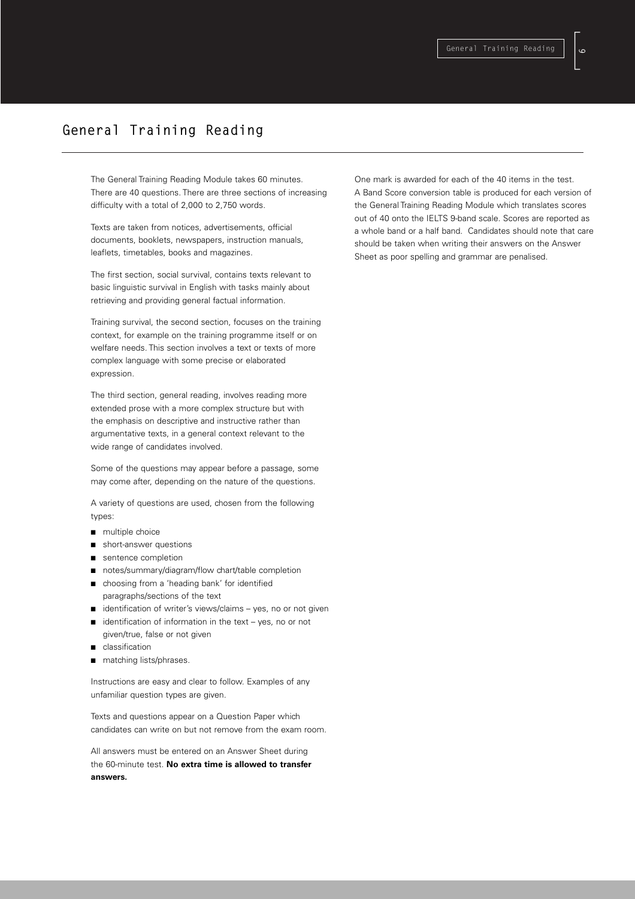# General Training Reading

The General Training Reading Module takes 60 minutes. There are 40 questions. There are three sections of increasing difficulty with a total of 2,000 to 2,750 words.

Texts are taken from notices, advertisements, official documents, booklets, newspapers, instruction manuals, leaflets, timetables, books and magazines.

The first section, social survival, contains texts relevant to basic linguistic survival in English with tasks mainly about retrieving and providing general factual information.

Training survival, the second section, focuses on the training context, for example on the training programme itself or on welfare needs. This section involves a text or texts of more complex language with some precise or elaborated expression.

The third section, general reading, involves reading more extended prose with a more complex structure but with the emphasis on descriptive and instructive rather than argumentative texts, in a general context relevant to the wide range of candidates involved.

Some of the questions may appear before a passage, some may come after, depending on the nature of the questions.

A variety of questions are used, chosen from the following types:

- multiple choice
- short-answer questions
- sentence completion
- notes/summary/diagram/flow chart/table completion
- choosing from a 'heading bank' for identified paragraphs/sections of the text
- identification of writer's views/claims – yes, no or not given
- identification of information in the text – yes, no or not given/true, false or not given
- classification
- matching lists/phrases.

Instructions are easy and clear to follow. Examples of any unfamiliar question types are given.

Texts and questions appear on a Question Paper which candidates can write on but not remove from the exam room.

All answers must be entered on an Answer Sheet during the 60-minute test. **No extra time is allowed to transfer answers.**

One mark is awarded for each of the 40 items in the test. A Band Score conversion table is produced for each version of the General Training Reading Module which translates scores out of 40 onto the IELTS 9-band scale. Scores are reported as a whole band or a half band. Candidates should note that care should be taken when writing their answers on the Answer Sheet as poor spelling and grammar are penalised.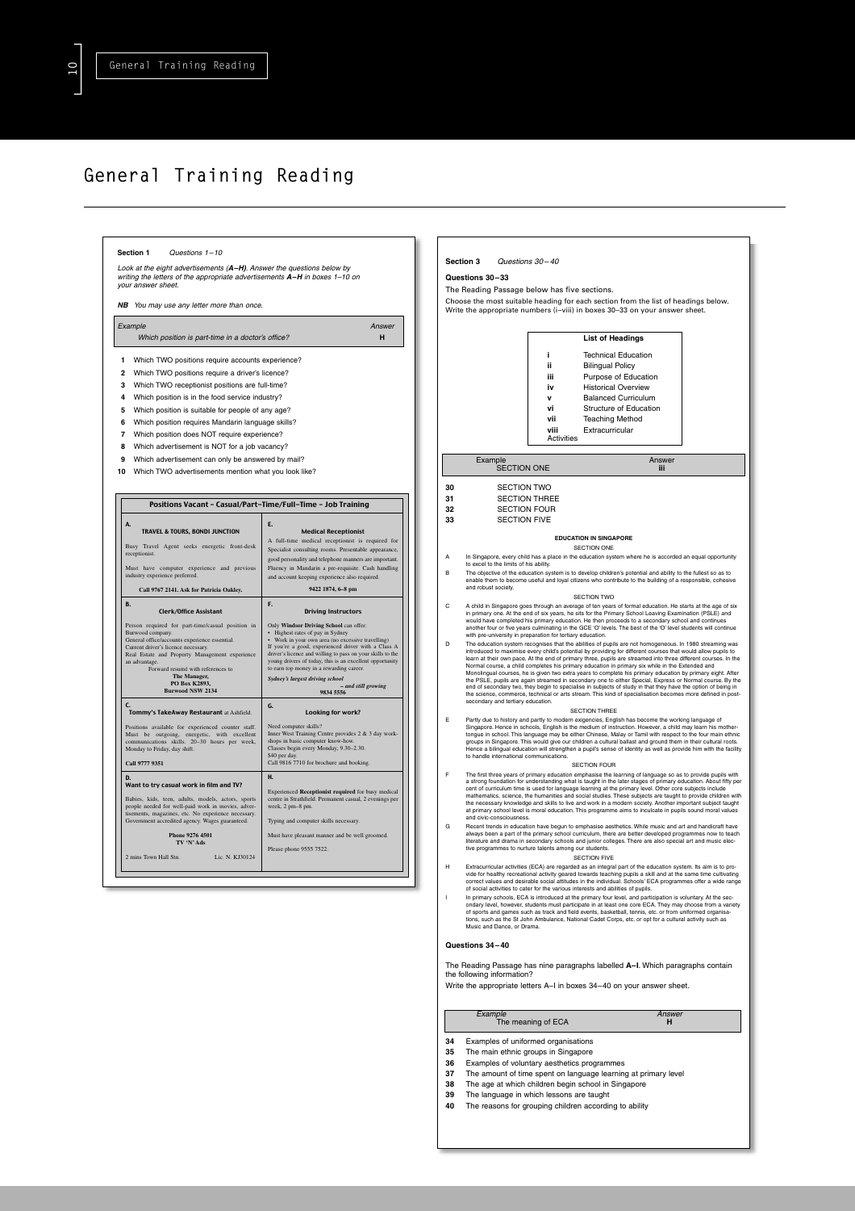# General Training Reading

**Section 1** *Questions 1–10*

*Look at the eight advertisements (**A–H**). Answer the questions below by writing the letters of the appropriate advertisements **A–H** in boxes 1–10 on your answer sheet.*

***NB*** *You may use any letter more than once.*

| *Example* | *Answer* |
|---|---|
| Which position is part-time in a doctor's office? | **H** |

1. Which TWO positions require accounts experience?
2. Which TWO positions require a driver's licence?
3. Which TWO receptionist positions are full-time?
4. Which position is in the food service industry?
5. Which position is suitable for people of any age?
6. Which position requires Mandarin language skills?
7. Which position does NOT require experience?
8. Which advertisement is NOT for a job vacancy?
9. Which advertisement can only be answered by mail?
10. Which TWO advertisements mention what you look like?

## Positions Vacant – Casual/Part-Time/Full-Time – Job Training

**A.**
**TRAVEL & TOURS, BONDI JUNCTION**

Busy Travel Agent seeks energetic front-desk receptionist.

Must have computer experience and previous industry experience preferred.

**Call 9767 2141. Ask for Patricia Oakley.**

**B.**
**Clerk/Office Assistant**

Person required for part-time/casual position in Burwood company.
General office/accounts experience essential.
Current driver's licence necessary.
Real Estate and Property Management experience an advantage.
Forward resumé with references to
**The Manager,**
**PO Box K2893,**
**Burwood NSW 2134**

**C.**
**Tommy's TakeAway Restaurant** at Ashfield.

Positions available for experienced counter staff. Must be outgoing, energetic, with excellent communications skills. 20–30 hours per week, Monday to Friday, day shift.

**Call 9777 9351**

**D.**
**Want to try casual work in film and TV?**

Babies, kids, teen, adults, models, actors, sports people needed for well-paid work in movies, advertisements, magazines, etc. No experience necessary. Government accredited agency. Wages guaranteed.

**Phone 9276 4501**
**TV 'N' Ads**

2 mins Town Hall Stn. Lic. N. KJ30124

**E.**
**Medical Receptionist**

A full-time medical receptionist is required for Specialist consulting rooms. Presentable appearance, good personality and telephone manners are important. Fluency in Mandarin a pre-requisite. Cash handling and account keeping experience also required.

**9422 1874, 6–8 pm**

**F.**
**Driving Instructors**

Only **Windsor Driving School** can offer:
- Highest rates of pay in Sydney
- Work in your own area (no excessive travelling)

If you're a good, experienced driver with a Class A driver's licence and willing to pass on your skills to the young drivers of today, this is an excellent opportunity to earn top money in a rewarding career.

***Sydney's largest driving school***
***– and still growing***
**9834 5556**

**G.**
**Looking for work?**

Need computer skills?
Inner West Training Centre provides 2 & 3 day workshops in basic computer know-how.
Classes begin every Monday, 9.30–2.30.
$40 per day.
Call 9816 7710 for brochure and booking.

**H.**

Experienced **Receptionist required** for busy medical centre in Strathfield. Permanent casual, 2 evenings per week, 2 pm–8 pm.

Typing and computer skills necessary.

Must have pleasant manner and be well groomed.

Please phone 9555 7522.

**Section 3** *Questions 30–40*

**Questions 30–33**

The Reading Passage below has five sections.

Choose the most suitable heading for each section from the list of headings below. Write the appropriate numbers (i–viii) in boxes 30–33 on your answer sheet.

**List of Headings**

- **i** Technical Education
- **ii** Bilingual Policy
- **iii** Purpose of Education
- **iv** Historical Overview
- **v** Balanced Curriculum
- **vi** Structure of Education
- **vii** Teaching Method
- **viii** Extracurricular Activities

| Example | Answer |
|---|---|
| SECTION ONE | **iii** |

**30** SECTION TWO
**31** SECTION THREE
**32** SECTION FOUR
**33** SECTION FIVE

### EDUCATION IN SINGAPORE

SECTION ONE

A In Singapore, every child has a place in the education system where he is accorded an equal opportunity to excel to the limits of his ability.

B The objective of the education system is to develop children's potential and ability to the fullest so as to enable them to become useful and loyal citizens who contribute to the building of a responsible, cohesive and robust society.

SECTION TWO

C A child in Singapore goes through an average of ten years of formal education. He starts at the age of six in primary one. At the end of six years, he sits for the Primary School Leaving Examination (PSLE) and would have completed his primary education. He then proceeds to a secondary school and continues another four or five years culminating in the GCE 'O' levels. The best of the 'O' level students will continue with pre-university in preparation for tertiary education.

D The education system recognises that the abilities of pupils are not homogeneous. In 1980 streaming was introduced to maximise every child's potential by providing for different courses that would allow pupils to learn at their own pace. At the end of primary three, pupils are streamed into three different courses. In the Normal course, a child completes his primary education in primary six while in the Extended and Monolingual courses, he is given two extra years to complete his primary education by primary eight. After the PSLE, pupils are again streamed in secondary one to either Special, Express or Normal course. By the end of secondary two, they begin to specialise in subjects of study in that they have the option of being in the science, commerce, technical or arts stream. This kind of specialisation becomes more defined in post-secondary and tertiary education.

SECTION THREE

E Partly due to history and partly to modern exigencies, English has become the working language of Singapore. Hence in schools, English is the medium of instruction. However, a child may learn his mother-tongue in school. This language may be either Chinese, Malay or Tamil with respect to the four main ethnic groups in Singapore. This would give our children a cultural ballast and ground them in their cultural roots. Hence a bilingual education will strengthen a pupil's sense of identity as well as provide him with the facility to handle international communications.

SECTION FOUR

F The first three years of primary education emphasise the learning of language so as to provide pupils with a strong foundation for understanding what is taught in the later stages of primary education. About fifty per cent of curriculum time is used for language learning at the primary level. Other core subjects include mathematics, science, the humanities and social studies. These subjects are taught to provide children with the necessary knowledge and skills to live and work in a modern society. Another important subject taught at primary school level is moral education. This programme aims to inculcate in pupils sound moral values and civic-consciousness.

G Recent trends in education have begun to emphasise aesthetics. While music and art and handicraft have always been a part of the primary school curriculum, there are better developed programmes now to teach literature and drama in secondary schools and junior colleges. There are also special art and music elective programmes to nurture talents among our students.

SECTION FIVE

H Extracurricular activities (ECA) are regarded as an integral part of the education system. Its aim is to provide for healthy recreational activity geared towards teaching pupils a skill and at the same time cultivating correct values and desirable social attitudes in the individual. Schools' ECA programmes offer a wide range of social activities to cater for the various interests and abilities of pupils.

I In primary schools, ECA is introduced at the primary four level, and participation is voluntary. At the secondary level, however, students must participate in at least one core ECA. They may choose from a variety of sports and games such as track and field events, basketball, tennis, etc. or from uniformed organisations, such as the St John Ambulance, National Cadet Corps, etc. or opt for a cultural activity such as Music and Dance, or Drama.

**Questions 34–40**

The Reading Passage has nine paragraphs labelled **A–I**. Which paragraphs contain the following information?

Write the appropriate letters A–I in boxes 34–40 on your answer sheet.

| *Example* | *Answer* |
|---|---|
| The meaning of ECA | **H** |

**34** Examples of uniformed organisations
**35** The main ethnic groups in Singapore
**36** Examples of voluntary aesthetics programmes
**37** The amount of time spent on language learning at primary level
**38** The age at which children begin school in Singapore
**39** The language in which lessons are taught
**40** The reasons for grouping children according to ability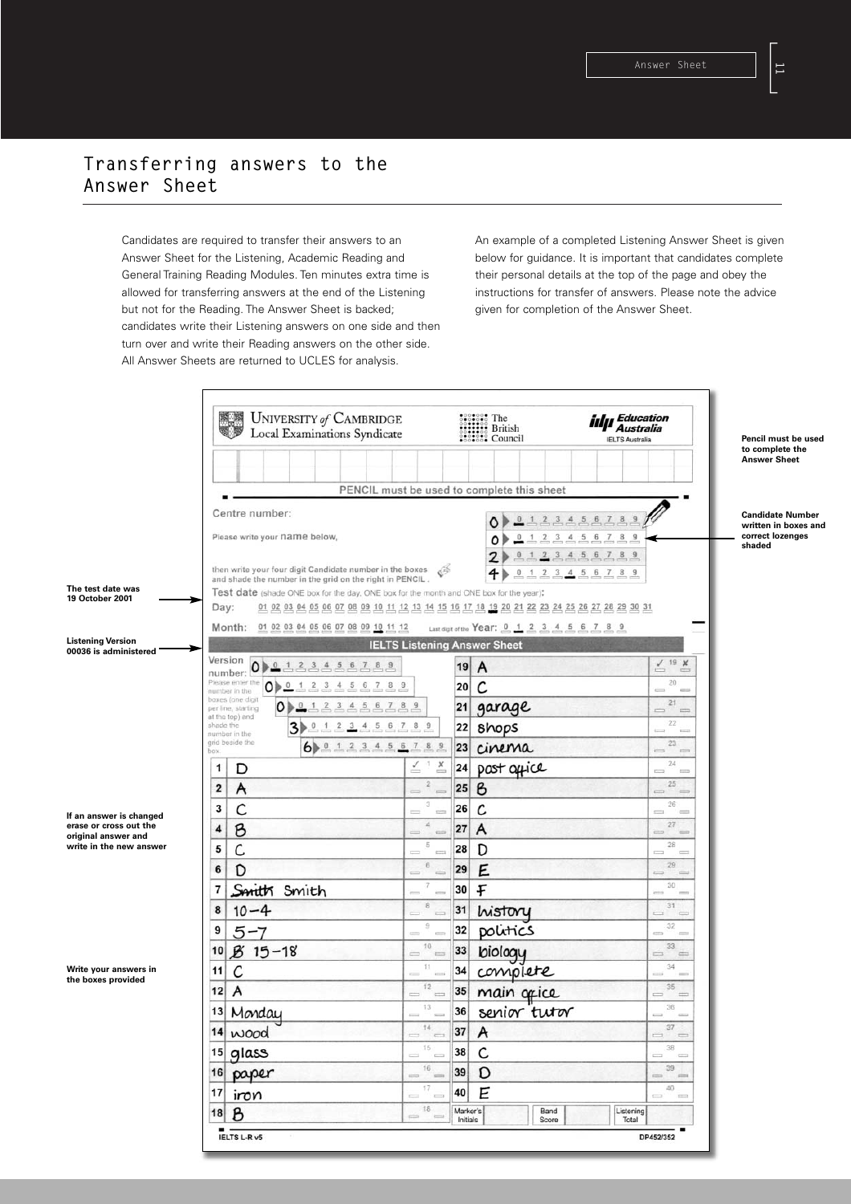# Transferring answers to the Answer Sheet

Candidates are required to transfer their answers to an Answer Sheet for the Listening, Academic Reading and General Training Reading Modules. Ten minutes extra time is allowed for transferring answers at the end of the Listening but not for the Reading. The Answer Sheet is backed; candidates write their Listening answers on one side and then turn over and write their Reading answers on the other side. All Answer Sheets are returned to UCLES for analysis.

An example of a completed Listening Answer Sheet is given below for guidance. It is important that candidates complete their personal details at the top of the page and obey the instructions for transfer of answers. Please note the advice given for completion of the Answer Sheet.

**Pencil must be used to complete the Answer Sheet**

**Candidate Number written in boxes and correct lozenges shaded**

**The test date was 19 October 2001**

**Listening Version 00036 is administered**

**If an answer is changed erase or cross out the original answer and write in the new answer**

**Write your answers in the boxes provided**

UNIVERSITY of CAMBRIDGE Local Examinations Syndicate — The British Council — IDP Education Australia, IELTS Australia

PENCIL must be used to complete this sheet

Centre number:

Please write your name below,

then write your four digit Candidate number in the boxes and shade the number in the grid on the right in PENCIL.

Candidate number: 0 0 2 4

Test date (shade ONE box for the day, ONE box for the month and ONE box for the year):

Day: 01 02 03 04 05 06 07 08 09 10 11 12 13 14 15 16 17 18 19 20 21 22 23 24 25 26 27 28 29 30 31

Month: 01 02 03 04 05 06 07 08 09 10 11 12 — Last digit of the Year: 0 1 2 3 4 5 6 7 8 9

**IELTS Listening Answer Sheet**

Version number: 0 0 0 3 6

Please enter the number in the boxes (one digit per line, starting at the top) and shade the number in the grid beside the box.

| No. | Answer | No. | Answer |
|---|---|---|---|
| 1 | D | 19 | A |
| 2 | A | 20 | C |
| 3 | C | 21 | garage |
| 4 | B | 22 | shops |
| 5 | C | 23 | cinema |
| 6 | D | 24 | post office |
| 7 | ~~Smith~~ Smith | 25 | B |
| 8 | 10–4 | 26 | C |
| 9 | 5–7 | 27 | A |
| 10 | ~~B~~ 15–18 | 28 | D |
| 11 | C | 29 | E |
| 12 | A | 30 | F |
| 13 | Monday | 31 | history |
| 14 | wood | 32 | politics |
| 15 | glass | 33 | biology |
| 16 | paper | 34 | complete |
| 17 | iron | 35 | main office |
| 18 | B | 36 | senior tutor |
| | | 37 | A |
| | | 38 | C |
| | | 39 | D |
| | | 40 | E |

Marker's Initials — Band Score — Listening Total

IELTS L-R v5 — DP452/352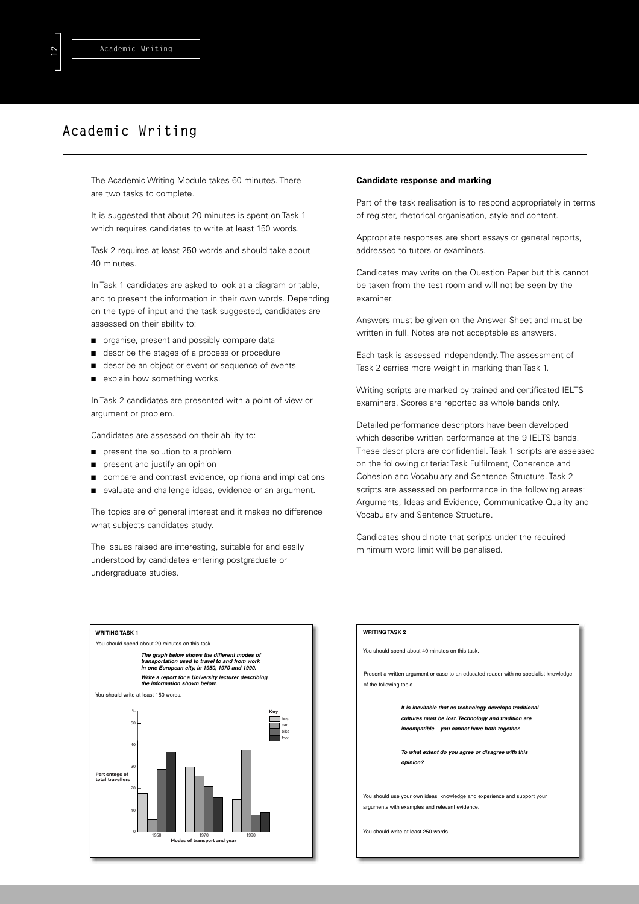# Academic Writing

The Academic Writing Module takes 60 minutes. There are two tasks to complete.

It is suggested that about 20 minutes is spent on Task 1 which requires candidates to write at least 150 words.

Task 2 requires at least 250 words and should take about 40 minutes.

In Task 1 candidates are asked to look at a diagram or table, and to present the information in their own words. Depending on the type of input and the task suggested, candidates are assessed on their ability to:

- organise, present and possibly compare data
- describe the stages of a process or procedure
- describe an object or event or sequence of events
- explain how something works.

In Task 2 candidates are presented with a point of view or argument or problem.

Candidates are assessed on their ability to:

- present the solution to a problem
- present and justify an opinion
- compare and contrast evidence, opinions and implications
- evaluate and challenge ideas, evidence or an argument.

The topics are of general interest and it makes no difference what subjects candidates study.

The issues raised are interesting, suitable for and easily understood by candidates entering postgraduate or undergraduate studies.

**Candidate response and marking**

Part of the task realisation is to respond appropriately in terms of register, rhetorical organisation, style and content.

Appropriate responses are short essays or general reports, addressed to tutors or examiners.

Candidates may write on the Question Paper but this cannot be taken from the test room and will not be seen by the examiner.

Answers must be given on the Answer Sheet and must be written in full. Notes are not acceptable as answers.

Each task is assessed independently. The assessment of Task 2 carries more weight in marking than Task 1.

Writing scripts are marked by trained and certificated IELTS examiners. Scores are reported as whole bands only.

Detailed performance descriptors have been developed which describe written performance at the 9 IELTS bands. These descriptors are confidential. Task 1 scripts are assessed on the following criteria: Task Fulfilment, Coherence and Cohesion and Vocabulary and Sentence Structure. Task 2 scripts are assessed on performance in the following areas: Arguments, Ideas and Evidence, Communicative Quality and Vocabulary and Sentence Structure.

Candidates should note that scripts under the required minimum word limit will be penalised.

**WRITING TASK 1**

You should spend about 20 minutes on this task.

***The graph below shows the different modes of transportation used to travel to and from work in one European city, in 1950, 1970 and 1990.***

***Write a report for a University lecturer describing the information shown below.***

You should write at least 150 words.

**WRITING TASK 2**

You should spend about 40 minutes on this task.

Present a written argument or case to an educated reader with no specialist knowledge of the following topic.

***It is inevitable that as technology develops traditional cultures must be lost. Technology and tradition are incompatible – you cannot have both together.***

***To what extent do you agree or disagree with this opinion?***

You should use your own ideas, knowledge and experience and support your arguments with examples and relevant evidence.

You should write at least 250 words.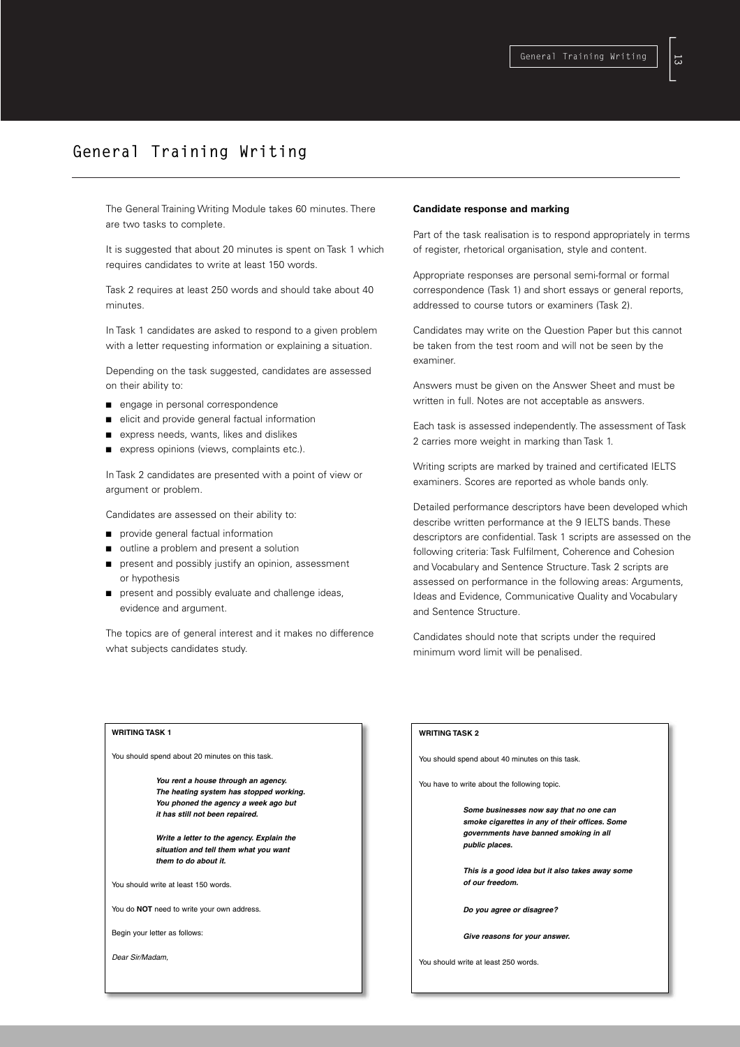# General Training Writing

The General Training Writing Module takes 60 minutes. There are two tasks to complete.

It is suggested that about 20 minutes is spent on Task 1 which requires candidates to write at least 150 words.

Task 2 requires at least 250 words and should take about 40 minutes.

In Task 1 candidates are asked to respond to a given problem with a letter requesting information or explaining a situation.

Depending on the task suggested, candidates are assessed on their ability to:

- engage in personal correspondence
- elicit and provide general factual information
- express needs, wants, likes and dislikes
- express opinions (views, complaints etc.).

In Task 2 candidates are presented with a point of view or argument or problem.

Candidates are assessed on their ability to:

- provide general factual information
- outline a problem and present a solution
- present and possibly justify an opinion, assessment or hypothesis
- present and possibly evaluate and challenge ideas, evidence and argument.

The topics are of general interest and it makes no difference what subjects candidates study.

**Candidate response and marking**

Part of the task realisation is to respond appropriately in terms of register, rhetorical organisation, style and content.

Appropriate responses are personal semi-formal or formal correspondence (Task 1) and short essays or general reports, addressed to course tutors or examiners (Task 2).

Candidates may write on the Question Paper but this cannot be taken from the test room and will not be seen by the examiner.

Answers must be given on the Answer Sheet and must be written in full. Notes are not acceptable as answers.

Each task is assessed independently. The assessment of Task 2 carries more weight in marking than Task 1.

Writing scripts are marked by trained and certificated IELTS examiners. Scores are reported as whole bands only.

Detailed performance descriptors have been developed which describe written performance at the 9 IELTS bands. These descriptors are confidential. Task 1 scripts are assessed on the following criteria: Task Fulfilment, Coherence and Cohesion and Vocabulary and Sentence Structure. Task 2 scripts are assessed on performance in the following areas: Arguments, Ideas and Evidence, Communicative Quality and Vocabulary and Sentence Structure.

Candidates should note that scripts under the required minimum word limit will be penalised.

**WRITING TASK 1**

You should spend about 20 minutes on this task.

***You rent a house through an agency. The heating system has stopped working. You phoned the agency a week ago but it has still not been repaired.***

***Write a letter to the agency. Explain the situation and tell them what you want them to do about it.***

You should write at least 150 words.

You do **NOT** need to write your own address.

Begin your letter as follows:

*Dear Sir/Madam,*

**WRITING TASK 2**

You should spend about 40 minutes on this task.

You have to write about the following topic.

***Some businesses now say that no one can smoke cigarettes in any of their offices. Some governments have banned smoking in all public places.***

***This is a good idea but it also takes away some of our freedom.***

***Do you agree or disagree?***

***Give reasons for your answer.***

You should write at least 250 words.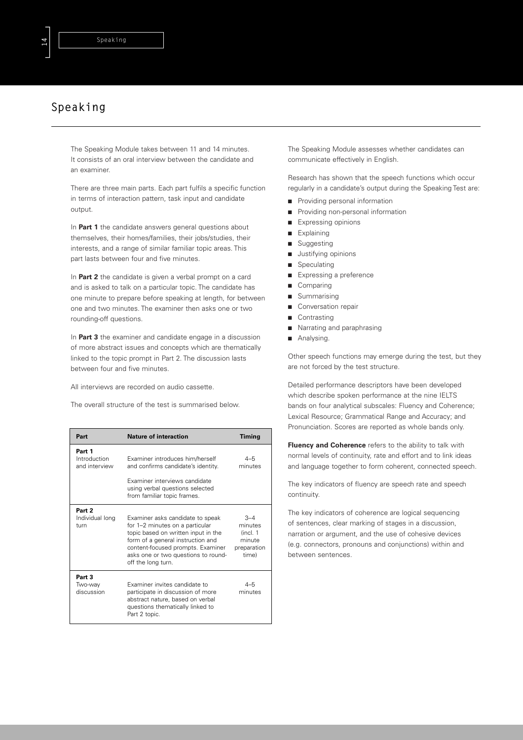# Speaking

The Speaking Module takes between 11 and 14 minutes. It consists of an oral interview between the candidate and an examiner.

There are three main parts. Each part fulfils a specific function in terms of interaction pattern, task input and candidate output.

In **Part 1** the candidate answers general questions about themselves, their homes/families, their jobs/studies, their interests, and a range of similar familiar topic areas. This part lasts between four and five minutes.

In **Part 2** the candidate is given a verbal prompt on a card and is asked to talk on a particular topic. The candidate has one minute to prepare before speaking at length, for between one and two minutes. The examiner then asks one or two rounding-off questions.

In **Part 3** the examiner and candidate engage in a discussion of more abstract issues and concepts which are thematically linked to the topic prompt in Part 2. The discussion lasts between four and five minutes.

All interviews are recorded on audio cassette.

The overall structure of the test is summarised below.

| Part | Nature of interaction | Timing |
|---|---|---|
| **Part 1** Introduction and interview | Examiner introduces him/herself and confirms candidate's identity. Examiner interviews candidate using verbal questions selected from familiar topic frames. | 4–5 minutes |
| **Part 2** Individual long turn | Examiner asks candidate to speak for 1–2 minutes on a particular topic based on written input in the form of a general instruction and content-focused prompts. Examiner asks one or two questions to round-off the long turn. | 3–4 minutes (incl. 1 minute preparation time) |
| **Part 3** Two-way discussion | Examiner invites candidate to participate in discussion of more abstract nature, based on verbal questions thematically linked to Part 2 topic. | 4–5 minutes |

The Speaking Module assesses whether candidates can communicate effectively in English.

Research has shown that the speech functions which occur regularly in a candidate's output during the Speaking Test are:

- Providing personal information
- Providing non-personal information
- Expressing opinions
- Explaining
- Suggesting
- Justifying opinions
- Speculating
- Expressing a preference
- Comparing
- Summarising
- Conversation repair
- Contrasting
- Narrating and paraphrasing
- Analysing.

Other speech functions may emerge during the test, but they are not forced by the test structure.

Detailed performance descriptors have been developed which describe spoken performance at the nine IELTS bands on four analytical subscales: Fluency and Coherence; Lexical Resource; Grammatical Range and Accuracy; and Pronunciation. Scores are reported as whole bands only.

**Fluency and Coherence** refers to the ability to talk with normal levels of continuity, rate and effort and to link ideas and language together to form coherent, connected speech.

The key indicators of fluency are speech rate and speech continuity.

The key indicators of coherence are logical sequencing of sentences, clear marking of stages in a discussion, narration or argument, and the use of cohesive devices (e.g. connectors, pronouns and conjunctions) within and between sentences.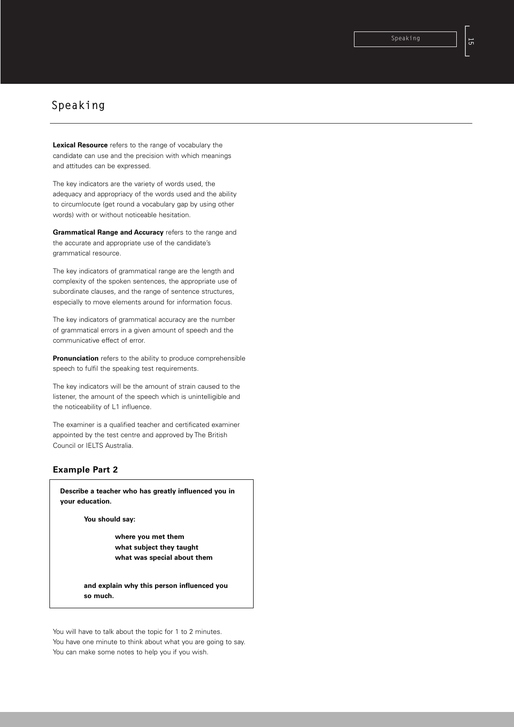# Speaking

**Lexical Resource** refers to the range of vocabulary the candidate can use and the precision with which meanings and attitudes can be expressed.

The key indicators are the variety of words used, the adequacy and appropriacy of the words used and the ability to circumlocute (get round a vocabulary gap by using other words) with or without noticeable hesitation.

**Grammatical Range and Accuracy** refers to the range and the accurate and appropriate use of the candidate's grammatical resource.

The key indicators of grammatical range are the length and complexity of the spoken sentences, the appropriate use of subordinate clauses, and the range of sentence structures, especially to move elements around for information focus.

The key indicators of grammatical accuracy are the number of grammatical errors in a given amount of speech and the communicative effect of error.

**Pronunciation** refers to the ability to produce comprehensible speech to fulfil the speaking test requirements.

The key indicators will be the amount of strain caused to the listener, the amount of the speech which is unintelligible and the noticeability of L1 influence.

The examiner is a qualified teacher and certificated examiner appointed by the test centre and approved by The British Council or IELTS Australia.

### Example Part 2

**Describe a teacher who has greatly influenced you in your education.**

**You should say:**

**where you met them**
**what subject they taught**
**what was special about them**

**and explain why this person influenced you so much.**

You will have to talk about the topic for 1 to 2 minutes.
You have one minute to think about what you are going to say.
You can make some notes to help you if you wish.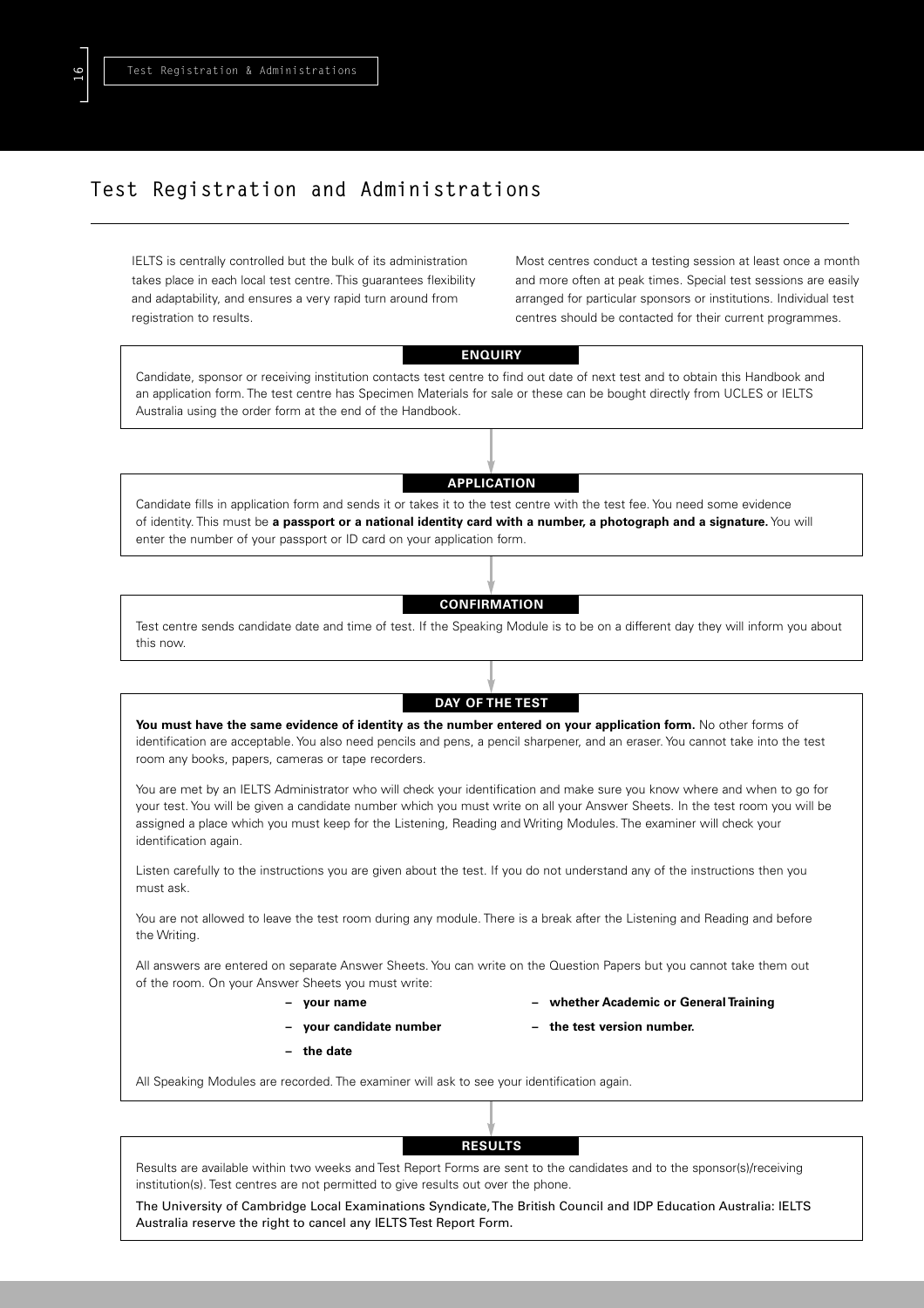# Test Registration and Administrations

IELTS is centrally controlled but the bulk of its administration takes place in each local test centre. This guarantees flexibility and adaptability, and ensures a very rapid turn around from registration to results.

Most centres conduct a testing session at least once a month and more often at peak times. Special test sessions are easily arranged for particular sponsors or institutions. Individual test centres should be contacted for their current programmes.

### ENQUIRY

Candidate, sponsor or receiving institution contacts test centre to find out date of next test and to obtain this Handbook and an application form. The test centre has Specimen Materials for sale or these can be bought directly from UCLES or IELTS Australia using the order form at the end of the Handbook.

### APPLICATION

Candidate fills in application form and sends it or takes it to the test centre with the test fee. You need some evidence of identity. This must be **a passport or a national identity card with a number, a photograph and a signature.** You will enter the number of your passport or ID card on your application form.

### CONFIRMATION

Test centre sends candidate date and time of test. If the Speaking Module is to be on a different day they will inform you about this now.

### DAY OF THE TEST

**You must have the same evidence of identity as the number entered on your application form.** No other forms of identification are acceptable. You also need pencils and pens, a pencil sharpener, and an eraser. You cannot take into the test room any books, papers, cameras or tape recorders.

You are met by an IELTS Administrator who will check your identification and make sure you know where and when to go for your test. You will be given a candidate number which you must write on all your Answer Sheets. In the test room you will be assigned a place which you must keep for the Listening, Reading and Writing Modules. The examiner will check your identification again.

Listen carefully to the instructions you are given about the test. If you do not understand any of the instructions then you must ask.

You are not allowed to leave the test room during any module. There is a break after the Listening and Reading and before the Writing.

All answers are entered on separate Answer Sheets. You can write on the Question Papers but you cannot take them out of the room. On your Answer Sheets you must write:

- **your name**
- **your candidate number**
- **the date**
- **whether Academic or General Training**
- **the test version number.**

All Speaking Modules are recorded. The examiner will ask to see your identification again.

### RESULTS

Results are available within two weeks and Test Report Forms are sent to the candidates and to the sponsor(s)/receiving institution(s). Test centres are not permitted to give results out over the phone.

The University of Cambridge Local Examinations Syndicate, The British Council and IDP Education Australia: IELTS Australia reserve the right to cancel any IELTS Test Report Form.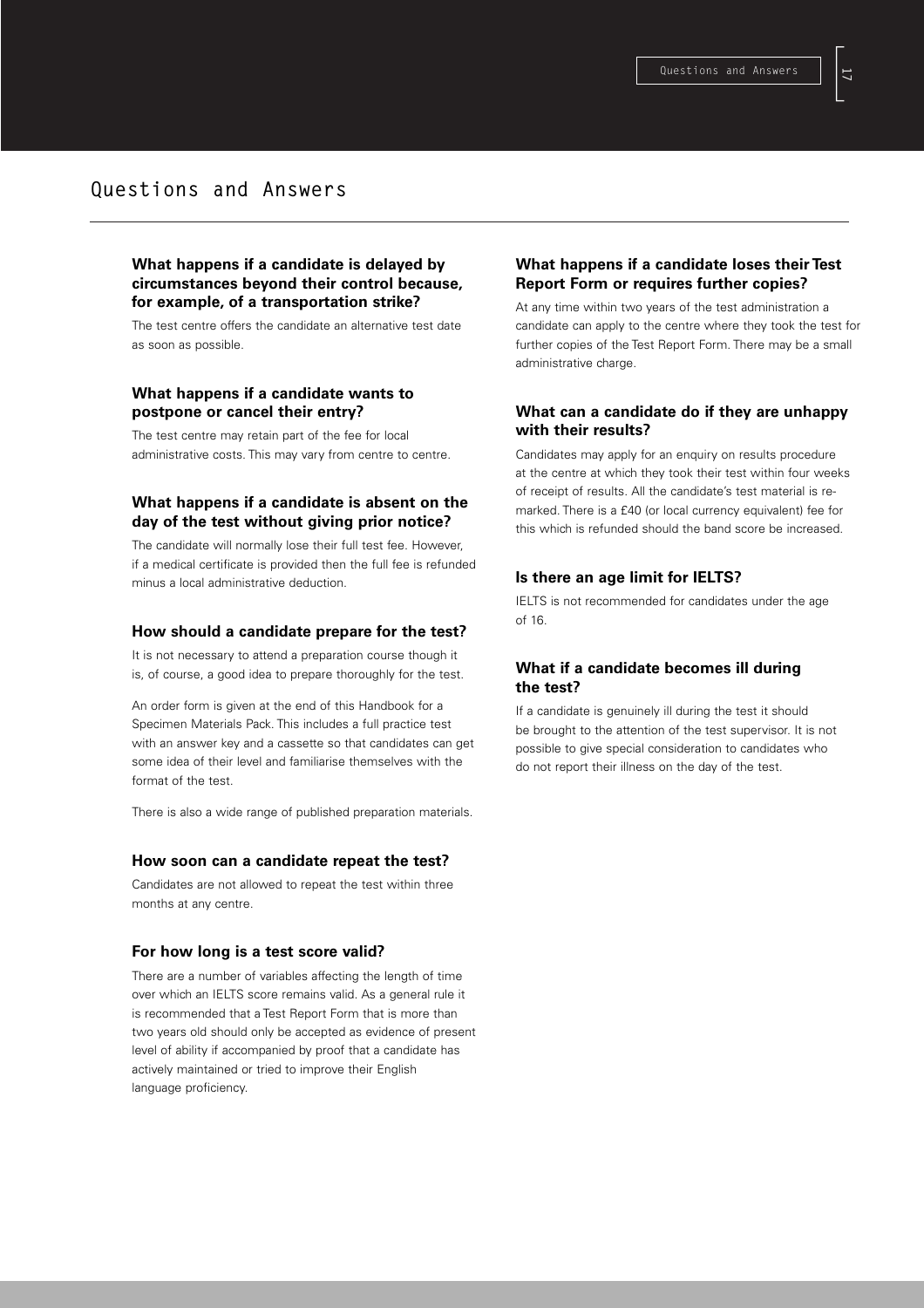# Questions and Answers

### What happens if a candidate is delayed by circumstances beyond their control because, for example, of a transportation strike?

The test centre offers the candidate an alternative test date as soon as possible.

### What happens if a candidate wants to postpone or cancel their entry?

The test centre may retain part of the fee for local administrative costs. This may vary from centre to centre.

### What happens if a candidate is absent on the day of the test without giving prior notice?

The candidate will normally lose their full test fee. However, if a medical certificate is provided then the full fee is refunded minus a local administrative deduction.

### How should a candidate prepare for the test?

It is not necessary to attend a preparation course though it is, of course, a good idea to prepare thoroughly for the test.

An order form is given at the end of this Handbook for a Specimen Materials Pack. This includes a full practice test with an answer key and a cassette so that candidates can get some idea of their level and familiarise themselves with the format of the test.

There is also a wide range of published preparation materials.

### How soon can a candidate repeat the test?

Candidates are not allowed to repeat the test within three months at any centre.

### For how long is a test score valid?

There are a number of variables affecting the length of time over which an IELTS score remains valid. As a general rule it is recommended that a Test Report Form that is more than two years old should only be accepted as evidence of present level of ability if accompanied by proof that a candidate has actively maintained or tried to improve their English language proficiency.

### What happens if a candidate loses their Test Report Form or requires further copies?

At any time within two years of the test administration a candidate can apply to the centre where they took the test for further copies of the Test Report Form. There may be a small administrative charge.

### What can a candidate do if they are unhappy with their results?

Candidates may apply for an enquiry on results procedure at the centre at which they took their test within four weeks of receipt of results. All the candidate's test material is re-marked. There is a £40 (or local currency equivalent) fee for this which is refunded should the band score be increased.

### Is there an age limit for IELTS?

IELTS is not recommended for candidates under the age of 16.

### What if a candidate becomes ill during the test?

If a candidate is genuinely ill during the test it should be brought to the attention of the test supervisor. It is not possible to give special consideration to candidates who do not report their illness on the day of the test.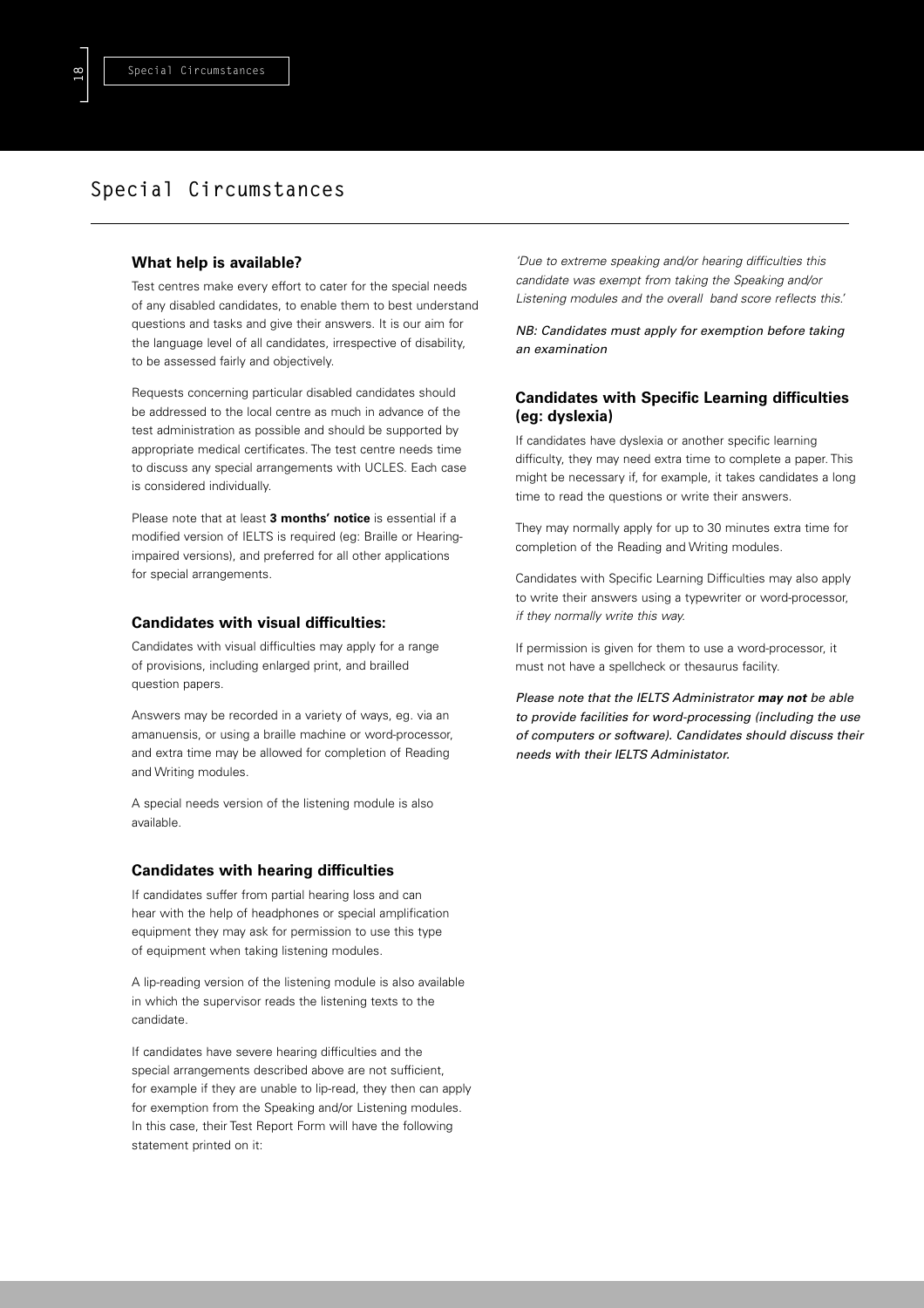# Special Circumstances

### What help is available?

Test centres make every effort to cater for the special needs of any disabled candidates, to enable them to best understand questions and tasks and give their answers. It is our aim for the language level of all candidates, irrespective of disability, to be assessed fairly and objectively.

Requests concerning particular disabled candidates should be addressed to the local centre as much in advance of the test administration as possible and should be supported by appropriate medical certificates. The test centre needs time to discuss any special arrangements with UCLES. Each case is considered individually.

Please note that at least **3 months' notice** is essential if a modified version of IELTS is required (eg: Braille or Hearing-impaired versions), and preferred for all other applications for special arrangements.

### Candidates with visual difficulties:

Candidates with visual difficulties may apply for a range of provisions, including enlarged print, and brailled question papers.

Answers may be recorded in a variety of ways, eg. via an amanuensis, or using a braille machine or word-processor, and extra time may be allowed for completion of Reading and Writing modules.

A special needs version of the listening module is also available.

### Candidates with hearing difficulties

If candidates suffer from partial hearing loss and can hear with the help of headphones or special amplification equipment they may ask for permission to use this type of equipment when taking listening modules.

A lip-reading version of the listening module is also available in which the supervisor reads the listening texts to the candidate.

If candidates have severe hearing difficulties and the special arrangements described above are not sufficient, for example if they are unable to lip-read, they then can apply for exemption from the Speaking and/or Listening modules. In this case, their Test Report Form will have the following statement printed on it:

*'Due to extreme speaking and/or hearing difficulties this candidate was exempt from taking the Speaking and/or Listening modules and the overall band score reflects this.'*

*NB: Candidates must apply for exemption before taking an examination*

### Candidates with Specific Learning difficulties (eg: dyslexia)

If candidates have dyslexia or another specific learning difficulty, they may need extra time to complete a paper. This might be necessary if, for example, it takes candidates a long time to read the questions or write their answers.

They may normally apply for up to 30 minutes extra time for completion of the Reading and Writing modules.

Candidates with Specific Learning Difficulties may also apply to write their answers using a typewriter or word-processor, *if they normally write this way.*

If permission is given for them to use a word-processor, it must not have a spellcheck or thesaurus facility.

*Please note that the IELTS Administrator **may not** be able to provide facilities for word-processing (including the use of computers or software). Candidates should discuss their needs with their IELTS Administator.*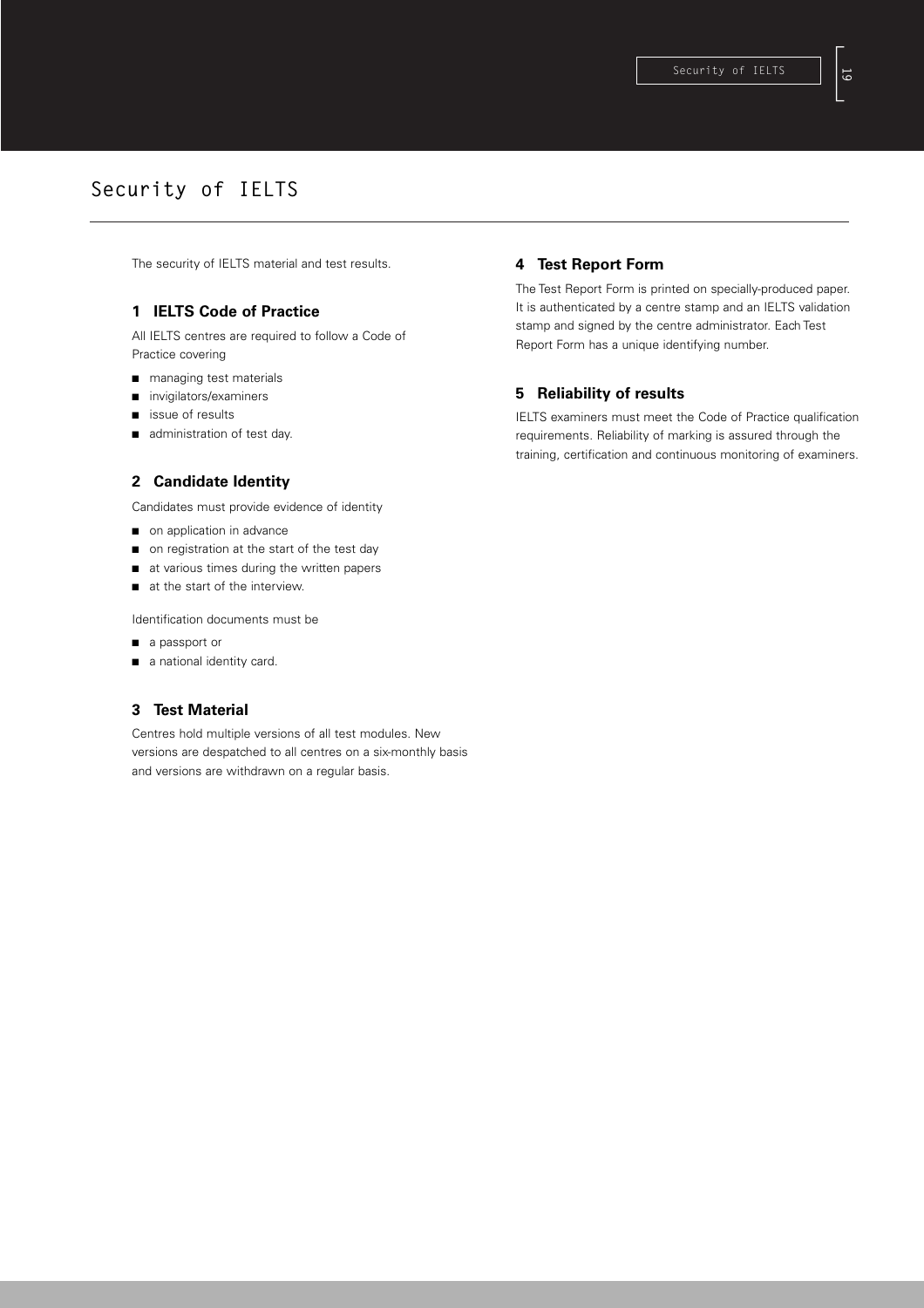# Security of IELTS

The security of IELTS material and test results.

## 1 IELTS Code of Practice

All IELTS centres are required to follow a Code of Practice covering

- managing test materials
- invigilators/examiners
- issue of results
- administration of test day.

## 2 Candidate Identity

Candidates must provide evidence of identity

- on application in advance
- on registration at the start of the test day
- at various times during the written papers
- at the start of the interview.

Identification documents must be

- a passport or
- a national identity card.

## 3 Test Material

Centres hold multiple versions of all test modules. New versions are despatched to all centres on a six-monthly basis and versions are withdrawn on a regular basis.

## 4 Test Report Form

The Test Report Form is printed on specially-produced paper. It is authenticated by a centre stamp and an IELTS validation stamp and signed by the centre administrator. Each Test Report Form has a unique identifying number.

## 5 Reliability of results

IELTS examiners must meet the Code of Practice qualification requirements. Reliability of marking is assured through the training, certification and continuous monitoring of examiners.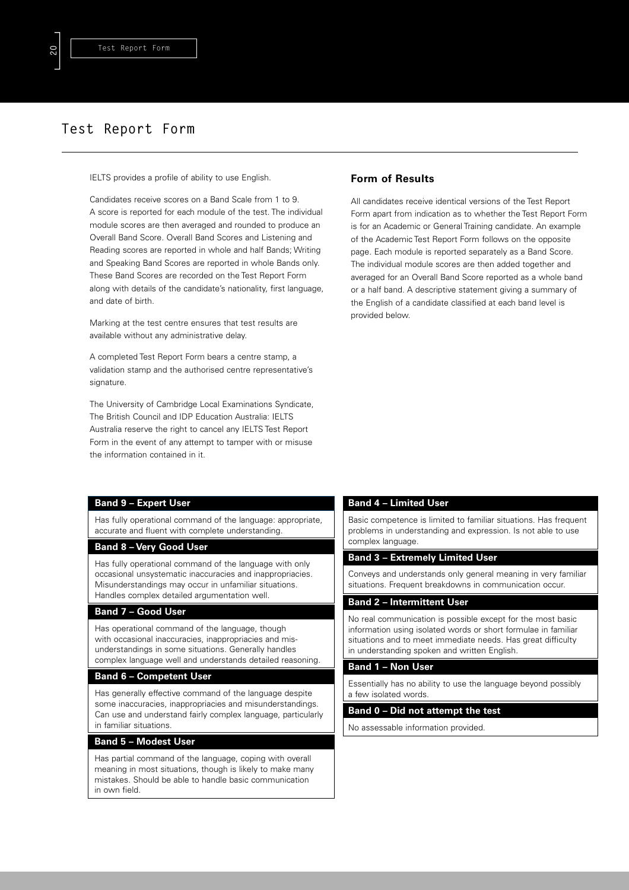# Test Report Form

IELTS provides a profile of ability to use English.

Candidates receive scores on a Band Scale from 1 to 9. A score is reported for each module of the test. The individual module scores are then averaged and rounded to produce an Overall Band Score. Overall Band Scores and Listening and Reading scores are reported in whole and half Bands; Writing and Speaking Band Scores are reported in whole Bands only. These Band Scores are recorded on the Test Report Form along with details of the candidate's nationality, first language, and date of birth.

Marking at the test centre ensures that test results are available without any administrative delay.

A completed Test Report Form bears a centre stamp, a validation stamp and the authorised centre representative's signature.

The University of Cambridge Local Examinations Syndicate, The British Council and IDP Education Australia: IELTS Australia reserve the right to cancel any IELTS Test Report Form in the event of any attempt to tamper with or misuse the information contained in it.

## Form of Results

All candidates receive identical versions of the Test Report Form apart from indication as to whether the Test Report Form is for an Academic or General Training candidate. An example of the Academic Test Report Form follows on the opposite page. Each module is reported separately as a Band Score. The individual module scores are then added together and averaged for an Overall Band Score reported as a whole band or a half band. A descriptive statement giving a summary of the English of a candidate classified at each band level is provided below.

**Band 9 – Expert User**

Has fully operational command of the language: appropriate, accurate and fluent with complete understanding.

**Band 8 – Very Good User**

Has fully operational command of the language with only occasional unsystematic inaccuracies and inappropriacies. Misunderstandings may occur in unfamiliar situations. Handles complex detailed argumentation well.

**Band 7 – Good User**

Has operational command of the language, though with occasional inaccuracies, inappropriacies and misunderstandings in some situations. Generally handles complex language well and understands detailed reasoning.

**Band 6 – Competent User**

Has generally effective command of the language despite some inaccuracies, inappropriacies and misunderstandings. Can use and understand fairly complex language, particularly in familiar situations.

**Band 5 – Modest User**

Has partial command of the language, coping with overall meaning in most situations, though is likely to make many mistakes. Should be able to handle basic communication in own field.

**Band 4 – Limited User**

Basic competence is limited to familiar situations. Has frequent problems in understanding and expression. Is not able to use complex language.

**Band 3 – Extremely Limited User**

Conveys and understands only general meaning in very familiar situations. Frequent breakdowns in communication occur.

**Band 2 – Intermittent User**

No real communication is possible except for the most basic information using isolated words or short formulae in familiar situations and to meet immediate needs. Has great difficulty in understanding spoken and written English.

**Band 1 – Non User**

Essentially has no ability to use the language beyond possibly a few isolated words.

**Band 0 – Did not attempt the test**

No assessable information provided.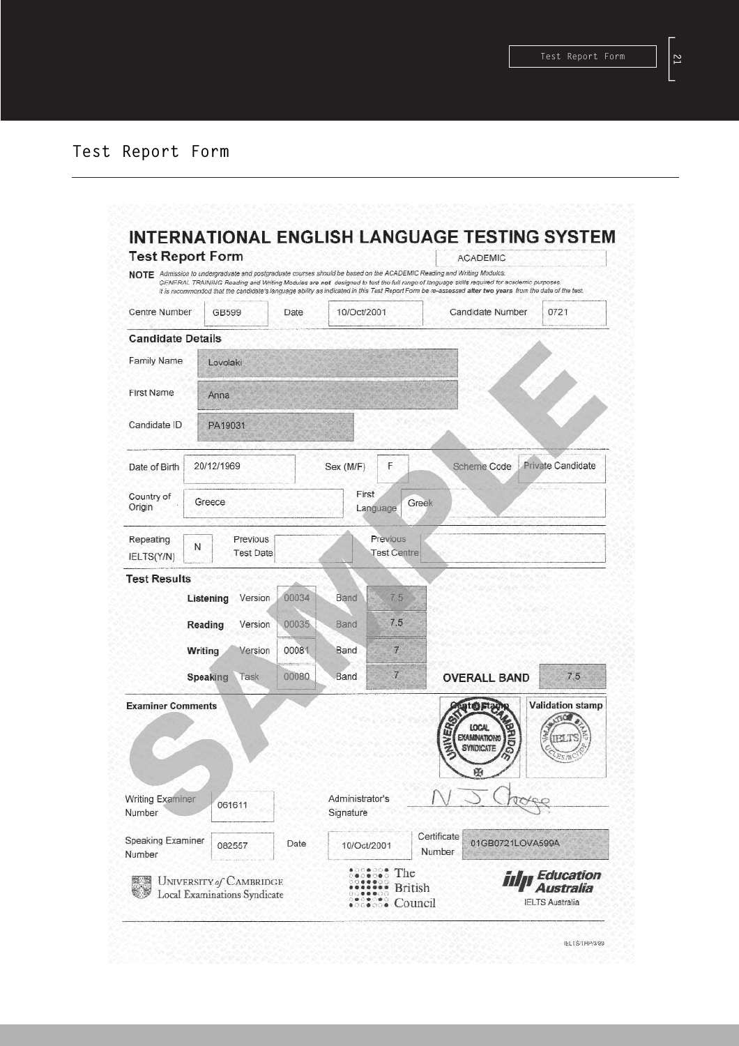## Test Report Form

# INTERNATIONAL ENGLISH LANGUAGE TESTING SYSTEM

## Test Report Form

ACADEMIC

**NOTE** *Admission to undergraduate and postgraduate courses should be based on the ACADEMIC Reading and Writing Modules. GENERAL TRAINING Reading and Writing Modules are not designed to test the full range of language skills required for academic purposes. It is recommended that the candidate's language ability as indicated in this Test Report Form be re-assessed* ***after two years*** *from the date of the test.*

| Centre Number | GB599 | Date | 10/Oct/2001 | Candidate Number | 0721 |
|---|---|---|---|---|---|

### Candidate Details

| | |
|---|---|
| Family Name | Lovolaki |
| First Name | Anna |
| Candidate ID | PA19031 |

| Date of Birth | 20/12/1969 | Sex (M/F) | F | Scheme Code | Private Candidate |
|---|---|---|---|---|---|
| Country of Origin | Greece | First Language | Greek | | |
| Repeating IELTS(Y/N) | N | Previous Test Date | | Previous Test Centre | |

### Test Results

| | | | | |
|---|---|---|---|---|
| **Listening** | Version | 00034 | Band | 7.5 |
| **Reading** | Version | 00035 | Band | 7.5 |
| **Writing** | Version | 00081 | Band | 7 |
| **Speaking** | Task | 00080 | Band | 7 |

**OVERALL BAND** 7.5

**Examiner Comments**

Centre Stamp: UNIVERSITY OF CAMBRIDGE LOCAL EXAMINATIONS SYNDICATE

Validation stamp: IELTS

| Writing Examiner Number | 061611 | Administrator's Signature | N J Chase |
|---|---|---|---|
| Speaking Examiner Number | 082557 | Date | 10/Oct/2001 |
| Certificate Number | 01GB0721LOVA599A | | |

University of Cambridge Local Examinations Syndicate — The British Council — idp Education Australia, IELTS Australia

IELTS/TRF/3/99

SAMPLE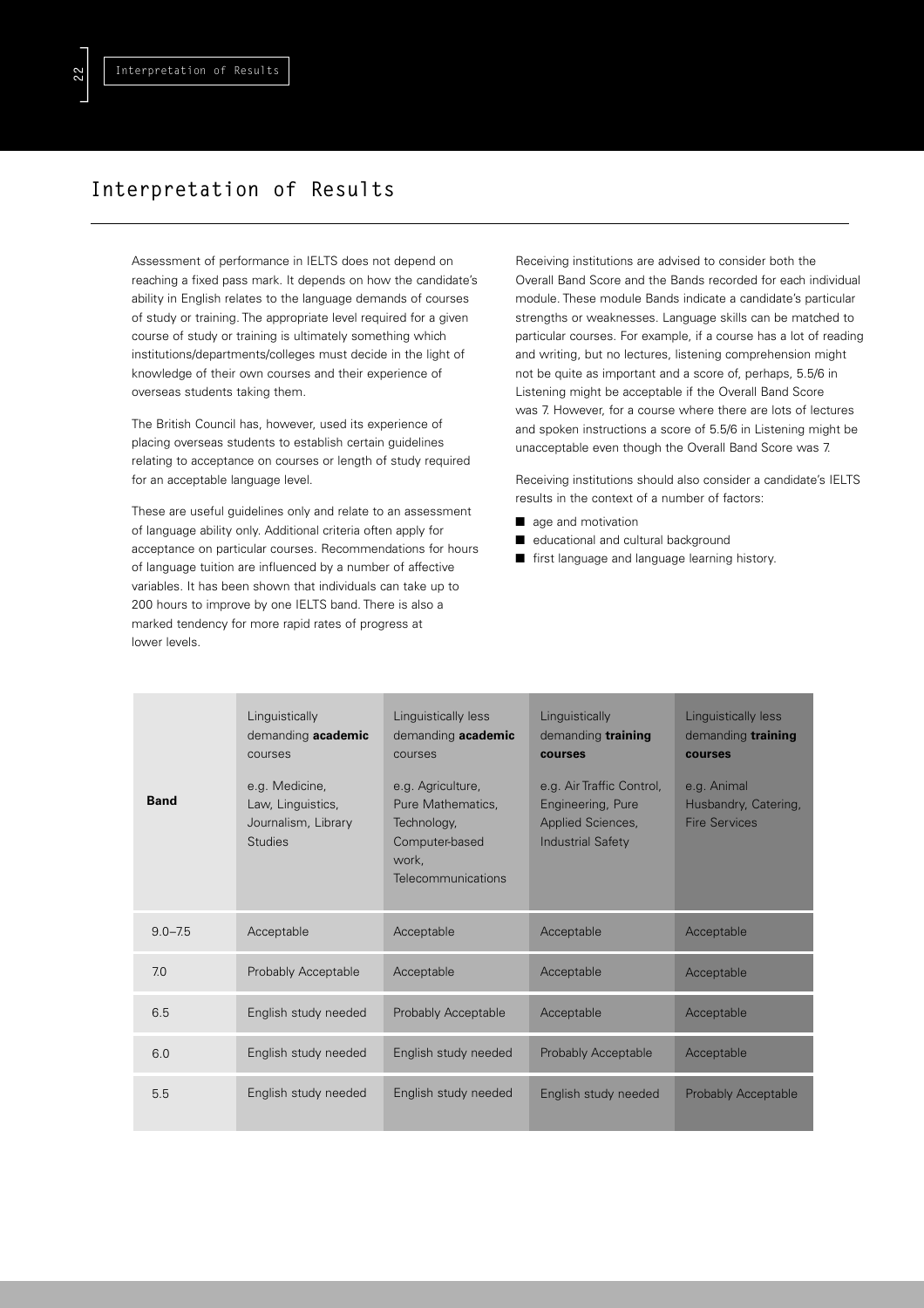# Interpretation of Results

Assessment of performance in IELTS does not depend on reaching a fixed pass mark. It depends on how the candidate's ability in English relates to the language demands of courses of study or training. The appropriate level required for a given course of study or training is ultimately something which institutions/departments/colleges must decide in the light of knowledge of their own courses and their experience of overseas students taking them.

The British Council has, however, used its experience of placing overseas students to establish certain guidelines relating to acceptance on courses or length of study required for an acceptable language level.

These are useful guidelines only and relate to an assessment of language ability only. Additional criteria often apply for acceptance on particular courses. Recommendations for hours of language tuition are influenced by a number of affective variables. It has been shown that individuals can take up to 200 hours to improve by one IELTS band. There is also a marked tendency for more rapid rates of progress at lower levels.

Receiving institutions are advised to consider both the Overall Band Score and the Bands recorded for each individual module. These module Bands indicate a candidate's particular strengths or weaknesses. Language skills can be matched to particular courses. For example, if a course has a lot of reading and writing, but no lectures, listening comprehension might not be quite as important and a score of, perhaps, 5.5/6 in Listening might be acceptable if the Overall Band Score was 7. However, for a course where there are lots of lectures and spoken instructions a score of 5.5/6 in Listening might be unacceptable even though the Overall Band Score was 7.

Receiving institutions should also consider a candidate's IELTS results in the context of a number of factors:

- age and motivation
- educational and cultural background
- first language and language learning history.

| **Band** | Linguistically demanding **academic** courses<br><br>e.g. Medicine, Law, Linguistics, Journalism, Library Studies | Linguistically less demanding **academic** courses<br><br>e.g. Agriculture, Pure Mathematics, Technology, Computer-based work, Telecommunications | Linguistically demanding **training courses**<br><br>e.g. Air Traffic Control, Engineering, Pure Applied Sciences, Industrial Safety | Linguistically less demanding **training courses**<br><br>e.g. Animal Husbandry, Catering, Fire Services |
|---|---|---|---|---|
| 9.0–7.5 | Acceptable | Acceptable | Acceptable | Acceptable |
| 7.0 | Probably Acceptable | Acceptable | Acceptable | Acceptable |
| 6.5 | English study needed | Probably Acceptable | Acceptable | Acceptable |
| 6.0 | English study needed | English study needed | Probably Acceptable | Acceptable |
| 5.5 | English study needed | English study needed | English study needed | Probably Acceptable |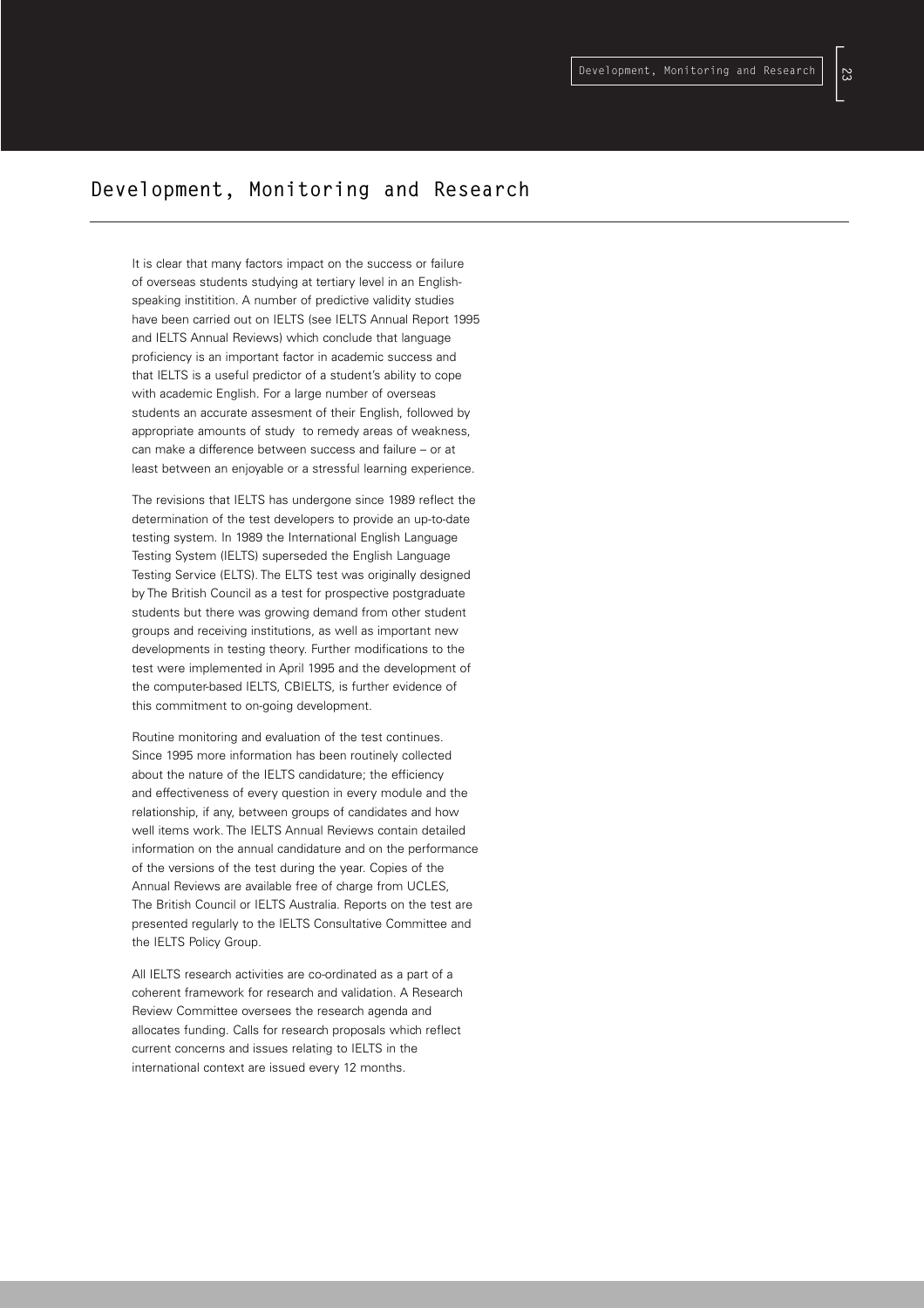## Development, Monitoring and Research

It is clear that many factors impact on the success or failure of overseas students studying at tertiary level in an English-speaking instititition. A number of predictive validity studies have been carried out on IELTS (see IELTS Annual Report 1995 and IELTS Annual Reviews) which conclude that language proficiency is an important factor in academic success and that IELTS is a useful predictor of a student's ability to cope with academic English. For a large number of overseas students an accurate assesment of their English, followed by appropriate amounts of study to remedy areas of weakness, can make a difference between success and failure – or at least between an enjoyable or a stressful learning experience.

The revisions that IELTS has undergone since 1989 reflect the determination of the test developers to provide an up-to-date testing system. In 1989 the International English Language Testing System (IELTS) superseded the English Language Testing Service (ELTS). The ELTS test was originally designed by The British Council as a test for prospective postgraduate students but there was growing demand from other student groups and receiving institutions, as well as important new developments in testing theory. Further modifications to the test were implemented in April 1995 and the development of the computer-based IELTS, CBIELTS, is further evidence of this commitment to on-going development.

Routine monitoring and evaluation of the test continues. Since 1995 more information has been routinely collected about the nature of the IELTS candidature; the efficiency and effectiveness of every question in every module and the relationship, if any, between groups of candidates and how well items work. The IELTS Annual Reviews contain detailed information on the annual candidature and on the performance of the versions of the test during the year. Copies of the Annual Reviews are available free of charge from UCLES, The British Council or IELTS Australia. Reports on the test are presented regularly to the IELTS Consultative Committee and the IELTS Policy Group.

All IELTS research activities are co-ordinated as a part of a coherent framework for research and validation. A Research Review Committee oversees the research agenda and allocates funding. Calls for research proposals which reflect current concerns and issues relating to IELTS in the international context are issued every 12 months.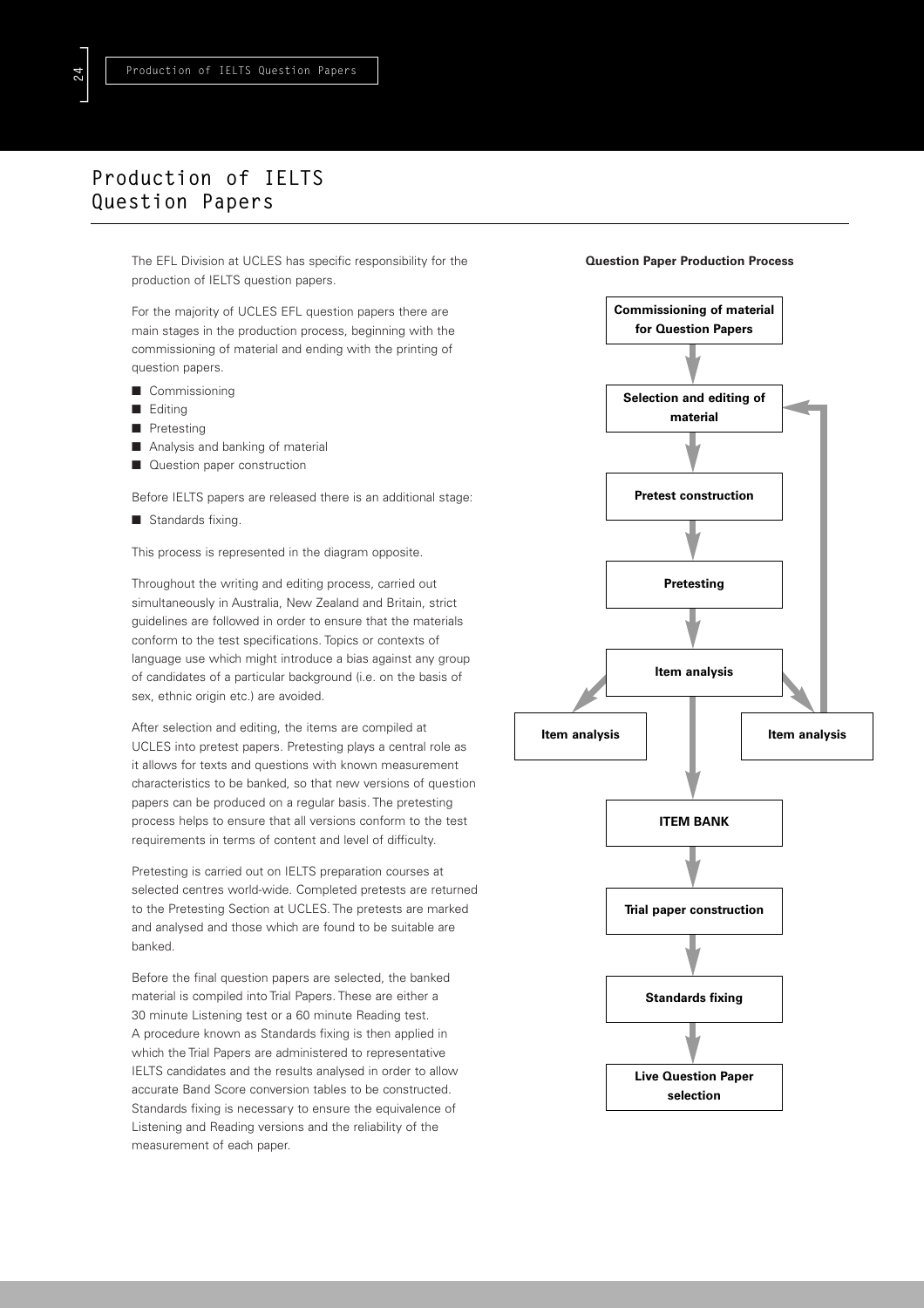# Production of IELTS Question Papers

The EFL Division at UCLES has specific responsibility for the production of IELTS question papers.

For the majority of UCLES EFL question papers there are main stages in the production process, beginning with the commissioning of material and ending with the printing of question papers.

- Commissioning
- Editing
- Pretesting
- Analysis and banking of material
- Question paper construction

Before IELTS papers are released there is an additional stage:

- Standards fixing.

This process is represented in the diagram opposite.

Throughout the writing and editing process, carried out simultaneously in Australia, New Zealand and Britain, strict guidelines are followed in order to ensure that the materials conform to the test specifications. Topics or contexts of language use which might introduce a bias against any group of candidates of a particular background (i.e. on the basis of sex, ethnic origin etc.) are avoided.

After selection and editing, the items are compiled at UCLES into pretest papers. Pretesting plays a central role as it allows for texts and questions with known measurement characteristics to be banked, so that new versions of question papers can be produced on a regular basis. The pretesting process helps to ensure that all versions conform to the test requirements in terms of content and level of difficulty.

Pretesting is carried out on IELTS preparation courses at selected centres world-wide. Completed pretests are returned to the Pretesting Section at UCLES. The pretests are marked and analysed and those which are found to be suitable are banked.

Before the final question papers are selected, the banked material is compiled into Trial Papers. These are either a 30 minute Listening test or a 60 minute Reading test. A procedure known as Standards fixing is then applied in which the Trial Papers are administered to representative IELTS candidates and the results analysed in order to allow accurate Band Score conversion tables to be constructed. Standards fixing is necessary to ensure the equivalence of Listening and Reading versions and the reliability of the measurement of each paper.

**Question Paper Production Process**

- **Commissioning of material for Question Papers**
- ↓ **Selection and editing of material**
- ↓ **Pretest construction**
- ↓ **Pretesting**
- ↓ **Item analysis**
  - → **Item analysis** (left branch)
  - → **Item analysis** (right branch, returning to Selection and editing of material)
- ↓ **ITEM BANK**
- ↓ **Trial paper construction**
- ↓ **Standards fixing**
- ↓ **Live Question Paper selection**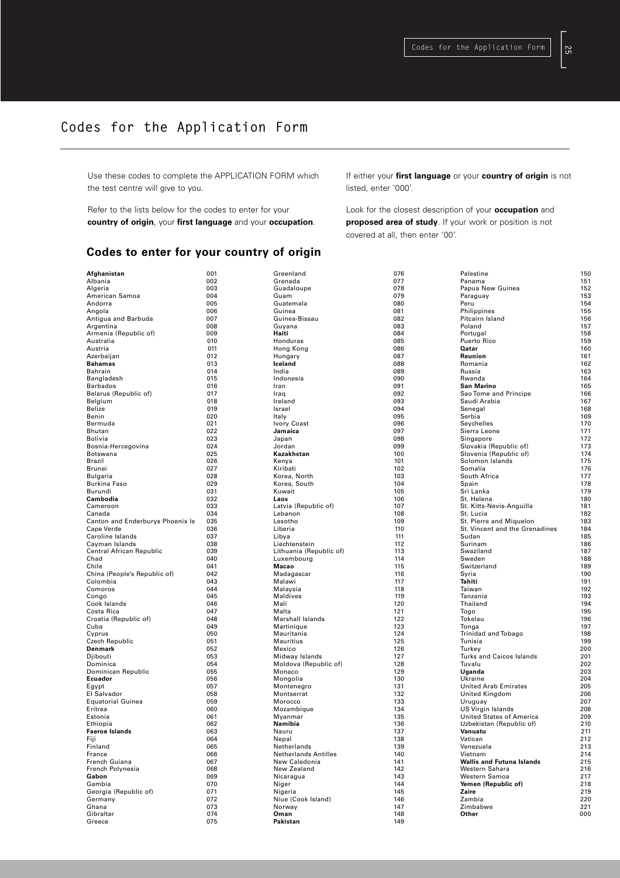# Codes for the Application Form

Use these codes to complete the APPLICATION FORM which the test centre will give to you.

Refer to the lists below for the codes to enter for your **country of origin**, your **first language** and your **occupation**.

If either your **first language** or your **country of origin** is not listed, enter '000'.

Look for the closest description of your **occupation** and **proposed area of study**. If your work or position is not covered at all, then enter '00'.

## Codes to enter for your country of origin

| Country | Code | Country | Code | Country | Code |
|---|---|---|---|---|---|
| **Afghanistan** | 001 | Greenland | 076 | Palestine | 150 |
| Albania | 002 | Grenada | 077 | Panama | 151 |
| Algeria | 003 | Guadaloupe | 078 | Papua New Guinea | 152 |
| American Samoa | 004 | Guam | 079 | Paraguay | 153 |
| Andorra | 005 | Guatemala | 080 | Peru | 154 |
| Angola | 006 | Guinea | 081 | Philippines | 155 |
| Antigua and Barbuda | 007 | Guinea-Bissau | 082 | Pitcairn Island | 156 |
| Argentina | 008 | Guyana | 083 | Poland | 157 |
| Armenia (Republic of) | 009 | **Haiti** | 084 | Portugal | 158 |
| Australia | 010 | Honduras | 085 | Puerto Rico | 159 |
| Austria | 011 | Hong Kong | 086 | **Qatar** | 160 |
| Azerbaijan | 012 | Hungary | 087 | **Reunion** | 161 |
| **Bahamas** | 013 | **Iceland** | 088 | Romania | 162 |
| Bahrain | 014 | India | 089 | Russia | 163 |
| Bangladesh | 015 | Indonesia | 090 | Rwanda | 164 |
| Barbados | 016 | Iran | 091 | **San Marino** | 165 |
| Belarus (Republic of) | 017 | Iraq | 092 | Sao Tome and Principe | 166 |
| Belgium | 018 | Ireland | 093 | Saudi Arabia | 167 |
| Belize | 019 | Israel | 094 | Senegal | 168 |
| Benin | 020 | Italy | 095 | Serbia | 169 |
| Bermuda | 021 | Ivory Coast | 096 | Seychelles | 170 |
| Bhutan | 022 | **Jamaica** | 097 | Sierra Leone | 171 |
| Bolivia | 023 | Japan | 098 | Singapore | 172 |
| Bosnia-Hercegovina | 024 | Jordan | 099 | Slovakia (Republic of) | 173 |
| Botswana | 025 | **Kazakhstan** | 100 | Slovenia (Republic of) | 174 |
| Brazil | 026 | Kenya | 101 | Solomon Islands | 175 |
| Brunei | 027 | Kiribati | 102 | Somalia | 176 |
| Bulgaria | 028 | Korea, North | 103 | South Africa | 177 |
| Burkina Faso | 029 | Korea, South | 104 | Spain | 178 |
| Burundi | 031 | Kuwait | 105 | Sri Lanka | 179 |
| **Cambodia** | 032 | **Laos** | 106 | St. Helena | 180 |
| Cameroon | 033 | Latvia (Republic of) | 107 | St. Kitts-Nevis-Anguilla | 181 |
| Canada | 034 | Lebanon | 108 | St. Lucia | 182 |
| Canton and Enderburys Phoenix Is | 035 | Lesotho | 109 | St. Pierre and Miquelon | 183 |
| Cape Verde | 036 | Liberia | 110 | St. Vincent and the Grenadines | 184 |
| Caroline Islands | 037 | Libya | 111 | Sudan | 185 |
| Cayman Islands | 038 | Liechtenstein | 112 | Surinam | 186 |
| Central African Republic | 039 | Lithuania (Republic of) | 113 | Swaziland | 187 |
| Chad | 040 | Luxembourg | 114 | Sweden | 188 |
| Chile | 041 | **Macao** | 115 | Switzerland | 189 |
| China (People's Republic of) | 042 | Madagascar | 116 | Syria | 190 |
| Colombia | 043 | Malawi | 117 | **Tahiti** | 191 |
| Comoros | 044 | Malaysia | 118 | Taiwan | 192 |
| Congo | 045 | Maldives | 119 | Tanzania | 193 |
| Cook Islands | 046 | Mali | 120 | Thailand | 194 |
| Costa Rica | 047 | Malta | 121 | Togo | 195 |
| Croatia (Republic of) | 048 | Marshall Islands | 122 | Tokelau | 196 |
| Cuba | 049 | Martinique | 123 | Tonga | 197 |
| Cyprus | 050 | Mauritania | 124 | Trinidad and Tobago | 198 |
| Czech Republic | 051 | Mauritius | 125 | Tunisia | 199 |
| **Denmark** | 052 | Mexico | 126 | Turkey | 200 |
| Djibouti | 053 | Midway Islands | 127 | Turks and Caicos Islands | 201 |
| Dominica | 054 | Moldova (Republic of) | 128 | Tuvalu | 202 |
| Dominican Republic | 055 | Monaco | 129 | **Uganda** | 203 |
| **Ecuador** | 056 | Mongolia | 130 | Ukraine | 204 |
| Egypt | 057 | Montenegro | 131 | United Arab Emirates | 205 |
| El Salvador | 058 | Montserrat | 132 | United Kingdom | 206 |
| Equatorial Guinea | 059 | Morocco | 133 | Uruguay | 207 |
| Eritrea | 060 | Mozambique | 134 | US Virgin Islands | 208 |
| Estonia | 061 | Myanmar | 135 | United States of America | 209 |
| Ethiopia | 062 | **Namibia** | 136 | Uzbekistan (Republic of) | 210 |
| **Faeroe Islands** | 063 | Nauru | 137 | **Vanuatu** | 211 |
| Fiji | 064 | Nepal | 138 | Vatican | 212 |
| Finland | 065 | Netherlands | 139 | Venezuela | 213 |
| France | 066 | Netherlands Antilles | 140 | Vietnam | 214 |
| French Guiana | 067 | New Caledonia | 141 | **Wallis and Futuna Islands** | 215 |
| French Polynesia | 068 | New Zealand | 142 | Western Sahara | 216 |
| **Gabon** | 069 | Nicaragua | 143 | Western Samoa | 217 |
| Gambia | 070 | Niger | 144 | **Yemen (Republic of)** | 218 |
| Georgia (Republic of) | 071 | Nigeria | 145 | **Zaire** | 219 |
| Germany | 072 | Niue (Cook Island) | 146 | Zambia | 220 |
| Ghana | 073 | Norway | 147 | Zimbabwe | 221 |
| Gibraltar | 074 | **Oman** | 148 | **Other** | 000 |
| Greece | 075 | **Pakistan** | 149 | | |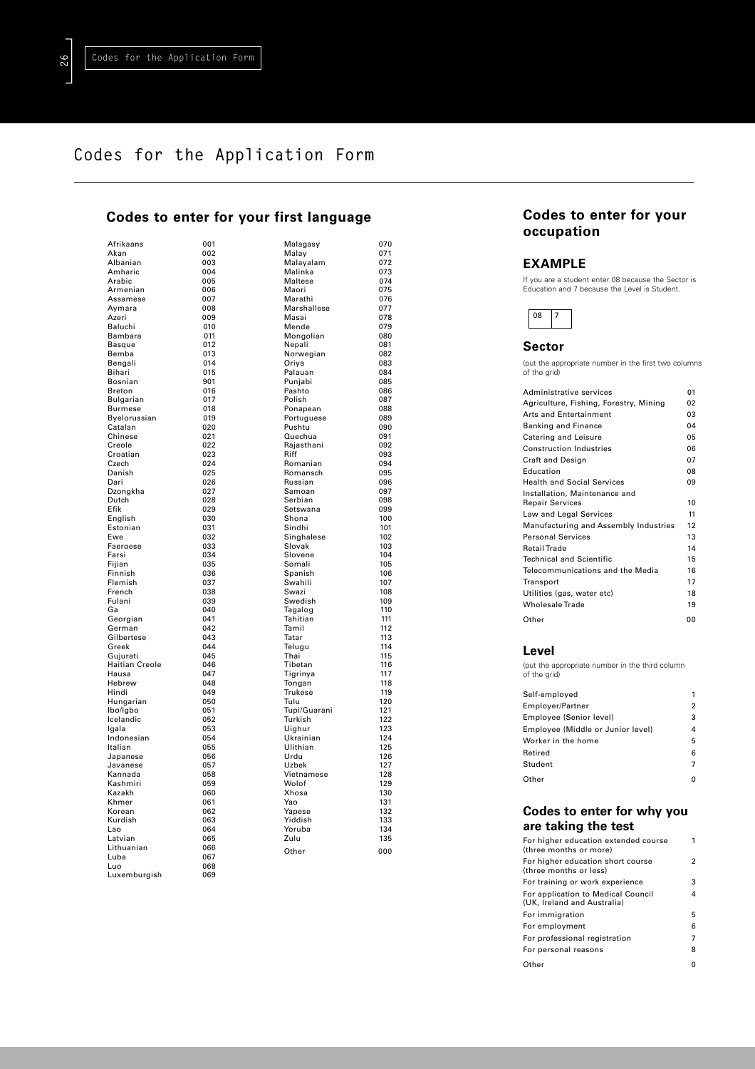# Codes for the Application Form

## Codes to enter for your first language

| Language | Code | Language | Code |
|---|---|---|---|
| Afrikaans | 001 | Malagasy | 070 |
| Akan | 002 | Malay | 071 |
| Albanian | 003 | Malayalam | 072 |
| Amharic | 004 | Malinka | 073 |
| Arabic | 005 | Maltese | 074 |
| Armenian | 006 | Maori | 075 |
| Assamese | 007 | Marathi | 076 |
| Aymara | 008 | Marshallese | 077 |
| Azeri | 009 | Masai | 078 |
| Baluchi | 010 | Mende | 079 |
| Bambara | 011 | Mongolian | 080 |
| Basque | 012 | Nepali | 081 |
| Bemba | 013 | Norwegian | 082 |
| Bengali | 014 | Oriya | 083 |
| Bihari | 015 | Palauan | 084 |
| Bosnian | 901 | Punjabi | 085 |
| Breton | 016 | Pashto | 086 |
| Bulgarian | 017 | Polish | 087 |
| Burmese | 018 | Ponapean | 088 |
| Byelorussian | 019 | Portuguese | 089 |
| Catalan | 020 | Pushtu | 090 |
| Chinese | 021 | Quechua | 091 |
| Creole | 022 | Rajasthani | 092 |
| Croatian | 023 | Riff | 093 |
| Czech | 024 | Romanian | 094 |
| Danish | 025 | Romansch | 095 |
| Dari | 026 | Russian | 096 |
| Dzongkha | 027 | Samoan | 097 |
| Dutch | 028 | Serbian | 098 |
| Efik | 029 | Setswana | 099 |
| English | 030 | Shona | 100 |
| Estonian | 031 | Sindhi | 101 |
| Ewe | 032 | Singhalese | 102 |
| Faeroese | 033 | Slovak | 103 |
| Farsi | 034 | Slovene | 104 |
| Fijian | 035 | Somali | 105 |
| Finnish | 036 | Spanish | 106 |
| Flemish | 037 | Swahili | 107 |
| French | 038 | Swazi | 108 |
| Fulani | 039 | Swedish | 109 |
| Ga | 040 | Tagalog | 110 |
| Georgian | 041 | Tahitian | 111 |
| German | 042 | Tamil | 112 |
| Gilbertese | 043 | Tatar | 113 |
| Greek | 044 | Telugu | 114 |
| Gujurati | 045 | Thai | 115 |
| Haitian Creole | 046 | Tibetan | 116 |
| Hausa | 047 | Tigrinya | 117 |
| Hebrew | 048 | Tongan | 118 |
| Hindi | 049 | Trukese | 119 |
| Hungarian | 050 | Tulu | 120 |
| Ibo/Igbo | 051 | Tupi/Guarani | 121 |
| Icelandic | 052 | Turkish | 122 |
| Igala | 053 | Uighur | 123 |
| Indonesian | 054 | Ukrainian | 124 |
| Italian | 055 | Ulithian | 125 |
| Japanese | 056 | Urdu | 126 |
| Javanese | 057 | Uzbek | 127 |
| Kannada | 058 | Vietnamese | 128 |
| Kashmiri | 059 | Wolof | 129 |
| Kazakh | 060 | Xhosa | 130 |
| Khmer | 061 | Yao | 131 |
| Korean | 062 | Yapese | 132 |
| Kurdish | 063 | Yiddish | 133 |
| Lao | 064 | Yoruba | 134 |
| Latvian | 065 | Zulu | 135 |
| Lithuanian | 066 | Other | 000 |
| Luba | 067 | | |
| Luo | 068 | | |
| Luxemburgish | 069 | | |

## Codes to enter for your occupation

### EXAMPLE

If you are a student enter 08 because the Sector is Education and 7 because the Level is Student.

| 08 | 7 |
|---|---|

### Sector

(put the appropriate number in the first two columns of the grid)

| Sector | Code |
|---|---|
| Administrative services | 01 |
| Agriculture, Fishing, Forestry, Mining | 02 |
| Arts and Entertainment | 03 |
| Banking and Finance | 04 |
| Catering and Leisure | 05 |
| Construction Industries | 06 |
| Craft and Design | 07 |
| Education | 08 |
| Health and Social Services | 09 |
| Installation, Maintenance and Repair Services | 10 |
| Law and Legal Services | 11 |
| Manufacturing and Assembly Industries | 12 |
| Personal Services | 13 |
| Retail Trade | 14 |
| Technical and Scientific | 15 |
| Telecommunications and the Media | 16 |
| Transport | 17 |
| Utilities (gas, water etc) | 18 |
| Wholesale Trade | 19 |
| Other | 00 |

### Level

(put the appropriate number in the third column of the grid)

| Level | Code |
|---|---|
| Self-employed | 1 |
| Employer/Partner | 2 |
| Employee (Senior level) | 3 |
| Employee (Middle or Junior level) | 4 |
| Worker in the home | 5 |
| Retired | 6 |
| Student | 7 |
| Other | 0 |

## Codes to enter for why you are taking the test

| Reason | Code |
|---|---|
| For higher education extended course (three months or more) | 1 |
| For higher education short course (three months or less) | 2 |
| For training or work experience | 3 |
| For application to Medical Council (UK, Ireland and Australia) | 4 |
| For immigration | 5 |
| For employment | 6 |
| For professional registration | 7 |
| For personal reasons | 8 |
| Other | 0 |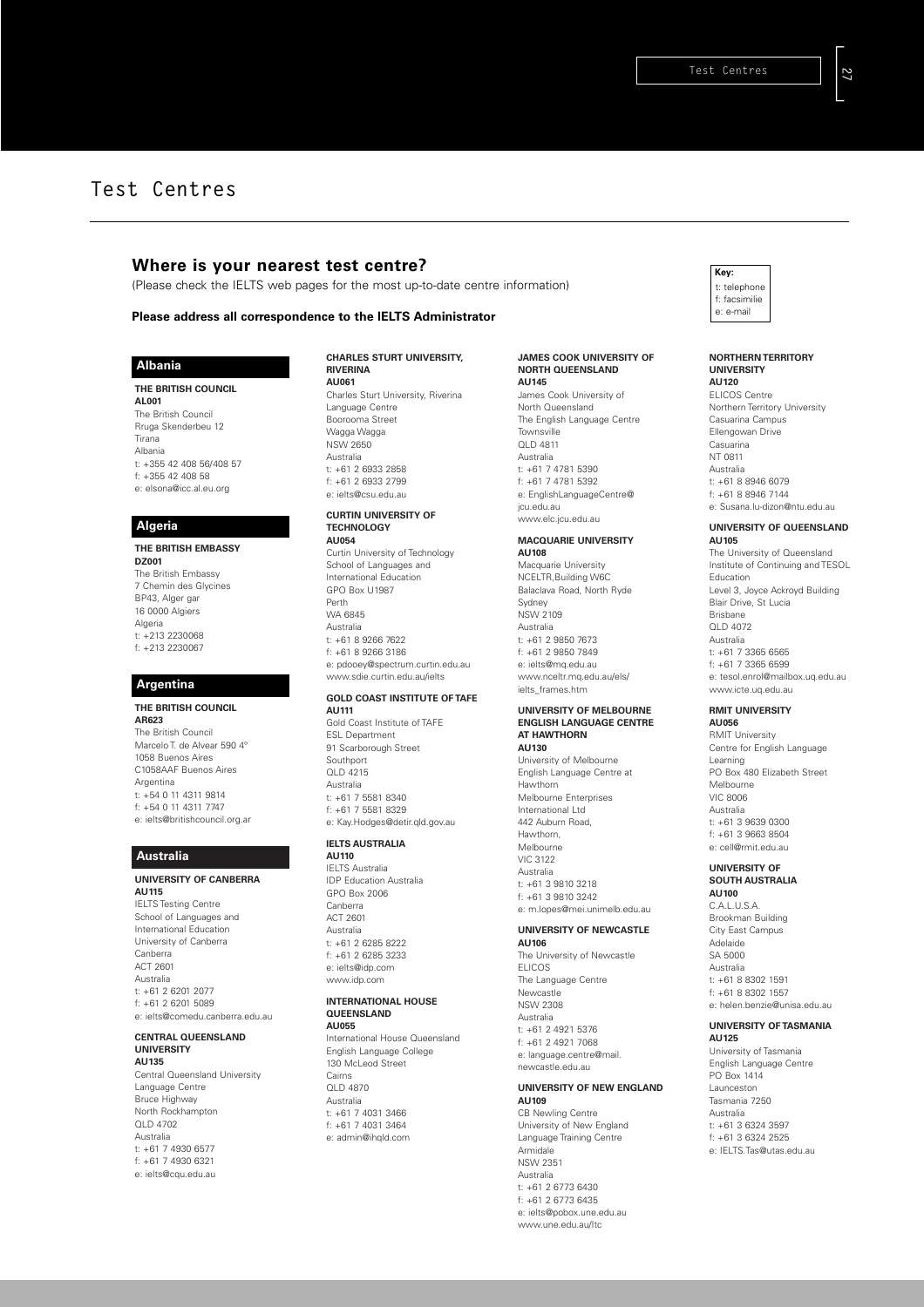# Test Centres

## Where is your nearest test centre?

(Please check the IELTS web pages for the most up-to-date centre information)

**Please address all correspondence to the IELTS Administrator**

**Key:**
t: telephone
f: facsimilie
e: e-mail

### Albania

**THE BRITISH COUNCIL**
**AL001**
The British Council
Rruga Skenderbeu 12
Tirana
Albania
t: +355 42 408 56/408 57
f: +355 42 408 58
e: elsona@icc.al.eu.org

### Algeria

**THE BRITISH EMBASSY**
**DZ001**
The British Embassy
7 Chemin des Glycines
BP43, Alger gar
16 0000 Algiers
Algeria
t: +213 2230068
f: +213 2230067

### Argentina

**THE BRITISH COUNCIL**
**AR623**
The British Council
Marcelo T. de Alvear 590 4°
1058 Buenos Aires
C1058AAF Buenos Aires
Argentina
t: +54 0 11 4311 9814
f: +54 0 11 4311 7747
e: ielts@britishcouncil.org.ar

### Australia

**UNIVERSITY OF CANBERRA**
**AU115**
IELTS Testing Centre
School of Languages and International Education
University of Canberra
Canberra
ACT 2601
Australia
t: +61 2 6201 2077
f: +61 2 6201 5089
e: ielts@comedu.canberra.edu.au

**CENTRAL QUEENSLAND UNIVERSITY**
**AU135**
Central Queensland University
Language Centre
Bruce Highway
North Rockhampton
QLD 4702
Australia
t: +61 7 4930 6577
f: +61 7 4930 6321
e: ielts@cqu.edu.au

**CHARLES STURT UNIVERSITY, RIVERINA**
**AU061**
Charles Sturt University, Riverina
Language Centre
Boorooma Street
Wagga Wagga
NSW 2650
Australia
t: +61 2 6933 2858
f: +61 2 6933 2799
e: ielts@csu.edu.au

**CURTIN UNIVERSITY OF TECHNOLOGY**
**AU054**
Curtin University of Technology
School of Languages and International Education
GPO Box U1987
Perth
WA 6845
Australia
t: +61 8 9266 7622
f: +61 8 9266 3186
e: pdooey@spectrum.curtin.edu.au
www.sdie.curtin.edu.au/ielts

**GOLD COAST INSTITUTE OF TAFE**
**AU111**
Gold Coast Institute of TAFE
ESL Department
91 Scarborough Street
Southport
QLD 4215
Australia
t: +61 7 5581 8340
f: +61 7 5581 8329
e: Kay.Hodges@detir.qld.gov.au

**IELTS AUSTRALIA**
**AU110**
IELTS Australia
IDP Education Australia
GPO Box 2006
Canberra
ACT 2601
Australia
t: +61 2 6285 8222
f: +61 2 6285 3233
e: ielts@idp.com
www.idp.com

**INTERNATIONAL HOUSE QUEENSLAND**
**AU055**
International House Queensland
English Language College
130 McLeod Street
Cairns
QLD 4870
Australia
t: +61 7 4031 3466
f: +61 7 4031 3464
e: admin@ihqld.com

**JAMES COOK UNIVERSITY OF NORTH QUEENSLAND**
**AU145**
James Cook University of North Queensland
The English Language Centre
Townsville
QLD 4811
Australia
t: +61 7 4781 5390
f: +61 7 4781 5392
e: EnglishLanguageCentre@jcu.edu.au
www.elc.jcu.edu.au

**MACQUARIE UNIVERSITY**
**AU108**
Macquarie University
NCELTR, Building W6C
Balaclava Road, North Ryde
Sydney
NSW 2109
Australia
t: +61 2 9850 7673
f: +61 2 9850 7849
e: ielts@mq.edu.au
www.nceltr.mq.edu.au/els/ielts_frames.htm

**UNIVERSITY OF MELBOURNE ENGLISH LANGUAGE CENTRE AT HAWTHORN**
**AU130**
University of Melbourne
English Language Centre at Hawthorn
Melbourne Enterprises International Ltd
442 Auburn Road,
Hawthorn,
Melbourne
VIC 3122
Australia
t: +61 3 9810 3218
f: +61 3 9810 3242
e: m.lopes@mei.unimelb.edu.au

**UNIVERSITY OF NEWCASTLE**
**AU106**
The University of Newcastle
ELICOS
The Language Centre
Newcastle
NSW 2308
Australia
t: +61 2 4921 5376
f: +61 2 4921 7068
e: language.centre@mail.newcastle.edu.au

**UNIVERSITY OF NEW ENGLAND**
**AU109**
CB Newling Centre
University of New England
Language Training Centre
Armidale
NSW 2351
Australia
t: +61 2 6773 6430
f: +61 2 6773 6435
e: ielts@pobox.une.edu.au
www.une.edu.au/ltc

**NORTHERN TERRITORY UNIVERSITY**
**AU120**
ELICOS Centre
Northern Territory University
Casuarina Campus
Ellengowan Drive
Casuarina
NT 0811
Australia
t: +61 8 8946 6079
f: +61 8 8946 7144
e: Susana.lu-dizon@ntu.edu.au

**UNIVERSITY OF QUEENSLAND**
**AU105**
The University of Queensland
Institute of Continuing and TESOL Education
Level 3, Joyce Ackroyd Building
Blair Drive, St Lucia
Brisbane
QLD 4072
Australia
t: +61 7 3365 6565
f: +61 7 3365 6599
e: tesol.enrol@mailbox.uq.edu.au
www.icte.uq.edu.au

**RMIT UNIVERSITY**
**AU056**
RMIT University
Centre for English Language Learning
PO Box 480 Elizabeth Street
Melbourne
VIC 8006
Australia
t: +61 3 9639 0300
f: +61 3 9663 8504
e: cell@rmit.edu.au

**UNIVERSITY OF SOUTH AUSTRALIA**
**AU100**
C.A.L.U.S.A.
Brookman Building
City East Campus
Adelaide
SA 5000
Australia
t: +61 8 8302 1591
f: +61 8 8302 1557
e: helen.benzie@unisa.edu.au

**UNIVERSITY OF TASMANIA**
**AU125**
University of Tasmania
English Language Centre
PO Box 1414
Launceston
Tasmania 7250
Australia
t: +61 3 6324 3597
f: +61 3 6324 2525
e: IELTS.Tas@utas.edu.au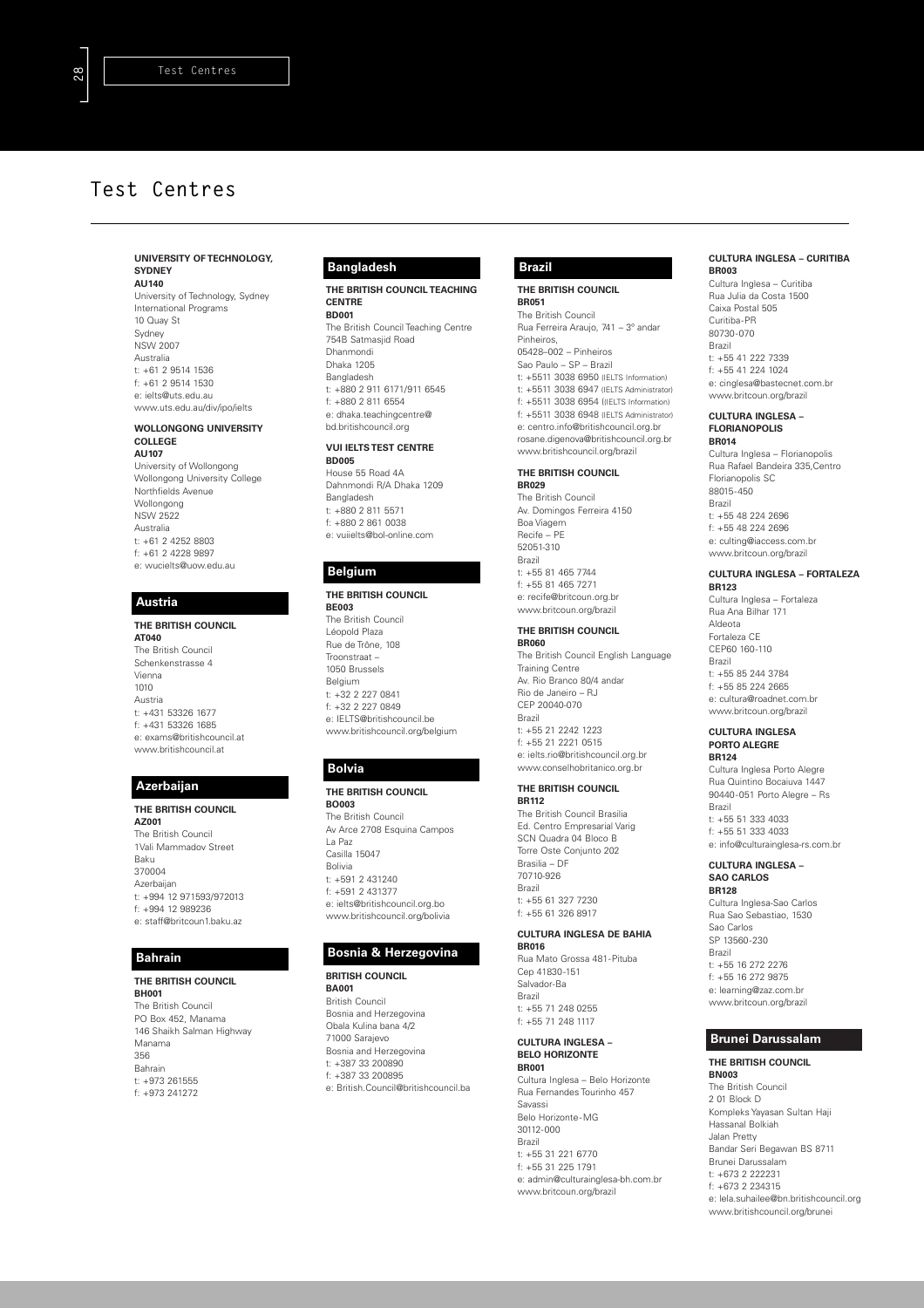# Test Centres

**UNIVERSITY OF TECHNOLOGY, SYDNEY**
**AU140**
University of Technology, Sydney
International Programs
10 Quay St
Sydney
NSW 2007
Australia
t: +61 2 9514 1536
f: +61 2 9514 1530
e: ielts@uts.edu.au
www.uts.edu.au/div/ipo/ielts

**WOLLONGONG UNIVERSITY COLLEGE**
**AU107**
University of Wollongong
Wollongong University College
Northfields Avenue
Wollongong
NSW 2522
Australia
t: +61 2 4252 8803
f: +61 2 4228 9897
e: wucielts@uow.edu.au

## Austria

**THE BRITISH COUNCIL**
**AT040**
The British Council
Schenkenstrasse 4
Vienna
1010
Austria
t: +431 53326 1677
f: +431 53326 1685
e: exams@britishcouncil.at
www.britishcouncil.at

## Azerbaijan

**THE BRITISH COUNCIL**
**AZ001**
The British Council
1Vali Mammadov Street
Baku
370004
Azerbaijan
t: +994 12 971593/972013
f: +994 12 989236
e: staff@britcoun1.baku.az

## Bahrain

**THE BRITISH COUNCIL**
**BH001**
The British Council
PO Box 452, Manama
146 Shaikh Salman Highway
Manama
356
Bahrain
t: +973 261555
f: +973 241272

## Bangladesh

**THE BRITISH COUNCIL TEACHING CENTRE**
**BD001**
The British Council Teaching Centre
754B Satmasjid Road
Dhanmondi
Dhaka 1205
Bangladesh
t: +880 2 911 6171/911 6545
f: +880 2 811 6554
e: dhaka.teachingcentre@bd.britishcouncil.org

**VUI IELTS TEST CENTRE**
**BD005**
House 55 Road 4A
Dahnmondi R/A Dhaka 1209
Bangladesh
t: +880 2 811 5571
f: +880 2 861 0038
e: vuiielts@bol-online.com

## Belgium

**THE BRITISH COUNCIL**
**BE003**
The British Council
Léopold Plaza
Rue de Trône, 108
Troonstraat –
1050 Brussels
Belgium
t: +32 2 227 0841
f: +32 2 227 0849
e: IELTS@britishcouncil.be
www.britishcouncil.org/belgium

## Bolvia

**THE BRITISH COUNCIL**
**BO003**
The British Council
Av Arce 2708 Esquina Campos
La Paz
Casilla 15047
Bolivia
t: +591 2 431240
f: +591 2 431377
e: ielts@britishcouncil.org.bo
www.britishcouncil.org/bolivia

## Bosnia & Herzegovina

**BRITISH COUNCIL**
**BA001**
British Council
Bosnia and Herzegovina
Obala Kulina bana 4/2
71000 Sarajevo
Bosnia and Herzegovina
t: +387 33 200890
f: +387 33 200895
e: British.Council@britishcouncil.ba

## Brazil

**THE BRITISH COUNCIL**
**BR051**
The British Council
Rua Ferreira Araujo, 741 – 3° andar
Pinheiros,
05428–002 – Pinheiros
Sao Paulo – SP – Brazil
t: +5511 3038 6950 (IELTS Information)
t: +5511 3038 6947 (IELTS Administrator)
f: +5511 3038 6954 (IELTS Information)
f: +5511 3038 6948 (IELTS Administrator)
e: centro.info@britishcouncil.org.br
rosane.digenova@britishcouncil.org.br
www.britishcouncil.org/brazil

**THE BRITISH COUNCIL**
**BR029**
The British Council
Av. Domingos Ferreira 4150
Boa Viagem
Recife – PE
52051-310
Brazil
t: +55 81 465 7744
f: +55 81 465 7271
e: recife@britcoun.org.br
www.britcoun.org/brazil

**THE BRITISH COUNCIL**
**BR060**
The British Council English Language Training Centre
Av. Rio Branco 80/4 andar
Rio de Janeiro – RJ
CEP 20040-070
Brazil
t: +55 21 2242 1223
f: +55 21 2221 0515
e: ielts.rio@britishcouncil.org.br
www.conselhobritanico.org.br

**THE BRITISH COUNCIL**
**BR112**
The British Council Brasilia
Ed. Centro Empresarial Varig
SCN Quadra 04 Bloco B
Torre Oste Conjunto 202
Brasilia – DF
70710-926
Brazil
t: +55 61 327 7230
f: +55 61 326 8917

**CULTURA INGLESA DE BAHIA**
**BR016**
Rua Mato Grossa 481-Pituba
Cep 41830-151
Salvador-Ba
Brazil
t: +55 71 248 0255
f: +55 71 248 1117

**CULTURA INGLESA – BELO HORIZONTE**
**BR001**
Cultura Inglesa – Belo Horizonte
Rua Fernandes Tourinho 457
Savassi
Belo Horizonte-MG
30112-000
Brazil
t: +55 31 221 6770
f: +55 31 225 1791
e: admin@culturainglesa-bh.com.br
www.britcoun.org/brazil

**CULTURA INGLESA – CURITIBA**
**BR003**
Cultura Inglesa – Curitiba
Rua Julia da Costa 1500
Caixa Postal 505
Curitiba-PR
80730-070
Brazil
t: +55 41 222 7339
f: +55 41 224 1024
e: cinglesa@bastecnet.com.br
www.britcoun.org/brazil

**CULTURA INGLESA – FLORIANOPOLIS**
**BR014**
Cultura Inglesa – Florianopolis
Rua Rafael Bandeira 335,Centro
Florianopolis SC
88015-450
Brazil
t: +55 48 224 2696
f: +55 48 224 2696
e: culting@iaccess.com.br
www.britcoun.org/brazil

**CULTURA INGLESA – FORTALEZA**
**BR123**
Cultura Inglesa – Fortaleza
Rua Ana Bilhar 171
Aldeota
Fortaleza CE
CEP60 160-110
Brazil
t: +55 85 244 3784
f: +55 85 224 2665
e: cultura@roadnet.com.br
www.britcoun.org/brazil

**CULTURA INGLESA PORTO ALEGRE**
**BR124**
Cultura Inglesa Porto Alegre
Rua Quintino Bocaiuva 1447
90440-051 Porto Alegre – Rs
Brazil
t: +55 51 333 4033
f: +55 51 333 4033
e: info@culturainglesa-rs.com.br

**CULTURA INGLESA – SAO CARLOS**
**BR128**
Cultura Inglesa-Sao Carlos
Rua Sao Sebastiao, 1530
Sao Carlos
SP 13560-230
Brazil
t: +55 16 272 2276
f: +55 16 272 9875
e: learning@zaz.com.br
www.britcoun.org/brazil

## Brunei Darussalam

**THE BRITISH COUNCIL**
**BN003**
The British Council
2 01 Block D
Kompleks Yayasan Sultan Haji Hassanal Bolkiah
Jalan Pretty
Bandar Seri Begawan BS 8711
Brunei Darussalam
t: +673 2 222231
f: +673 2 234315
e: lela.suhailee@bn.britishcouncil.org
www.britishcouncil.org/brunei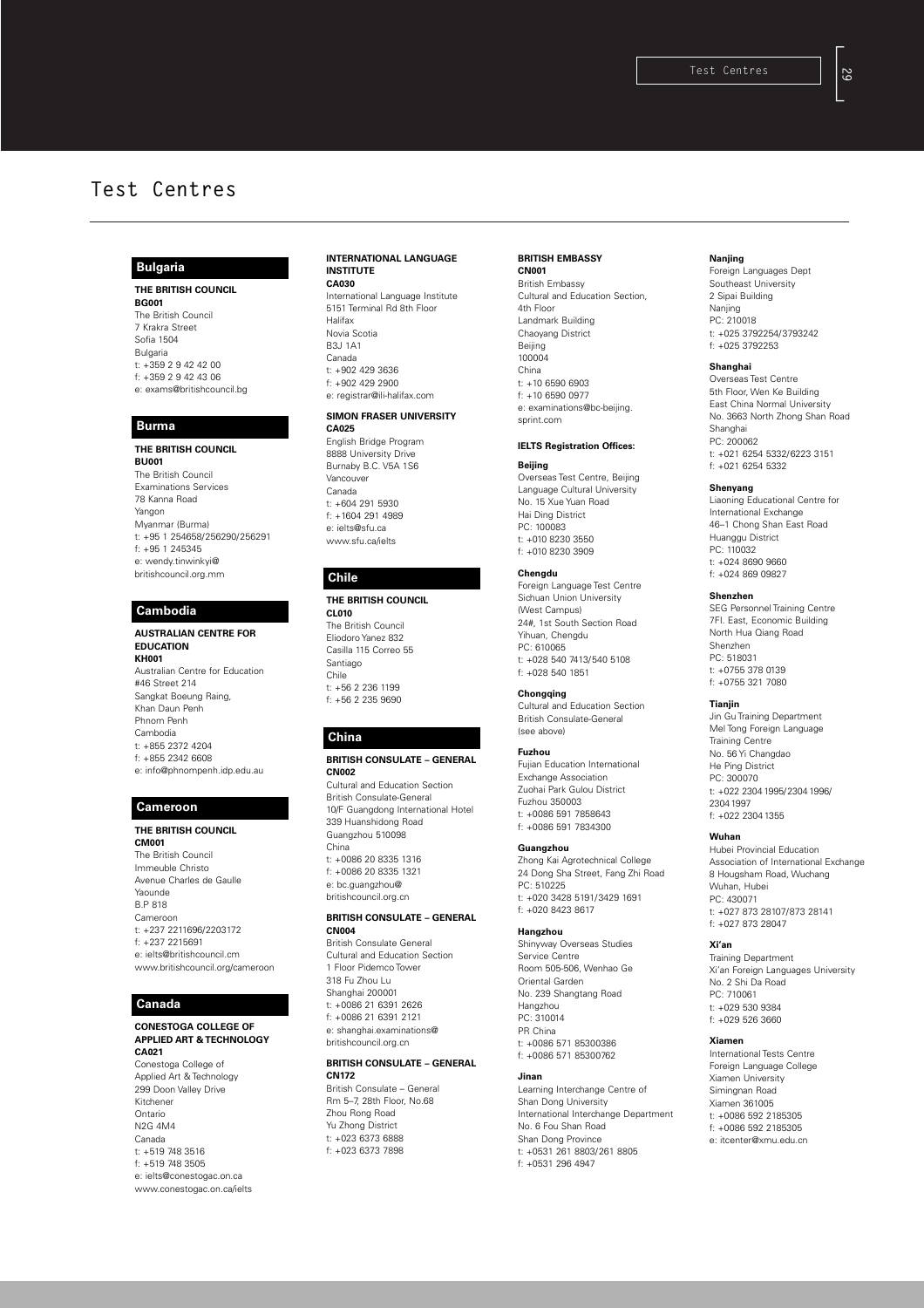# Test Centres

## Bulgaria

**THE BRITISH COUNCIL**
**BG001**
The British Council
7 Krakra Street
Sofia 1504
Bulgaria
t: +359 2 9 42 42 00
f: +359 2 9 42 43 06
e: exams@britishcouncil.bg

## Burma

**THE BRITISH COUNCIL**
**BU001**
The British Council
Examinations Services
78 Kanna Road
Yangon
Myanmar (Burma)
t: +95 1 254658/256290/256291
f: +95 1 245345
e: wendy.tinwinkyi@britishcouncil.org.mm

## Cambodia

**AUSTRALIAN CENTRE FOR EDUCATION**
**KH001**
Australian Centre for Education
#46 Street 214
Sangkat Boeung Raing,
Khan Daun Penh
Phnom Penh
Cambodia
t: +855 2372 4204
f: +855 2342 6608
e: info@phnompenh.idp.edu.au

## Cameroon

**THE BRITISH COUNCIL**
**CM001**
The British Council
Immeuble Christo
Avenue Charles de Gaulle
Yaounde
B.P 818
Cameroon
t: +237 2211696/2203172
f: +237 2215691
e: ielts@britishcouncil.cm
www.britishcouncil.org/cameroon

## Canada

**CONESTOGA COLLEGE OF APPLIED ART & TECHNOLOGY**
**CA021**
Conestoga College of Applied Art & Technology
299 Doon Valley Drive
Kitchener
Ontario
N2G 4M4
Canada
t: +519 748 3516
f: +519 748 3505
e: ielts@conestogac.on.ca
www.conestogac.on.ca/ielts

**INTERNATIONAL LANGUAGE INSTITUTE**
**CA030**
International Language Institute
5151 Terminal Rd 8th Floor
Halifax
Novia Scotia
B3J 1A1
Canada
t: +902 429 3636
f: +902 429 2900
e: registrar@ili-halifax.com

**SIMON FRASER UNIVERSITY**
**CA025**
English Bridge Program
8888 University Drive
Burnaby B.C. V5A 1S6
Vancouver
Canada
t: +604 291 5930
f: +1604 291 4989
e: ielts@sfu.ca
www.sfu.ca/ielts

## Chile

**THE BRITISH COUNCIL**
**CL010**
The British Council
Eliodoro Yanez 832
Casilla 115 Correo 55
Santiago
Chile
t: +56 2 236 1199
f: +56 2 235 9690

## China

**BRITISH CONSULATE – GENERAL**
**CN002**
Cultural and Education Section
British Consulate-General
10/F Guangdong International Hotel
339 Huanshidong Road
Guangzhou 510098
China
t: +0086 20 8335 1316
f: +0086 20 8335 1321
e: bc.guangzhou@britishcouncil.org.cn

**BRITISH CONSULATE – GENERAL**
**CN004**
British Consulate General
Cultural and Education Section
1 Floor Pidemco Tower
318 Fu Zhou Lu
Shanghai 200001
t: +0086 21 6391 2626
f: +0086 21 6391 2121
e: shanghai.examinations@britishcouncil.org.cn

**BRITISH CONSULATE – GENERAL**
**CN172**
British Consulate – General
Rm 5–7, 28th Floor, No.68
Zhou Rong Road
Yu Zhong District
t: +023 6373 6888
f: +023 6373 7898

**BRITISH EMBASSY**
**CN001**
British Embassy
Cultural and Education Section,
4th Floor
Landmark Building
Chaoyang District
Beijing
100004
China
t: +10 6590 6903
f: +10 6590 0977
e: examinations@bc-beijing.sprint.com

**IELTS Registration Offices:**

**Beijing**
Overseas Test Centre, Beijing Language Cultural University
No. 15 Xue Yuan Road
Hai Ding District
PC: 100083
t: +010 8230 3550
f: +010 8230 3909

**Chengdu**
Foreign Language Test Centre
Sichuan Union University
(West Campus)
24#, 1st South Section Road
Yihuan, Chengdu
PC: 610065
t: +028 540 7413/540 5108
f: +028 540 1851

**Chongqing**
Cultural and Education Section
British Consulate-General
(see above)

**Fuzhou**
Fujian Education International Exchange Association
Zuohai Park Gulou District
Fuzhou 350003
t: +0086 591 7858643
f: +0086 591 7834300

**Guangzhou**
Zhong Kai Agrotechnical College
24 Dong Sha Street, Fang Zhi Road
PC: 510225
t: +020 3428 5191/3429 1691
f: +020 8423 8617

**Hangzhou**
Shinyway Overseas Studies Service Centre
Room 505-506, Wenhao Ge
Oriental Garden
No. 239 Shangtang Road
Hangzhou
PC: 310014
PR China
t: +0086 571 85300386
f: +0086 571 85300762

**Jinan**
Learning Interchange Centre of Shan Dong University
International Interchange Department
No. 6 Fou Shan Road
Shan Dong Province
t: +0531 261 8803/261 8805
f: +0531 296 4947

**Nanjing**
Foreign Languages Dept
Southeast University
2 Sipai Building
Nanjing
PC: 210018
t: +025 3792254/3793242
f: +025 3792253

**Shanghai**
Overseas Test Centre
5th Floor, Wen Ke Building
East China Normal University
No. 3663 North Zhong Shan Road
Shanghai
PC: 200062
t: +021 6254 5332/6223 3151
f: +021 6254 5332

**Shenyang**
Liaoning Educational Centre for International Exchange
46–1 Chong Shan East Road
Huanggu District
PC: 110032
t: +024 8690 9660
f: +024 869 09827

**Shenzhen**
SEG Personnel Training Centre
7Fl. East, Economic Building
North Hua Qiang Road
Shenzhen
PC: 518031
t: +0755 378 0139
f: +0755 321 7080

**Tianjin**
Jin Gu Training Department
Mei Tong Foreign Language Training Centre
No. 56 Yi Changdao
He Ping District
PC: 300070
t: +022 2304 1995/2304 1996/2304 1997
f: +022 2304 1355

**Wuhan**
Hubei Provincial Education Association of International Exchange
8 Hougsham Road, Wuchang
Wuhan, Hubei
PC: 430071
t: +027 873 28107/873 28141
f: +027 873 28047

**Xi'an**
Training Department
Xi'an Foreign Languages University
No. 2 Shi Da Road
PC: 710061
t: +029 530 9384
f: +029 526 3660

**Xiamen**
International Tests Centre
Foreign Language College
Xiamen University
Simingnan Road
Xiamen 361005
t: +0086 592 2185305
f: +0086 592 2185305
e: itcenter@xmu.edu.cn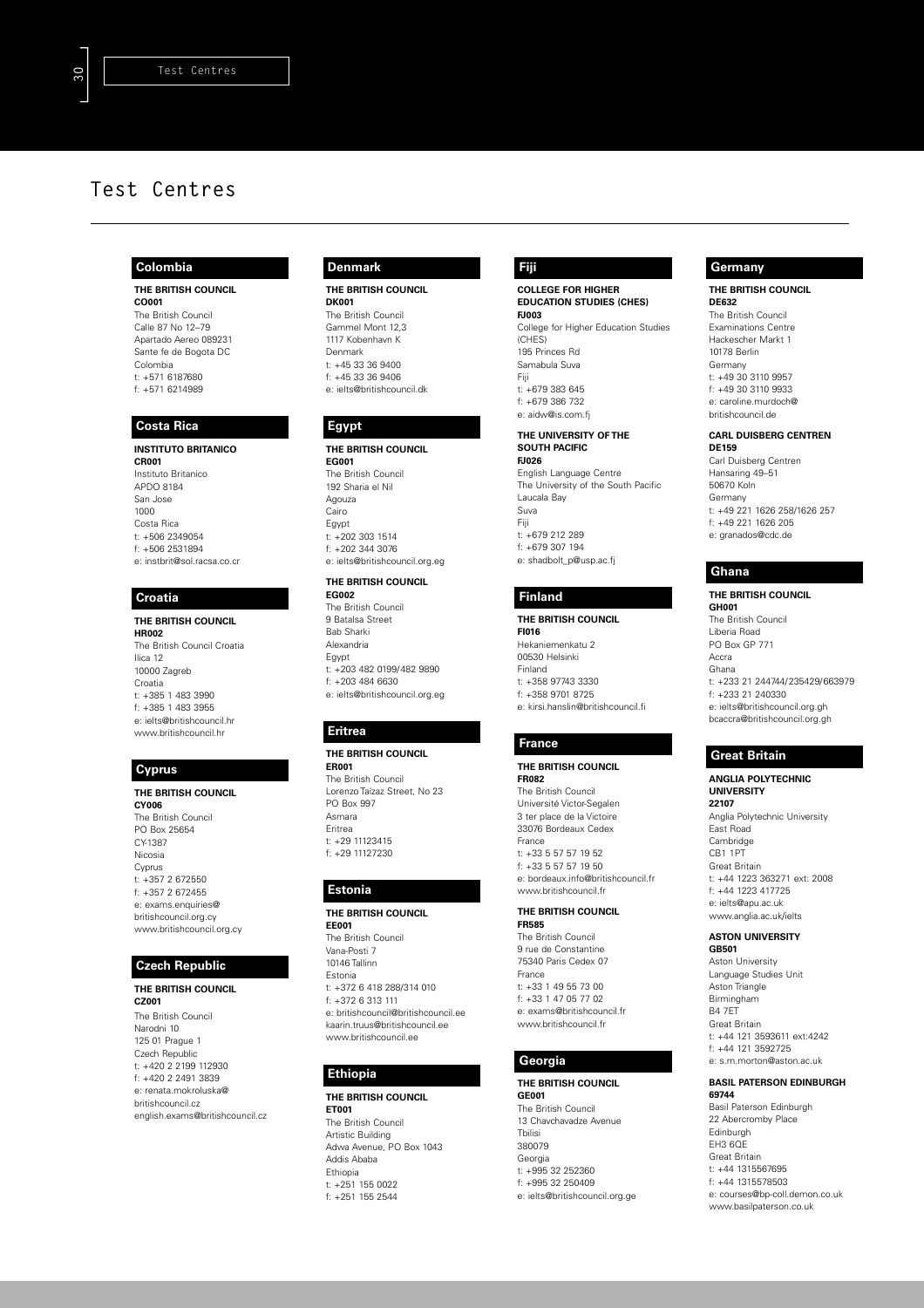# Test Centres

## Colombia

**THE BRITISH COUNCIL**
**CO001**
The British Council
Calle 87 No 12–79
Apartado Aereo 089231
Sante fe de Bogota DC
Colombia
t: +571 6187680
f: +571 6214989

## Costa Rica

**INSTITUTO BRITANICO**
**CR001**
Instituto Britanico
APDO 8184
San Jose
1000
Costa Rica
t: +506 2349054
f: +506 2531894
e: instbrit@sol.racsa.co.cr

## Croatia

**THE BRITISH COUNCIL**
**HR002**
The British Council Croatia
Ilica 12
10000 Zagreb
Croatia
t: +385 1 483 3990
f: +385 1 483 3955
e: ielts@britishcouncil.hr
www.britishcouncil.hr

## Cyprus

**THE BRITISH COUNCIL**
**CY006**
The British Council
PO Box 25654
CY-1387
Nicosia
Cyprus
t: +357 2 672550
f: +357 2 672455
e: exams.enquiries@britishcouncil.org.cy
www.britishcouncil.org.cy

## Czech Republic

**THE BRITISH COUNCIL**
**CZ001**
The British Council
Narodni 10
125 01 Prague 1
Czech Republic
t: +420 2 2199 112930
f: +420 2 2491 3839
e: renata.mokroluska@britishcouncil.cz
english.exams@britishcouncil.cz

## Denmark

**THE BRITISH COUNCIL**
**DK001**
The British Council
Gammel Mont 12,3
1117 Kobenhavn K
Denmark
t: +45 33 36 9400
f: +45 33 36 9406
e: ielts@britishcouncil.dk

## Egypt

**THE BRITISH COUNCIL**
**EG001**
The British Council
192 Sharia el Nil
Agouza
Cairo
Egypt
t: +202 303 1514
f: +202 344 3076
e: ielts@britishcouncil.org.eg

**THE BRITISH COUNCIL**
**EG002**
The British Council
9 Batalsa Street
Bab Sharki
Alexandria
Egypt
t: +203 482 0199/482 9890
f: +203 484 6630
e: ielts@britishcouncil.org.eg

## Eritrea

**THE BRITISH COUNCIL**
**ER001**
The British Council
Lorenzo Taízaz Street, No 23
PO Box 997
Asmara
Eritrea
t: +29 11123415
f: +29 11127230

## Estonia

**THE BRITISH COUNCIL**
**EE001**
The British Council
Vana-Posti 7
10146 Tallinn
Estonia
t: +372 6 418 288/314 010
f: +372 6 313 111
e: britishcouncil@britishcouncil.ee
kaarin.truus@britishcouncil.ee
www.britishcouncil.ee

## Ethiopia

**THE BRITISH COUNCIL**
**ET001**
The British Council
Artistic Building
Adwa Avenue, PO Box 1043
Addis Ababa
Ethiopia
t: +251 155 0022
f: +251 155 2544

## Fiji

**COLLEGE FOR HIGHER EDUCATION STUDIES (CHES)**
**FJ003**
College for Higher Education Studies (CHES)
195 Princes Rd
Samabula Suva
Fiji
t: +679 383 645
f: +679 386 732
e: aidw@is.com.fj

**THE UNIVERSITY OF THE SOUTH PACIFIC**
**FJ026**
English Language Centre
The University of the South Pacific
Laucala Bay
Suva
Fiji
t: +679 212 289
f: +679 307 194
e: shadbolt_p@usp.ac.fj

## Finland

**THE BRITISH COUNCIL**
**FI016**
Hekaniemenkatu 2
00530 Helsinki
Finland
t: +358 97743 3330
f: +358 9701 8725
e: kirsi.hanslin@britishcouncil.fi

## France

**THE BRITISH COUNCIL**
**FR082**
The British Council
Université Victor-Segalen
3 ter place de la Victoire
33076 Bordeaux Cedex
France
t: +33 5 57 57 19 52
f: +33 5 57 57 19 50
e: bordeaux.info@britishcouncil.fr
www.britishcouncil.fr

**THE BRITISH COUNCIL**
**FR585**
The British Council
9 rue de Constantine
75340 Paris Cedex 07
France
t: +33 1 49 55 73 00
f: +33 1 47 05 77 02
e: exams@britishcouncil.fr
www.britishcouncil.fr

## Georgia

**THE BRITISH COUNCIL**
**GE001**
The British Council
13 Chavchavadze Avenue
Tbilisi
380079
Georgia
t: +995 32 252360
f: +995 32 250409
e: ielts@britishcouncil.org.ge

## Germany

**THE BRITISH COUNCIL**
**DE632**
The British Council
Examinations Centre
Hackescher Markt 1
10178 Berlin
Germany
t: +49 30 3110 9957
f: +49 30 3110 9933
e: caroline.murdoch@britishcouncil.de

**CARL DUISBERG CENTREN**
**DE159**
Carl Duisberg Centren
Hansaring 49–51
50670 Koln
Germany
t: +49 221 1626 258/1626 257
f: +49 221 1626 205
e: granados@cdc.de

## Ghana

**THE BRITISH COUNCIL**
**GH001**
The British Council
Liberia Road
PO Box GP 771
Accra
Ghana
t: +233 21 244744/235429/663979
f: +233 21 240330
e: ielts@britishcouncil.org.gh
bcaccra@britishcouncil.org.gh

## Great Britain

**ANGLIA POLYTECHNIC UNIVERSITY**
**22107**
Anglia Polytechnic University
East Road
Cambridge
CB1 1PT
Great Britain
t: +44 1223 363271 ext: 2008
f: +44 1223 417725
e: ielts@apu.ac.uk
www.anglia.ac.uk/ielts

**ASTON UNIVERSITY**
**GB501**
Aston University
Language Studies Unit
Aston Triangle
Birmingham
B4 7ET
Great Britain
t: +44 121 3593611 ext:4242
f: +44 121 3592725
e: s.m.morton@aston.ac.uk

**BASIL PATERSON EDINBURGH**
**69744**
Basil Paterson Edinburgh
22 Abercromby Place
Edinburgh
EH3 6QE
Great Britain
t: +44 1315567695
f: +44 1315578503
e: courses@bp-coll.demon.co.uk
www.basilpaterson.co.uk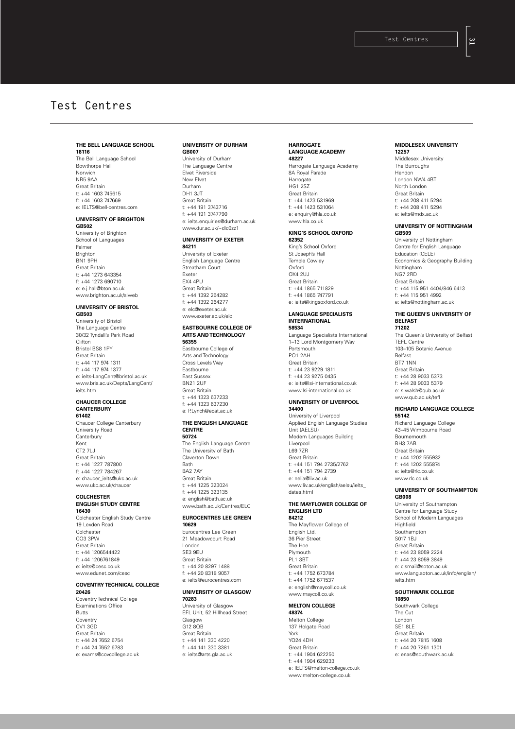# Test Centres

**THE BELL LANGUAGE SCHOOL**
**18116**
The Bell Language School
Bowthorpe Hall
Norwich
NR5 9AA
Great Britain
t: +44 1603 745615
f: +44 1603 747669
e: IELTS@bell-centres.com

**UNIVERSITY OF BRIGHTON**
**GB502**
University of Brighton
School of Languages
Falmer
Brighton
BN1 9PH
Great Britain
t: +44 1273 643354
f: +44 1273 690710
e: e.j.hall@bton.ac.uk
www.brighton.ac.uk/slweb

**UNIVERSITY OF BRISTOL**
**GB503**
University of Bristol
The Language Centre
30/32 Tyndall's Park Road
Clifton
Bristol BS8 1PY
Great Britain
t: +44 117 974 1311
f: +44 117 974 1377
e: ielts-LangCent@bristol.ac.uk
www.bris.ac.uk/Depts/LangCent/ielts.htm

**CHAUCER COLLEGE CANTERBURY**
**61402**
Chaucer College Canterbury
University Road
Canterbury
Kent
CT2 7LJ
Great Britain
t: +44 1227 787800
f: +44 1227 784267
e: chaucer_ielts@ukc.ac.uk
www.ukc.ac.uk/chaucer

**COLCHESTER ENGLISH STUDY CENTRE**
**16430**
Colchester English Study Centre
19 Lexden Road
Colchester
CO3 3PW
Great Britain
t: +44 1206544422
f: +44 1206761849
e: ielts@cesc.co.uk
www.edunet.com/cesc

**COVENTRY TECHNICAL COLLEGE**
**20426**
Coventry Technical College
Examinations Office
Butts
Coventry
CV1 3GD
Great Britain
t: +44 24 7652 6754
f: +44 24 7652 6783
e: exams@covcollege.ac.uk

**UNIVERSITY OF DURHAM**
**GB007**
University of Durham
The Language Centre
Elvet Riverside
New Elvet
Durham
DH1 3JT
Great Britain
t: +44 191 3743716
f: +44 191 3747790
e: ielts.enquiries@durham.ac.uk
www.dur.ac.uk/~dlc0zz1

**UNIVERSITY OF EXETER**
**84211**
University of Exeter
English Language Centre
Streatham Court
Exeter
EX4 4PU
Great Britain
t: +44 1392 264282
f: +44 1392 264277
e: elc@exeter.ac.uk
www.exeter.ac.uk/elc

**EASTBOURNE COLLEGE OF ARTS AND TECHNOLOGY**
**56355**
Eastbourne College of Arts and Technology
Cross Levels Way
Eastbourne
East Sussex
BN21 2UF
Great Britain
t: +44 1323 637233
f: +44 1323 637230
e: P.Lynch@ecat.ac.uk

**THE ENGLISH LANGUAGE CENTRE**
**50724**
The English Language Centre
The University of Bath
Claverton Down
Bath
BA2 7AY
Great Britain
t: +44 1225 323024
f: +44 1225 323135
e: english@bath.ac.uk
www.bath.ac.uk/Centres/ELC

**EUROCENTRES LEE GREEN**
**10629**
Eurocentres Lee Green
21 Meadowcourt Road
London
SE3 9EU
Great Britain
t: +44 20 8297 1488
f: +44 20 8318 9057
e: ielts@eurocentres.com

**UNIVERSITY OF GLASGOW**
**70283**
University of Glasgow
EFL Unit, 52 Hillhead Street
Glasgow
G12 8QB
Great Britain
t: +44 141 330 4220
f: +44 141 330 3381
e: ielts@arts.gla.ac.uk

**HARROGATE LANGUAGE ACADEMY**
**48227**
Harrogate Language Academy
8A Royal Parade
Harrogate
HG1 2SZ
Great Britain
t: +44 1423 531969
f: +44 1423 531064
e: enquiry@hla.co.uk
www.hla.co.uk

**KING'S SCHOOL OXFORD**
**62352**
King's School Oxford
St Joseph's Hall
Temple Cowley
Oxford
OX4 2UJ
Great Britain
t: +44 1865 711829
f: +44 1865 747791
e: ielts@kingsoxford.co.uk

**LANGUAGE SPECIALISTS INTERNATIONAL**
**58534**
Language Specialists International
1–13 Lord Montgomery Way
Portsmouth
PO1 2AH
Great Britain
t: +44 23 9229 1811
f: +44 23 9275 0435
e: ielts@lsi-international.co.uk
www.lsi-international.co.uk

**UNIVERSITY OF LIVERPOOL**
**34400**
University of Liverpool
Applied English Language Studies Unit (AELSU)
Modern Languages Building
Liverpool
L69 7ZR
Great Britain
t: +44 151 794 2735/2762
f: +44 151 794 2739
e: nelia@liv.ac.uk
www.liv.ac.uk/english/aelsu/ielts_dates.html

**THE MAYFLOWER COLLEGE OF ENGLISH LTD**
**84212**
The Mayflower College of English Ltd.
36 Pier Street
The Hoe
Plymouth
PL1 3BT
Great Britain
t: +44 1752 673784
f: +44 1752 671537
e: english@maycoll.co.uk
www.maycoll.co.uk

**MELTON COLLEGE**
**48374**
Melton College
137 Holgate Road
York
YO24 4DH
Great Britain
t: +44 1904 622250
f: +44 1904 629233
e: IELTS@melton-college.co.uk
www.melton-college.co.uk

**MIDDLESEX UNIVERSITY**
**12257**
Middlesex University
The Burroughs
Hendon
London NW4 4BT
North London
Great Britain
t: +44 208 411 5294
f: +44 208 411 5294
e: ielts@mdx.ac.uk

**UNIVERSITY OF NOTTINGHAM**
**GB509**
University of Nottingham
Centre for English Language Education (CELE)
Economics & Geography Building
Nottingham
NG7 2RD
Great Britain
t: +44 115 951 4404/846 6413
f: +44 115 951 4992
e: ielts@nottingham.ac.uk

**THE QUEEN'S UNIVERSITY OF BELFAST**
**71202**
The Queen's University of Belfast
TEFL Centre
103–105 Botanic Avenue
Belfast
BT7 1NN
Great Britain
t: +44 28 9033 5373
f: +44 28 9033 5379
e: s.walsh@qub.ac.uk
www.qub.ac.uk/tefl

**RICHARD LANGUAGE COLLEGE**
**55142**
Richard Language College
43–45 Wimbourne Road
Bournemouth
BH3 7AB
Great Britain
t: +44 1202 555932
f: +44 1202 555874
e: ielts@rlc.co.uk
www.rlc.co.uk

**UNIVERSITY OF SOUTHAMPTON**
**GB008**
University of Southampton
Centre for Language Study
School of Modern Languages
Highfield
Southampton
S017 1BJ
Great Britain
t: +44 23 8059 2224
f: +44 23 8059 3849
e: clsmail@soton.ac.uk
www.lang.soton.ac.uk/info/english/ielts.htm

**SOUTHWARK COLLEGE**
**10850**
Southwark College
The Cut
London
SE1 8LE
Great Britain
t: +44 20 7815 1608
f: +44 20 7261 1301
e: enas@southwark.ac.uk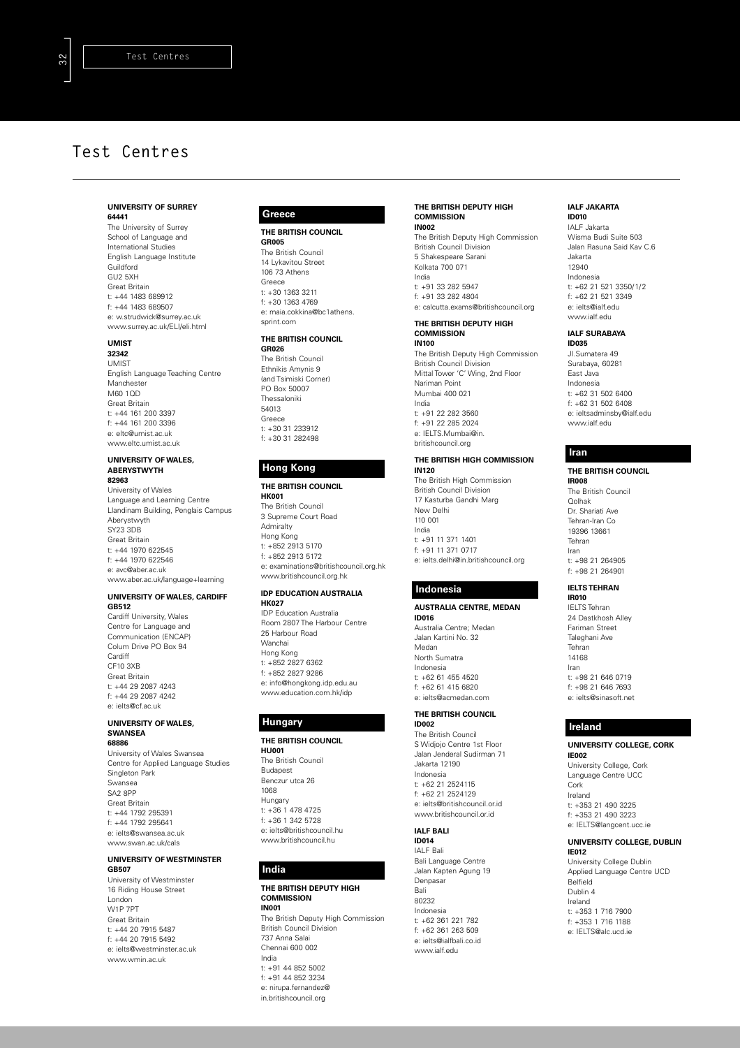# Test Centres

**UNIVERSITY OF SURREY**
**64441**
The University of Surrey
School of Language and International Studies
English Language Institute
Guildford
GU2 5XH
Great Britain
t: +44 1483 689912
f: +44 1483 689507
e: w.strudwick@surrey.ac.uk
www.surrey.ac.uk/ELI/eli.html

**UMIST**
**32342**
UMIST
English Language Teaching Centre
Manchester
M60 1QD
Great Britain
t: +44 161 200 3397
f: +44 161 200 3396
e: eltc@umist.ac.uk
www.eltc.umist.ac.uk

**UNIVERSITY OF WALES, ABERYSTWYTH**
**82963**
University of Wales
Language and Learning Centre
Llandinam Building, Penglais Campus
Aberystwyth
SY23 3DB
Great Britain
t: +44 1970 622545
f: +44 1970 622546
e: avc@aber.ac.uk
www.aber.ac.uk/language+learning

**UNIVERSITY OF WALES, CARDIFF**
**GB512**
Cardiff University, Wales
Centre for Language and Communication (ENCAP)
Colum Drive PO Box 94
Cardiff
CF10 3XB
Great Britain
t: +44 29 2087 4243
f: +44 29 2087 4242
e: ielts@cf.ac.uk

**UNIVERSITY OF WALES, SWANSEA**
**68886**
University of Wales Swansea
Centre for Applied Language Studies
Singleton Park
Swansea
SA2 8PP
Great Britain
t: +44 1792 295391
f: +44 1792 295641
e: ielts@swansea.ac.uk
www.swan.ac.uk/cals

**UNIVERSITY OF WESTMINSTER**
**GB507**
University of Westminster
16 Riding House Street
London
W1P 7PT
Great Britain
t: +44 20 7915 5487
f: +44 20 7915 5492
e: ielts@westminster.ac.uk
www.wmin.ac.uk

## Greece

**THE BRITISH COUNCIL**
**GR005**
The British Council
14 Lykavitou Street
106 73 Athens
Greece
t: +30 1363 3211
f: +30 1363 4769
e: maia.cokkina@bc1athens.sprint.com

**THE BRITISH COUNCIL**
**GR026**
The British Council
Ethnikis Amynis 9
(and Tsimiski Corner)
PO Box 50007
Thessaloniki
54013
Greece
t: +30 31 233912
f: +30 31 282498

## Hong Kong

**THE BRITISH COUNCIL**
**HK001**
The British Council
3 Supreme Court Road
Admiralty
Hong Kong
t: +852 2913 5170
f: +852 2913 5172
e: examinations@britishcouncil.org.hk
www.britishcouncil.org.hk

**IDP EDUCATION AUSTRALIA**
**HK027**
IDP Education Australia
Room 2807 The Harbour Centre
25 Harbour Road
Wanchai
Hong Kong
t: +852 2827 6362
f: +852 2827 9286
e: info@hongkong.idp.edu.au
www.education.com.hk/idp

## Hungary

**THE BRITISH COUNCIL**
**HU001**
The British Council
Budapest
Benczur utca 26
1068
Hungary
t: +36 1 478 4725
f: +36 1 342 5728
e: ielts@britishcouncil.hu
www.britishcouncil.hu

## India

**THE BRITISH DEPUTY HIGH COMMISSION**
**IN001**
The British Deputy High Commission
British Council Division
737 Anna Salai
Chennai 600 002
India
t: +91 44 852 5002
f: +91 44 852 3234
e: nirupa.fernandez@in.britishcouncil.org

**THE BRITISH DEPUTY HIGH COMMISSION**
**IN002**
The British Deputy High Commission
British Council Division
5 Shakespeare Sarani
Kolkata 700 071
India
t: +91 33 282 5947
f: +91 33 282 4804
e: calcutta.exams@britishcouncil.org

**THE BRITISH DEPUTY HIGH COMMISSION**
**IN100**
The British Deputy High Commission
British Council Division
Mittal Tower 'C' Wing, 2nd Floor
Nariman Point
Mumbai 400 021
India
t: +91 22 282 3560
f: +91 22 285 2024
e: IELTS.Mumbai@in.britishcouncil.org

**THE BRITISH HIGH COMMISSION**
**IN120**
The British High Commission
British Council Division
17 Kasturba Gandhi Marg
New Delhi
110 001
India
t: +91 11 371 1401
f: +91 11 371 0717
e: ielts.delhi@in.britishcouncil.org

## Indonesia

**AUSTRALIA CENTRE, MEDAN**
**ID016**
Australia Centre; Medan
Jalan Kartini No. 32
Medan
North Sumatra
Indonesia
t: +62 61 455 4520
f: +62 61 415 6820
e: ielts@acmedan.com

**THE BRITISH COUNCIL**
**ID002**
The British Council
S Widjojo Centre 1st Floor
Jalan Jenderal Sudirman 71
Jakarta 12190
Indonesia
t: +62 21 2524115
f: +62 21 2524129
e: ielts@britishcouncil.or.id
www.britishcouncil.or.id

**IALF BALI**
**ID014**
IALF Bali
Bali Language Centre
Jalan Kapten Agung 19
Denpasar
Bali
80232
Indonesia
t: +62 361 221 782
f: +62 361 263 509
e: ielts@ialfbali.co.id
www.ialf.edu

**IALF JAKARTA**
**ID010**
IALF Jakarta
Wisma Budi Suite 503
Jalan Rasuna Said Kav C.6
Jakarta
12940
Indonesia
t: +62 21 521 3350/1/2
f: +62 21 521 3349
e: ielts@ialf.edu
www.ialf.edu

**IALF SURABAYA**
**ID035**
Jl.Sumatera 49
Surabaya, 60281
East Java
Indonesia
t: +62 31 502 6400
f: +62 31 502 6408
e: ieltsadminsby@ialf.edu
www.ialf.edu

## Iran

**THE BRITISH COUNCIL**
**IR008**
The British Council
Qolhak
Dr. Shariati Ave
Tehran-Iran Co
19396 13661
Tehran
Iran
t: +98 21 264905
f: +98 21 264901

**IELTS TEHRAN**
**IR010**
IELTS Tehran
24 Dastkhosh Alley
Fariman Street
Taleghani Ave
Tehran
14168
Iran
t: +98 21 646 0719
f: +98 21 646 7693
e: ielts@sinasoft.net

## Ireland

**UNIVERSITY COLLEGE, CORK**
**IE002**
University College, Cork
Language Centre UCC
Cork
Ireland
t: +353 21 490 3225
f: +353 21 490 3223
e: IELTS@langcent.ucc.ie

**UNIVERSITY COLLEGE, DUBLIN**
**IE012**
University College Dublin
Applied Language Centre UCD
Belfield
Dublin 4
Ireland
t: +353 1 716 7900
f: +353 1 716 1188
e: IELTS@alc.ucd.ie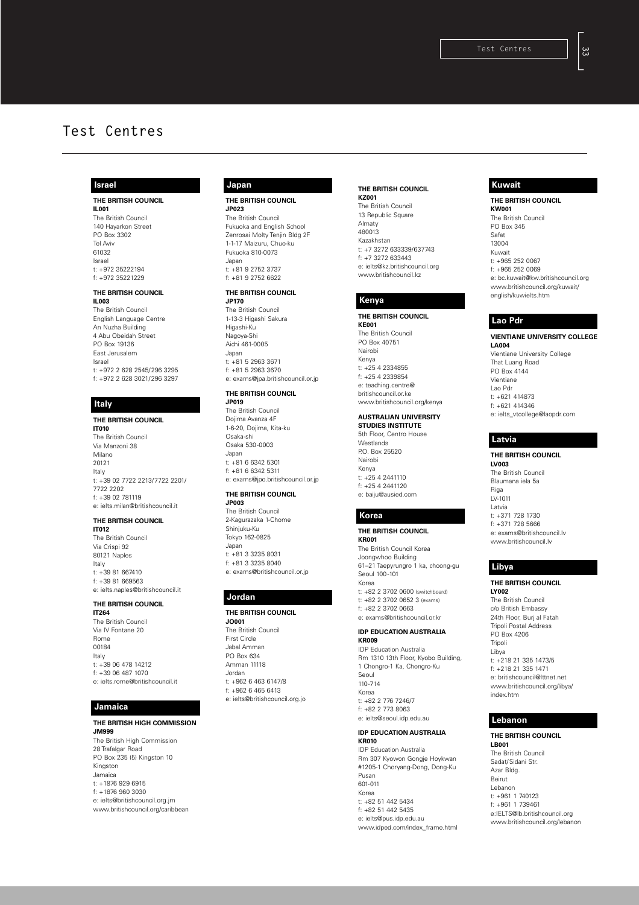# Test Centres

## Israel

**THE BRITISH COUNCIL**
**IL001**
The British Council
140 Hayarkon Street
PO Box 3302
Tel Aviv
61032
Israel
t: +972 35222194
f: +972 35221229

**THE BRITISH COUNCIL**
**IL003**
The British Council
English Language Centre
An Nuzha Building
4 Abu Obeidah Street
PO Box 19136
East Jerusalem
Israel
t: +972 2 628 2545/296 3295
f: +972 2 628 3021/296 3297

## Italy

**THE BRITISH COUNCIL**
**IT010**
The British Council
Via Manzoni 38
Milano
20121
Italy
t: +39 02 7722 2213/7722 2201/7722 2202
f: +39 02 781119
e: ielts.milan@britishcouncil.it

**THE BRITISH COUNCIL**
**IT012**
The British Council
Via Crispi 92
80121 Naples
Italy
t: +39 81 667410
f: +39 81 669563
e: ielts.naples@britishcouncil.it

**THE BRITISH COUNCIL**
**IT264**
The British Council
Via IV Fontane 20
Rome
00184
Italy
t: +39 06 478 14212
f: +39 06 487 1070
e: ielts.rome@britishcouncil.it

## Jamaica

**THE BRITISH HIGH COMMISSION**
**JM999**
The British High Commission
28 Trafalgar Road
PO Box 235 (5) Kingston 10
Kingston
Jamaica
t: +1876 929 6915
f: +1876 960 3030
e: ielts@britishcouncil.org.jm
www.britishcouncil.org/caribbean

## Japan

**THE BRITISH COUNCIL**
**JP023**
The British Council
Fukuoka and English School
Zenrosai Molty Tenjin Bldg 2F
1-1-17 Maizuru, Chuo-ku
Fukuoka 810-0073
Japan
t: +81 9 2752 3737
f: +81 9 2752 6622

**THE BRITISH COUNCIL**
**JP170**
The British Council
1-13-3 Higashi Sakura
Higashi-Ku
Nagoya-Shi
Aichi 461-0005
Japan
t: +81 5 2963 3671
f: +81 5 2963 3670
e: exams@jpa.britishcouncil.or.jp

**THE BRITISH COUNCIL**
**JP019**
The British Council
Dojima Avanza 4F
1-6-20, Dojima, Kita-ku
Osaka-shi
Osaka 530-0003
Japan
t: +81 6 6342 5301
f: +81 6 6342 5311
e: exams@jpo.britishcouncil.or.jp

**THE BRITISH COUNCIL**
**JP003**
The British Council
2-Kagurazaka 1-Chome
Shinjuku-Ku
Tokyo 162-0825
Japan
t: +81 3 3235 8031
f: +81 3 3235 8040
e: exams@britishcouncil.or.jp

## Jordan

**THE BRITISH COUNCIL**
**JO001**
The British Council
First Circle
Jabal Amman
PO Box 634
Amman 11118
Jordan
t: +962 6 463 6147/8
f: +962 6 465 6413
e: ielts@britishcouncil.org.jo

## Kazakhstan

**THE BRITISH COUNCIL**
**KZ001**
The British Council
13 Republic Square
Almaty
480013
Kazakhstan
t: +7 3272 633339/637743
f: +7 3272 633443
e: ielts@kz.britishcouncil.org
www.britishcouncil.kz

## Kenya

**THE BRITISH COUNCIL**
**KE001**
The British Council
PO Box 40751
Nairobi
Kenya
t: +25 4 2334855
f: +25 4 2339854
e: teaching.centre@britishcouncil.or.ke
www.britishcouncil.org/kenya

**AUSTRALIAN UNIVERSITY STUDIES INSTITUTE**
5th Floor, Centro House
Westlands
P.O. Box 25520
Nairobi
Kenya
t: +25 4 2441110
f: +25 4 2441120
e: baiju@ausied.com

## Korea

**THE BRITISH COUNCIL**
**KR001**
The British Council Korea
Joongwhoo Building
61–21 Taepyrungro 1 ka, choong-gu
Seoul 100-101
Korea
t: +82 2 3702 0600 (switchboard)
t: +82 2 3702 0652 3 (exams)
f: +82 2 3702 0663
e: exams@britishcouncil.or.kr

**IDP EDUCATION AUSTRALIA**
**KR009**
IDP Education Australia
Rm 1310 13th Floor, Kyobo Building,
1 Chongro-1 Ka, Chongro-Ku
Seoul
110-714
Korea
t: +82 2 776 7246/7
f: +82 2 773 8063
e: ielts@seoul.idp.edu.au

**IDP EDUCATION AUSTRALIA**
**KR010**
IDP Education Australia
Rm 307 Kyowon Gongje Hoykwan
#1205-1 Choryang-Dong, Dong-Ku
Pusan
601-011
Korea
t: +82 51 442 5434
f: +82 51 442 5435
e: ielts@pus.idp.edu.au
www.idped.com/index_frame.html

## Kuwait

**THE BRITISH COUNCIL**
**KW001**
The British Council
PO Box 345
Safat
13004
Kuwait
t: +965 252 0067
f: +965 252 0069
e: bc.kuwait@kw.britishcouncil.org
www.britishcouncil.org/kuwait/english/kuwielts.htm

## Lao Pdr

**VIENTIANE UNIVERSITY COLLEGE**
**LA004**
Vientiane University College
That Luang Road
PO Box 4144
Vientiane
Lao Pdr
t: +621 414873
f: +621 414346
e: ielts_vtcollege@laopdr.com

## Latvia

**THE BRITISH COUNCIL**
**LV003**
The British Council
Blaumana iela 5a
Riga
LV-1011
Latvia
t: +371 728 1730
f: +371 728 5666
e: exams@britishcouncil.lv
www.britishcouncil.lv

## Libya

**THE BRITISH COUNCIL**
**LY002**
The British Council
c/o British Embassy
24th Floor, Burj al Fatah
Tripoli Postal Address
PO Box 4206
Tripoli
Libya
t: +218 21 335 1473/5
f: +218 21 335 1471
e: britishcouncil@lttnet.net
www.britishcouncil.org/libya/index.htm

## Lebanon

**THE BRITISH COUNCIL**
**LB001**
The British Council
Sadat/Sidani Str.
Azar Bldg.
Beirut
Lebanon
t: +961 1 740123
f: +961 1 739461
e:IELTS@lb.britishcouncil.org
www.britishcouncil.org/lebanon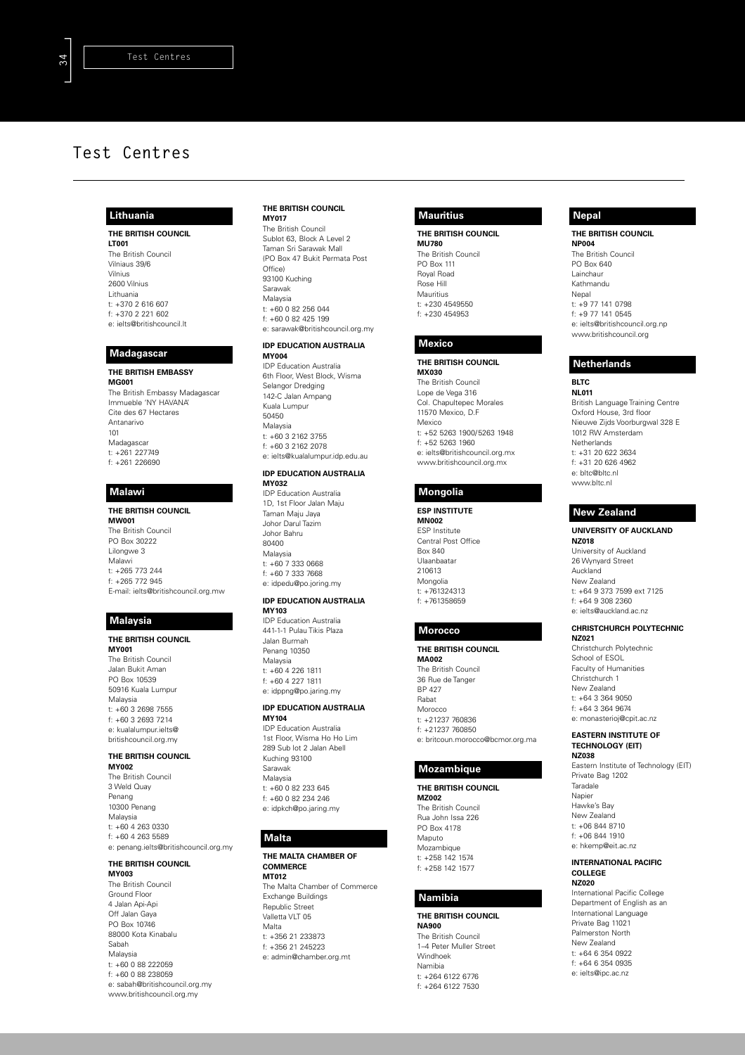# Test Centres

## Lithuania

**THE BRITISH COUNCIL**
**LT001**
The British Council
Vilniaus 39/6
Vilnius
2600 Vilnius
Lithuania
t: +370 2 616 607
f: +370 2 221 602
e: ielts@britishcouncil.lt

## Madagascar

**THE BRITISH EMBASSY**
**MG001**
The British Embassy Madagascar
Immueble 'NY HAVANA'
Cite des 67 Hectares
Antanarivo
101
Madagascar
t: +261 227749
f: +261 226690

## Malawi

**THE BRITISH COUNCIL**
**MW001**
The British Council
PO Box 30222
Lilongwe 3
Malawi
t: +265 773 244
f: +265 772 945
E-mail: ielts@britishcouncil.org.mw

## Malaysia

**THE BRITISH COUNCIL**
**MY001**
The British Council
Jalan Bukit Aman
PO Box 10539
50916 Kuala Lumpur
Malaysia
t: +60 3 2698 7555
f: +60 3 2693 7214
e: kualalumpur.ielts@britishcouncil.org.my

**THE BRITISH COUNCIL**
**MY002**
The British Council
3 Weld Quay
Penang
10300 Penang
Malaysia
t: +60 4 263 0330
f: +60 4 263 5589
e: penang.ielts@britishcouncil.org.my

**THE BRITISH COUNCIL**
**MY003**
The British Council
Ground Floor
4 Jalan Api-Api
Off Jalan Gaya
PO Box 10746
88000 Kota Kinabalu
Sabah
Malaysia
t: +60 0 88 222059
f: +60 0 88 238059
e: sabah@britishcouncil.org.my
www.britishcouncil.org.my

**THE BRITISH COUNCIL**
**MY017**
The British Council
Sublot 63, Block A Level 2
Taman Sri Sarawak Mall
(PO Box 47 Bukit Permata Post Office)
93100 Kuching
Sarawak
Malaysia
t: +60 0 82 256 044
f: +60 0 82 425 199
e: sarawak@britishcouncil.org.my

**IDP EDUCATION AUSTRALIA**
**MY004**
IDP Education Australia
6th Floor, West Block, Wisma Selangor Dredging
142-C Jalan Ampang
Kuala Lumpur
50450
Malaysia
t: +60 3 2162 3755
f: +60 3 2162 2078
e: ielts@kualalumpur.idp.edu.au

**IDP EDUCATION AUSTRALIA**
**MY032**
IDP Education Australia
1D, 1st Floor Jalan Maju
Taman Maju Jaya
Johor Darul Tazim
Johor Bahru
80400
Malaysia
t: +60 7 333 0668
f: +60 7 333 7668
e: idpedu@po.joring.my

**IDP EDUCATION AUSTRALIA**
**MY103**
IDP Education Australia
441-1-1 Pulau Tikis Plaza
Jalan Burmah
Penang 10350
Malaysia
t: +60 4 226 1811
f: +60 4 227 1811
e: idppng@po.jaring.my

**IDP EDUCATION AUSTRALIA**
**MY104**
IDP Education Australia
1st Floor, Wisma Ho Ho Lim
289 Sub lot 2 Jalan Abell
Kuching 93100
Sarawak
Malaysia
t: +60 0 82 233 645
f: +60 0 82 234 246
e: idpkch@po.jaring.my

## Malta

**THE MALTA CHAMBER OF COMMERCE**
**MT012**
The Malta Chamber of Commerce
Exchange Buildings
Republic Street
Valletta VLT 05
Malta
t: +356 21 233873
f: +356 21 245223
e: admin@chamber.org.mt

## Mauritius

**THE BRITISH COUNCIL**
**MU780**
The British Council
PO Box 111
Royal Road
Rose Hill
Mauritius
t: +230 4549550
f: +230 454953

## Mexico

**THE BRITISH COUNCIL**
**MX030**
The British Council
Lope de Vega 316
Col. Chapultepec Morales
11570 Mexico, D.F
Mexico
t: +52 5263 1900/5263 1948
f: +52 5263 1960
e: ielts@britishcouncil.org.mx
www.britishcouncil.org.mx

## Mongolia

**ESP INSTITUTE**
**MN002**
ESP Institute
Central Post Office
Box 840
Ulaanbaatar
210613
Mongolia
t: +761324313
f: +761358659

## Morocco

**THE BRITISH COUNCIL**
**MA002**
The British Council
36 Rue de Tanger
BP 427
Rabat
Morocco
t: +21237 760836
f: +21237 760850
e: britcoun.morocco@bcmor.org.ma

## Mozambique

**THE BRITISH COUNCIL**
**MZ002**
The British Council
Rua John Issa 226
PO Box 4178
Maputo
Mozambique
t: +258 142 1574
f: +258 142 1577

## Namibia

**THE BRITISH COUNCIL**
**NA900**
The British Council
1–4 Peter Muller Street
Windhoek
Namibia
t: +264 6122 6776
f: +264 6122 7530

## Nepal

**THE BRITISH COUNCIL**
**NP004**
The British Council
PO Box 640
Lainchaur
Kathmandu
Nepal
t: +9 77 141 0798
f: +9 77 141 0545
e: ielts@britishcouncil.org.np
www.britishcouncil.org

## Netherlands

**BLTC**
**NL011**
British Language Training Centre
Oxford House, 3rd floor
Nieuwe Zijds Voorburgwal 328 E
1012 RW Amsterdam
Netherlands
t: +31 20 622 3634
f: +31 20 626 4962
e: bltc@bltc.nl
www.bltc.nl

## New Zealand

**UNIVERSITY OF AUCKLAND**
**NZ018**
University of Auckland
26 Wynyard Street
Auckland
New Zealand
t: +64 9 373 7599 ext 7125
f: +64 9 308 2360
e: ielts@auckland.ac.nz

**CHRISTCHURCH POLYTECHNIC**
**NZ021**
Christchurch Polytechnic
School of ESOL
Faculty of Humanities
Christchurch 1
New Zealand
t: +64 3 364 9050
f: +64 3 364 9674
e: monasterioj@cpit.ac.nz

**EASTERN INSTITUTE OF TECHNOLOGY (EIT)**
**NZ038**
Eastern Institute of Technology (EIT)
Private Bag 1202
Taradale
Napier
Hawke's Bay
New Zealand
t: +06 844 8710
f: +06 844 1910
e: hkemp@eit.ac.nz

**INTERNATIONAL PACIFIC COLLEGE**
**NZ020**
International Pacific College
Department of English as an International Language
Private Bag 11021
Palmerston North
New Zealand
t: +64 6 354 0922
f: +64 6 354 0935
e: ielts@ipc.ac.nz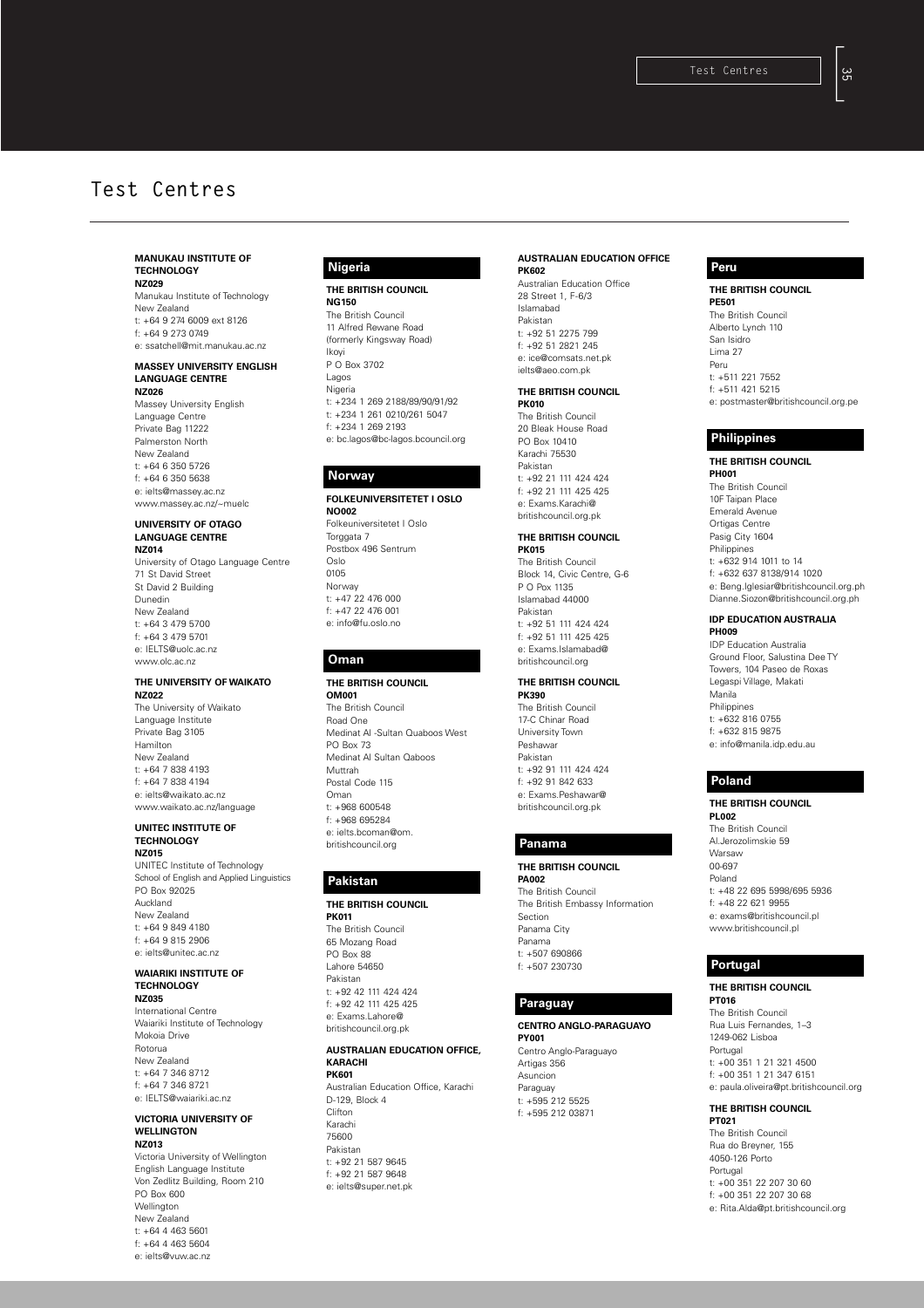# Test Centres

**MANUKAU INSTITUTE OF TECHNOLOGY**
**NZ029**
Manukau Institute of Technology
New Zealand
t: +64 9 274 6009 ext 8126
f: +64 9 273 0749
e: ssatchell@mit.manukau.ac.nz

**MASSEY UNIVERSITY ENGLISH LANGUAGE CENTRE**
**NZ026**
Massey University English Language Centre
Private Bag 11222
Palmerston North
New Zealand
t: +64 6 350 5726
f: +64 6 350 5638
e: ielts@massey.ac.nz
www.massey.ac.nz/~muelc

**UNIVERSITY OF OTAGO LANGUAGE CENTRE**
**NZ014**
University of Otago Language Centre
71 St David Street
St David 2 Building
Dunedin
New Zealand
t: +64 3 479 5700
f: +64 3 479 5701
e: IELTS@uolc.ac.nz
www.olc.ac.nz

**THE UNIVERSITY OF WAIKATO**
**NZ022**
The University of Waikato
Language Institute
Private Bag 3105
Hamilton
New Zealand
t: +64 7 838 4193
f: +64 7 838 4194
e: ielts@waikato.ac.nz
www.waikato.ac.nz/language

**UNITEC INSTITUTE OF TECHNOLOGY**
**NZ015**
UNITEC Institute of Technology
School of English and Applied Linguistics
PO Box 92025
Auckland
New Zealand
t: +64 9 849 4180
f: +64 9 815 2906
e: ielts@unitec.ac.nz

**WAIARIKI INSTITUTE OF TECHNOLOGY**
**NZ035**
International Centre
Waiariki Institute of Technology
Mokoia Drive
Rotorua
New Zealand
t: +64 7 346 8712
f: +64 7 346 8721
e: IELTS@waiariki.ac.nz

**VICTORIA UNIVERSITY OF WELLINGTON**
**NZ013**
Victoria University of Wellington
English Language Institute
Von Zedlitz Building, Room 210
PO Box 600
Wellington
New Zealand
t: +64 4 463 5601
f: +64 4 463 5604
e: ielts@vuw.ac.nz

## Nigeria

**THE BRITISH COUNCIL**
**NG150**
The British Council
11 Alfred Rewane Road
(formerly Kingsway Road)
Ikoyi
P O Box 3702
Lagos
Nigeria
t: +234 1 269 2188/89/90/91/92
t: +234 1 261 0210/261 5047
f: +234 1 269 2193
e: bc.lagos@bc-lagos.bcouncil.org

## Norway

**FOLKEUNIVERSITETET I OSLO**
**NO002**
Folkeuniversitetet I Oslo
Torggata 7
Postbox 496 Sentrum
Oslo
0105
Norway
t: +47 22 476 000
f: +47 22 476 001
e: info@fu.oslo.no

## Oman

**THE BRITISH COUNCIL**
**OM001**
The British Council
Road One
Medinat Al -Sultan Quaboos West
PO Box 73
Medinat Al Sultan Qaboos
Muttrah
Postal Code 115
Oman
t: +968 600548
f: +968 695284
e: ielts.bcoman@om.britishcouncil.org

## Pakistan

**THE BRITISH COUNCIL**
**PK011**
The British Council
65 Mozang Road
PO Box 88
Lahore 54650
Pakistan
t: +92 42 111 424 424
f: +92 42 111 425 425
e: Exams.Lahore@britishcouncil.org.pk

**AUSTRALIAN EDUCATION OFFICE, KARACHI**
**PK601**
Australian Education Office, Karachi
D-129, Block 4
Clifton
Karachi
75600
Pakistan
t: +92 21 587 9645
f: +92 21 587 9648
e: ielts@super.net.pk

**AUSTRALIAN EDUCATION OFFICE**
**PK602**
Australian Education Office
28 Street 1, F-6/3
Islamabad
Pakistan
t: +92 51 2275 799
f: +92 51 2821 245
e: ice@comsats.net.pk
ielts@aeo.com.pk

**THE BRITISH COUNCIL**
**PK010**
The British Council
20 Bleak House Road
PO Box 10410
Karachi 75530
Pakistan
t: +92 21 111 424 424
f: +92 21 111 425 425
e: Exams.Karachi@britishcouncil.org.pk

**THE BRITISH COUNCIL**
**PK015**
The British Council
Block 14, Civic Centre, G-6
P O Pox 1135
Islamabad 44000
Pakistan
t: +92 51 111 424 424
f: +92 51 111 425 425
e: Exams.Islamabad@britishcouncil.org

**THE BRITISH COUNCIL**
**PK390**
The British Council
17-C Chinar Road
University Town
Peshawar
Pakistan
t: +92 91 111 424 424
f: +92 91 842 633
e: Exams.Peshawar@britishcouncil.org.pk

## Panama

**THE BRITISH COUNCIL**
**PA002**
The British Council
The British Embassy Information Section
Panama City
Panama
t: +507 690866
f: +507 230730

## Paraguay

**CENTRO ANGLO-PARAGUAYO**
**PY001**
Centro Anglo-Paraguayo
Artigas 356
Asuncion
Paraguay
t: +595 212 5525
f: +595 212 03871

## Peru

**THE BRITISH COUNCIL**
**PE501**
The British Council
Alberto Lynch 110
San Isidro
Lima 27
Peru
t: +511 221 7552
f: +511 421 5215
e: postmaster@britishcouncil.org.pe

## Philippines

**THE BRITISH COUNCIL**
**PH001**
The British Council
10F Taipan Place
Emerald Avenue
Ortigas Centre
Pasig City 1604
Philippines
t: +632 914 1011 to 14
f: +632 637 8138/914 1020
e: Beng.Iglesiar@britishcouncil.org.ph
Dianne.Siozon@britishcouncil.org.ph

**IDP EDUCATION AUSTRALIA**
**PH009**
IDP Education Australia
Ground Floor, Salustina Dee TY Towers, 104 Paseo de Roxas
Legaspi Village, Makati
Manila
Philippines
t: +632 816 0755
f: +632 815 9875
e: info@manila.idp.edu.au

## Poland

**THE BRITISH COUNCIL**
**PL002**
The British Council
Al.Jerozolimskie 59
Warsaw
00-697
Poland
t: +48 22 695 5998/695 5936
f: +48 22 621 9955
e: exams@britishcouncil.pl
www.britishcouncil.pl

## Portugal

**THE BRITISH COUNCIL**
**PT016**
The British Council
Rua Luis Fernandes, 1–3
1249-062 Lisboa
Portugal
t: +00 351 1 21 321 4500
f: +00 351 1 21 347 6151
e: paula.oliveira@pt.britishcouncil.org

**THE BRITISH COUNCIL**
**PT021**
The British Council
Rua do Breyner, 155
4050-126 Porto
Portugal
t: +00 351 22 207 30 60
f: +00 351 22 207 30 68
e: Rita.Alda@pt.britishcouncil.org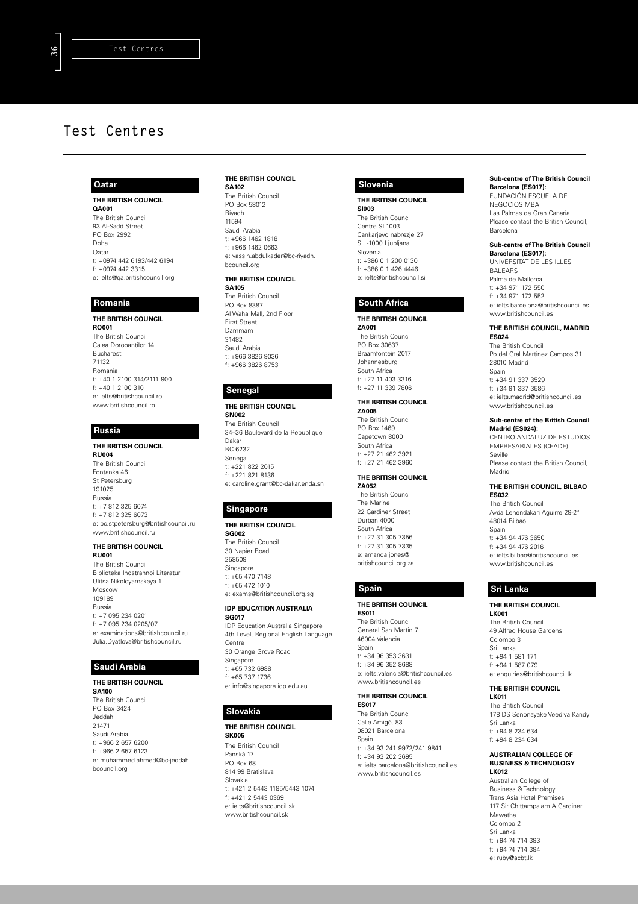# Test Centres

## Qatar

**THE BRITISH COUNCIL**
**QA001**
The British Council
93 Al-Sadd Street
PO Box 2992
Doha
Qatar
t: +0974 442 6193/442 6194
f: +0974 442 3315
e: ielts@qa.britishcouncil.org

## Romania

**THE BRITISH COUNCIL**
**RO001**
The British Council
Calea Dorobantilor 14
Bucharest
71132
Romania
t: +40 1 2100 314/2111 900
f: +40 1 2100 310
e: ielts@britishcouncil.ro
www.britishcouncil.ro

## Russia

**THE BRITISH COUNCIL**
**RU004**
The British Council
Fontanka 46
St Petersburg
191025
Russia
t: +7 812 325 6074
f: +7 812 325 6073
e: bc.stpetersburg@britishcouncil.ru
www.britishcouncil.ru

**THE BRITISH COUNCIL**
**RU001**
The British Council
Biblioteka Inostrannoi Literaturi
Ulitsa Nikoloyamskaya 1
Moscow
109189
Russia
t: +7 095 234 0201
f: +7 095 234 0205/07
e: examinations@britishcouncil.ru
Julia.Dyatlova@britishcouncil.ru

## Saudi Arabia

**THE BRITISH COUNCIL**
**SA100**
The British Council
PO Box 3424
Jeddah
21471
Saudi Arabia
t: +966 2 657 6200
f: +966 2 657 6123
e: muhammed.ahmed@bc-jeddah.bcouncil.org

**THE BRITISH COUNCIL**
**SA102**
The British Council
PO Box 58012
Riyadh
11594
Saudi Arabia
t: +966 1462 1818
f: +966 1462 0663
e: yassin.abdulkader@bc-riyadh.bcouncil.org

**THE BRITISH COUNCIL**
**SA105**
The British Council
PO Box 8387
Al Waha Mall, 2nd Floor
First Street
Dammam
31482
Saudi Arabia
t: +966 3826 9036
f: +966 3826 8753

## Senegal

**THE BRITISH COUNCIL**
**SN002**
The British Council
34–36 Boulevard de la Republique
Dakar
BC 6232
Senegal
t: +221 822 2015
f: +221 821 8136
e: caroline.grant@bc-dakar.enda.sn

## Singapore

**THE BRITISH COUNCIL**
**SG002**
The British Council
30 Napier Road
258509
Singapore
t: +65 470 7148
f: +65 472 1010
e: exams@britishcouncil.org.sg

**IDP EDUCATION AUSTRALIA**
**SG017**
IDP Education Australia Singapore
4th Level, Regional English Language Centre
30 Orange Grove Road
Singapore
t: +65 732 6988
f: +65 737 1736
e: info@singapore.idp.edu.au

## Slovakia

**THE BRITISH COUNCIL**
**SK005**
The British Council
Panská 17
PO Box 68
814 99 Bratislava
Slovakia
t: +421 2 5443 1185/5443 1074
f: +421 2 5443 0369
e: ielts@britishcouncil.sk
www.britishcouncil.sk

## Slovenia

**THE BRITISH COUNCIL**
**SI003**
The British Council
Centre SL1003
Cankarjevo nabrezje 27
SL -1000 Ljubljana
Slovenia
t: +386 0 1 200 0130
f: +386 0 1 426 4446
e: ielts@britishcouncil.si

## South Africa

**THE BRITISH COUNCIL**
**ZA001**
The British Council
PO Box 30637
Braamfontein 2017
Johannesburg
South Africa
t: +27 11 403 3316
f: +27 11 339 7806

**THE BRITISH COUNCIL**
**ZA005**
The British Council
PO Box 1469
Capetown 8000
South Africa
t: +27 21 462 3921
f: +27 21 462 3960

**THE BRITISH COUNCIL**
**ZA052**
The British Council
The Marine
22 Gardiner Street
Durban 4000
South Africa
t: +27 31 305 7356
f: +27 31 305 7335
e: amanda.jones@britishcouncil.org.za

## Spain

**THE BRITISH COUNCIL**
**ES011**
The British Council
General San Martin 7
46004 Valencia
Spain
t: +34 96 353 3631
f: +34 96 352 8688
e: ielts.valencia@britishcouncil.es
www.britishcouncil.es

**THE BRITISH COUNCIL**
**ES017**
The British Council
Calle Amigó, 83
08021 Barcelona
Spain
t: +34 93 241 9972/241 9841
f: +34 93 202 3695
e: ielts.barcelona@britishcouncil.es
www.britishcouncil.es

**Sub-centre of The British Council Barcelona (ES017):**
FUNDACIÓN ESCUELA DE NEGOCIOS MBA
Las Palmas de Gran Canaria
Please contact the British Council, Barcelona

**Sub-centre of The British Council Barcelona (ES017):**
UNIVERSITAT DE LES ILLES BALEARS
Palma de Mallorca
t: +34 971 172 550
f: +34 971 172 552
e: ielts.barcelona@britishcouncil.es
www.britishcouncil.es

**THE BRITISH COUNCIL, MADRID**
**ES024**
The British Council
Po del Gral Martinez Campos 31
28010 Madrid
Spain
t: +34 91 337 3529
f: +34 91 337 3586
e: ielts.madrid@britishcouncil.es
www.britishcouncil.es

**Sub-centre of the British Council Madrid (ES024):**
CENTRO ANDALUZ DE ESTUDIOS EMPRESARIALES (CEADE)
Seville
Please contact the British Council, Madrid

**THE BRITISH COUNCIL, BILBAO**
**ES032**
The British Council
Avda Lehendakari Aguirre 29-2°
48014 Bilbao
Spain
t: +34 94 476 3650
f: +34 94 476 2016
e: ielts.bilbao@britishcouncil.es
www.britishcouncil.es

## Sri Lanka

**THE BRITISH COUNCIL**
**LK001**
The British Council
49 Alfred House Gardens
Colombo 3
Sri Lanka
t: +94 1 581 171
f: +94 1 587 079
e: enquiries@britishcouncil.lk

**THE BRITISH COUNCIL**
**LK011**
The British Council
178 DS Senonayake Veediya Kandy
Sri Lanka
t: +94 8 234 634
f: +94 8 234 634

**AUSTRALIAN COLLEGE OF BUSINESS & TECHNOLOGY**
**LK012**
Australian College of Business & Technology
Trans Asia Hotel Premises
117 Sir Chittampalam A Gardiner Mawatha
Colombo 2
Sri Lanka
t: +94 74 714 393
f: +94 74 714 394
e: ruby@acbt.lk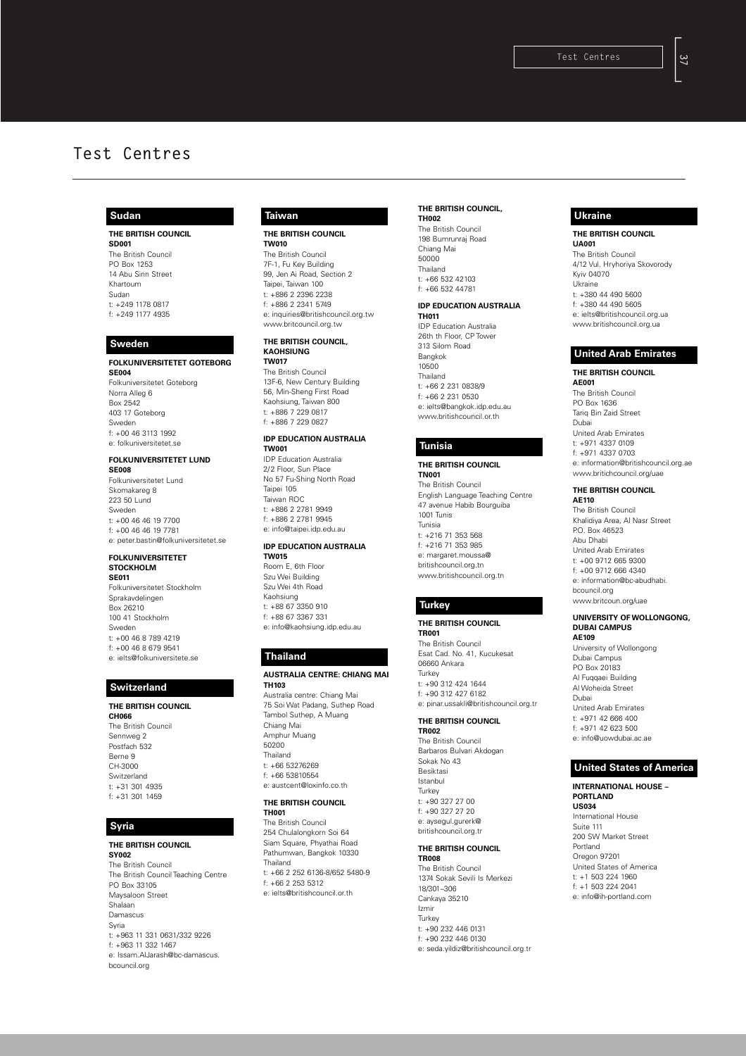# Test Centres

## Sudan

**THE BRITISH COUNCIL**
**SD001**
The British Council
PO Box 1253
14 Abu Sinn Street
Khartoum
Sudan
t: +249 1178 0817
f: +249 1177 4935

## Sweden

**FOLKUNIVERSITETET GOTEBORG**
**SE004**
Folkuniversitetet Goteborg
Norra Alleg 6
Box 2542
403 17 Goteborg
Sweden
f: +00 46 3113 1992
e: folkuniversitetet.se

**FOLKUNIVERSITETET LUND**
**SE008**
Folkuniversitetet Lund
Skomakareg 8
223 50 Lund
Sweden
t: +00 46 46 19 7700
f: +00 46 46 19 7781
e: peter.bastin@folkuniversitetet.se

**FOLKUNIVERSITETET STOCKHOLM**
**SE011**
Folkuniversitetet Stockholm
Sprakavdelingen
Box 26210
100 41 Stockholm
Sweden
t: +00 46 8 789 4219
f: +00 46 8 679 9541
e: ielts@folkuniversitete.se

## Switzerland

**THE BRITISH COUNCIL**
**CH066**
The British Council
Sennweg 2
Postfach 532
Berne 9
CH-3000
Switzerland
t: +31 301 4935
f: +31 301 1459

## Syria

**THE BRITISH COUNCIL**
**SY002**
The British Council
The British Council Teaching Centre
PO Box 33105
Maysaloon Street
Shalaan
Damascus
Syria
t: +963 11 331 0631/332 9226
f: +963 11 332 1467
e: Issam.AlJarash@bc-damascus.bcouncil.org

## Taiwan

**THE BRITISH COUNCIL**
**TW010**
The British Council
7F-1, Fu Key Building
99, Jen Ai Road, Section 2
Taipei, Taiwan 100
t: +886 2 2396 2238
f: +886 2 2341 5749
e: inquiries@britishcouncil.org.tw
www.britcouncil.org.tw

**THE BRITISH COUNCIL, KAOHSIUNG**
**TW017**
The British Council
13F-6, New Century Building
56, Min-Sheng First Road
Kaohsiung, Taiwan 800
t: +886 7 229 0817
f: +886 7 229 0827

**IDP EDUCATION AUSTRALIA**
**TW001**
IDP Education Australia
2/2 Floor, Sun Place
No 57 Fu-Shing North Road
Taipei 105
Taiwan ROC
t: +886 2 2781 9949
f: +886 2 2781 9945
e: info@taipei.idp.edu.au

**IDP EDUCATION AUSTRALIA**
**TW015**
Room E, 6th Floor
Szu Wei Building
Szu Wei 4th Road
Kaohsiung
t: +88 67 3350 910
f: +88 67 3367 331
e: info@kaohsiung.idp.edu.au

## Thailand

**AUSTRALIA CENTRE: CHIANG MAI**
**TH103**
Australia centre: Chiang Mai
75 Soi Wat Padang, Suthep Road
Tambol Suthep, A Muang
Chiang Mai
Amphur Muang
50200
Thailand
t: +66 53276269
f: +66 53810554
e: austcent@loxinfo.co.th

**THE BRITISH COUNCIL**
**TH001**
The British Council
254 Chulalongkorn Soi 64
Siam Square, Phyathai Road
Pathumwan, Bangkok 10330
Thailand
t: +66 2 252 6136-8/652 5480-9
f: +66 2 253 5312
e: ielts@britishcouncil.or.th

**THE BRITISH COUNCIL,**
**TH002**
The British Council
198 Bumrunraj Road
Chiang Mai
50000
Thailand
t: +66 532 42103
f: +66 532 44781

**IDP EDUCATION AUSTRALIA**
**TH011**
IDP Education Australia
26th th Floor, CP Tower
313 Silom Road
Bangkok
10500
Thailand
t: +66 2 231 0838/9
f: +66 2 231 0530
e: ielts@bangkok.idp.edu.au
www.britishcouncil.or.th

## Tunisia

**THE BRITISH COUNCIL**
**TN001**
The British Council
English Language Teaching Centre
47 avenue Habib Bourguiba
1001 Tunis
Tunisia
t: +216 71 353 568
f: +216 71 353 985
e: margaret.moussa@britishcouncil.org.tn
www.britishcouncil.org.tn

## Turkey

**THE BRITISH COUNCIL**
**TR001**
The British Council
Esat Cad. No. 41, Kucukesat
06660 Ankara
Turkey
t: +90 312 424 1644
f: +90 312 427 6182
e: pinar.ussakli@britishcouncil.org.tr

**THE BRITISH COUNCIL**
**TR002**
The British Council
Barbaros Bulvari Akdogan
Sokak No 43
Besiktasi
Istanbul
Turkey
t: +90 327 27 00
f: +90 327 27 20
e: aysegul.gurerk@britishcouncil.org.tr

**THE BRITISH COUNCIL**
**TR008**
The British Council
1374 Sokak Sevili Is Merkezi
18/301–306
Cankaya 35210
Izmir
Turkey
t: +90 232 446 0131
f: +90 232 446 0130
e: seda.yildiz@britishcouncil.org.tr

## Ukraine

**THE BRITISH COUNCIL**
**UA001**
The British Council
4/12 Vul. Hryhoriya Skovorody
Kyiv 04070
Ukraine
t: +380 44 490 5600
f: +380 44 490 5605
e: ielts@britishcouncil.org.ua
www.britishcouncil.org.ua

## United Arab Emirates

**THE BRITISH COUNCIL**
**AE001**
The British Council
PO Box 1636
Tariq Bin Zaid Street
Dubai
United Arab Emirates
t: +971 4337 0109
f: +971 4337 0703
e: information@britishcouncil.org.ae
www.britichcouncil.org/uae

**THE BRITISH COUNCIL**
**AE110**
The British Council
Khalidiya Area, Al Nasr Street
P.O. Box 46523
Abu Dhabi
United Arab Emirates
t: +00 9712 665 9300
f: +00 9712 666 4340
e: information@bc-abudhabi.bcouncil.org
www.britcoun.org/uae

**UNIVERSITY OF WOLLONGONG, DUBAI CAMPUS**
**AE109**
University of Wollongong
Dubai Campus
PO Box 20183
Al Fuqqaei Building
Al Woheida Street
Dubai
United Arab Emirates
t: +971 42 666 400
f: +971 42 623 500
e: info@uowdubai.ac.ae

## United States of America

**INTERNATIONAL HOUSE – PORTLAND**
**US034**
International House
Suite 111
200 SW Market Street
Portland
Oregon 97201
United States of America
t: +1 503 224 1960
f: +1 503 224 2041
e: info@ih-portland.com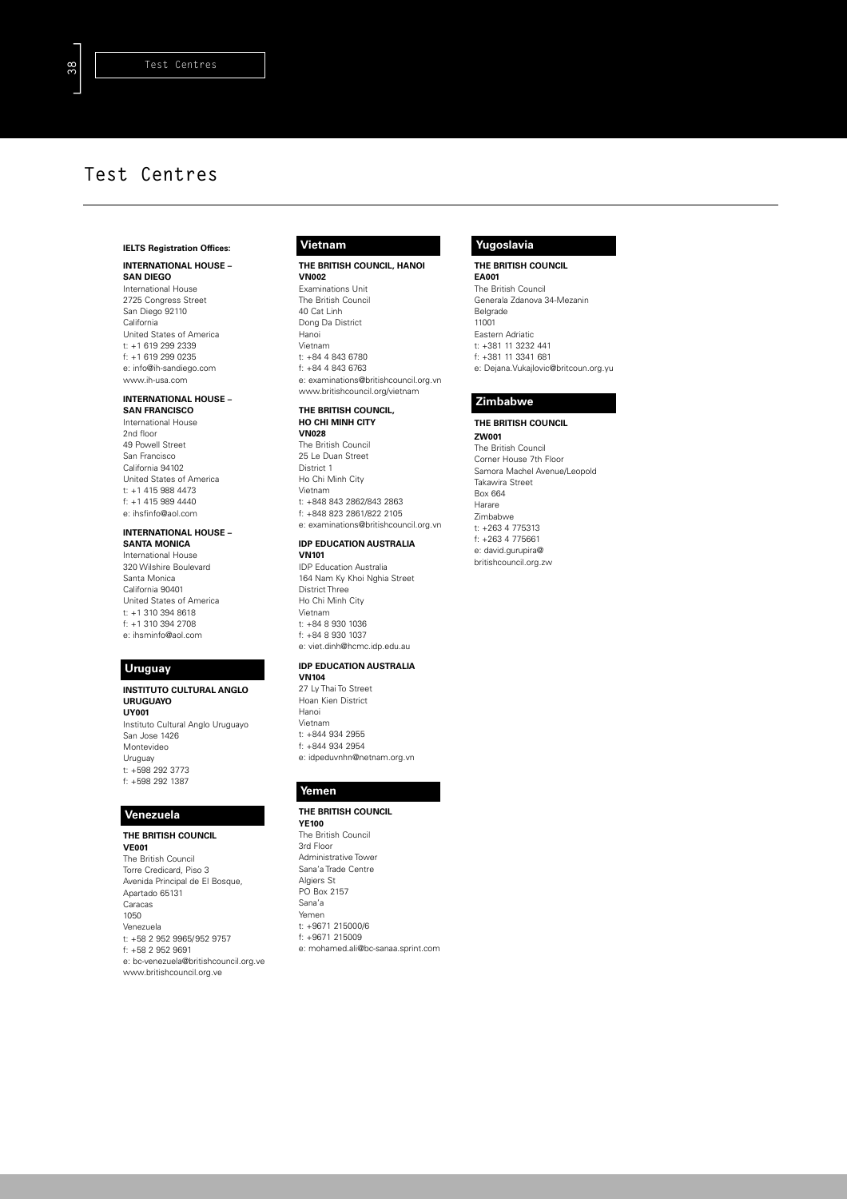# Test Centres

**IELTS Registration Offices:**

**INTERNATIONAL HOUSE – SAN DIEGO**
International House
2725 Congress Street
San Diego 92110
California
United States of America
t: +1 619 299 2339
f: +1 619 299 0235
e: info@ih-sandiego.com
www.ih-usa.com

**INTERNATIONAL HOUSE – SAN FRANCISCO**
International House
2nd floor
49 Powell Street
San Francisco
California 94102
United States of America
t: +1 415 988 4473
f: +1 415 989 4440
e: ihsfinfo@aol.com

**INTERNATIONAL HOUSE – SANTA MONICA**
International House
320 Wilshire Boulevard
Santa Monica
California 90401
United States of America
t: +1 310 394 8618
f: +1 310 394 2708
e: ihsminfo@aol.com

## Uruguay

**INSTITUTO CULTURAL ANGLO URUGUAYO**
**UY001**
Instituto Cultural Anglo Uruguayo
San Jose 1426
Montevideo
Uruguay
t: +598 292 3773
f: +598 292 1387

## Venezuela

**THE BRITISH COUNCIL**
**VE001**
The British Council
Torre Credicard, Piso 3
Avenida Principal de El Bosque,
Apartado 65131
Caracas
1050
Venezuela
t: +58 2 952 9965/952 9757
f: +58 2 952 9691
e: bc-venezuela@britishcouncil.org.ve
www.britishcouncil.org.ve

## Vietnam

**THE BRITISH COUNCIL, HANOI**
**VN002**
Examinations Unit
The British Council
40 Cat Linh
Dong Da District
Hanoi
Vietnam
t: +84 4 843 6780
f: +84 4 843 6763
e: examinations@britishcouncil.org.vn
www.britishcouncil.org/vietnam

**THE BRITISH COUNCIL, HO CHI MINH CITY**
**VN028**
The British Council
25 Le Duan Street
District 1
Ho Chi Minh City
Vietnam
t: +848 843 2862/843 2863
f: +848 823 2861/822 2105
e: examinations@britishcouncil.org.vn

**IDP EDUCATION AUSTRALIA**
**VN101**
IDP Education Australia
164 Nam Ky Khoi Nghia Street
District Three
Ho Chi Minh City
Vietnam
t: +84 8 930 1036
f: +84 8 930 1037
e: viet.dinh@hcmc.idp.edu.au

**IDP EDUCATION AUSTRALIA**
**VN104**
27 Ly Thai To Street
Hoan Kien District
Hanoi
Vietnam
t: +844 934 2955
f: +844 934 2954
e: idpeduvnhn@netnam.org.vn

## Yemen

**THE BRITISH COUNCIL**
**YE100**
The British Council
3rd Floor
Administrative Tower
Sana'a Trade Centre
Algiers St
PO Box 2157
Sana'a
Yemen
t: +9671 215000/6
f: +9671 215009
e: mohamed.ali@bc-sanaa.sprint.com

## Yugoslavia

**THE BRITISH COUNCIL**
**EA001**
The British Council
Generala Zdanova 34-Mezanin
Belgrade
11001
Eastern Adriatic
t: +381 11 3232 441
f: +381 11 3341 681
e: Dejana.Vukajlovic@britcoun.org.yu

## Zimbabwe

**THE BRITISH COUNCIL**
**ZW001**
The British Council
Corner House 7th Floor
Samora Machel Avenue/Leopold Takawira Street
Box 664
Harare
Zimbabwe
t: +263 4 775313
f: +263 4 775661
e: david.gurupira@britishcouncil.org.zw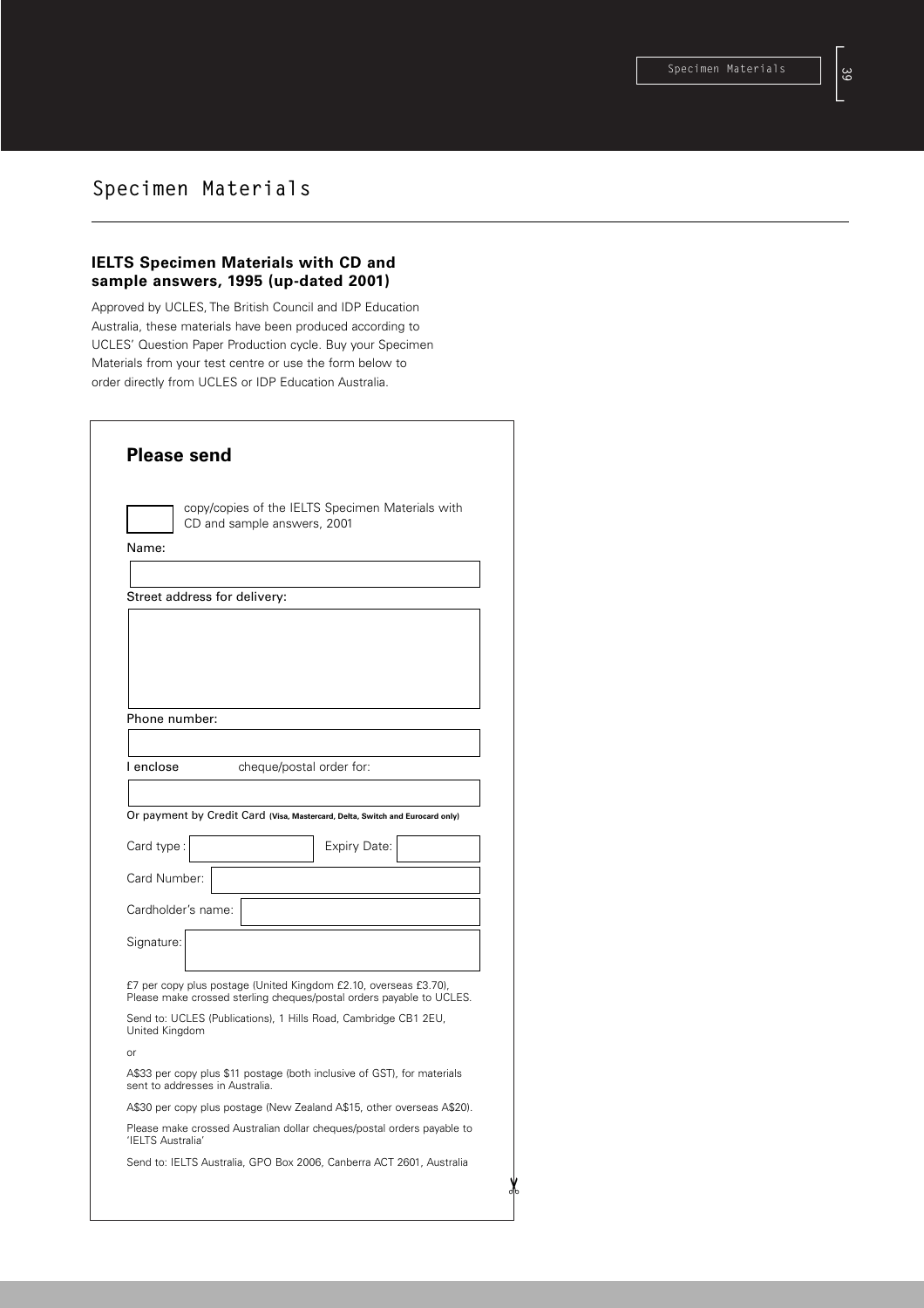# Specimen Materials

### IELTS Specimen Materials with CD and sample answers, 1995 (up-dated 2001)

Approved by UCLES, The British Council and IDP Education Australia, these materials have been produced according to UCLES' Question Paper Production cycle. Buy your Specimen Materials from your test centre or use the form below to order directly from UCLES or IDP Education Australia.

## Please send

[ ] copy/copies of the IELTS Specimen Materials with CD and sample answers, 2001

Name:

Street address for delivery:

Phone number:

I enclose cheque/postal order for:

Or payment by Credit Card (Visa, Mastercard, Delta, Switch and Eurocard only)

Card type: Expiry Date:

Card Number:

Cardholder's name:

Signature:

£7 per copy plus postage (United Kingdom £2.10, overseas £3.70), Please make crossed sterling cheques/postal orders payable to UCLES.

Send to: UCLES (Publications), 1 Hills Road, Cambridge CB1 2EU, United Kingdom

or

A$33 per copy plus $11 postage (both inclusive of GST), for materials sent to addresses in Australia.

A$30 per copy plus postage (New Zealand A$15, other overseas A$20).

Please make crossed Australian dollar cheques/postal orders payable to 'IELTS Australia'

Send to: IELTS Australia, GPO Box 2006, Canberra ACT 2601, Australia